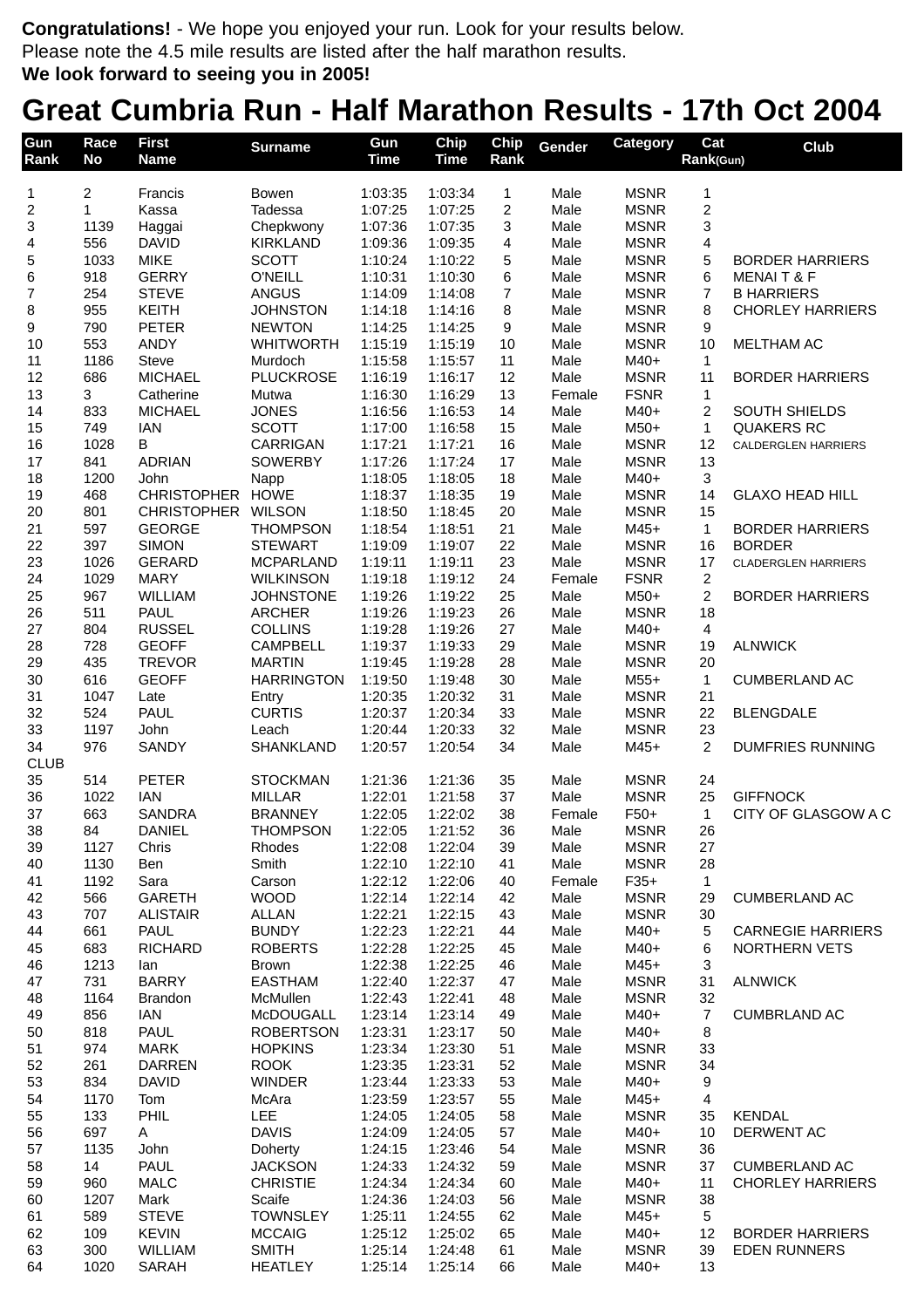**Congratulations!** - We hope you enjoyed your run. Look for your results below.
Please note the 4.5 mile results are listed after the half marathon results.
**We look forward to seeing you in 2005!**

# Great Cumbria Run - Half Marathon Results - 17th Oct 2004

| Gun Rank | Race No | First Name | Surname | Gun Time | Chip Time | Chip Rank | Gender | Category | Cat Rank(Gun) | Club |
|---|---|---|---|---|---|---|---|---|---|---|
| 1 | 2 | Francis | Bowen | 1:03:35 | 1:03:34 | 1 | Male | MSNR | 1 | |
| 2 | 1 | Kassa | Tadessa | 1:07:25 | 1:07:25 | 2 | Male | MSNR | 2 | |
| 3 | 1139 | Haggai | Chepkwony | 1:07:36 | 1:07:35 | 3 | Male | MSNR | 3 | |
| 4 | 556 | DAVID | KIRKLAND | 1:09:36 | 1:09:35 | 4 | Male | MSNR | 4 | |
| 5 | 1033 | MIKE | SCOTT | 1:10:24 | 1:10:22 | 5 | Male | MSNR | 5 | BORDER HARRIERS |
| 6 | 918 | GERRY | O'NEILL | 1:10:31 | 1:10:30 | 6 | Male | MSNR | 6 | MENAI T & F |
| 7 | 254 | STEVE | ANGUS | 1:14:09 | 1:14:08 | 7 | Male | MSNR | 7 | B HARRIERS |
| 8 | 955 | KEITH | JOHNSTON | 1:14:18 | 1:14:16 | 8 | Male | MSNR | 8 | CHORLEY HARRIERS |
| 9 | 790 | PETER | NEWTON | 1:14:25 | 1:14:25 | 9 | Male | MSNR | 9 | |
| 10 | 553 | ANDY | WHITWORTH | 1:15:19 | 1:15:19 | 10 | Male | MSNR | 10 | MELTHAM AC |
| 11 | 1186 | Steve | Murdoch | 1:15:58 | 1:15:57 | 11 | Male | M40+ | 1 | |
| 12 | 686 | MICHAEL | PLUCKROSE | 1:16:19 | 1:16:17 | 12 | Male | MSNR | 11 | BORDER HARRIERS |
| 13 | 3 | Catherine | Mutwa | 1:16:30 | 1:16:29 | 13 | Female | FSNR | 1 | |
| 14 | 833 | MICHAEL | JONES | 1:16:56 | 1:16:53 | 14 | Male | M40+ | 2 | SOUTH SHIELDS |
| 15 | 749 | IAN | SCOTT | 1:17:00 | 1:16:58 | 15 | Male | M50+ | 1 | QUAKERS RC |
| 16 | 1028 | B | CARRIGAN | 1:17:21 | 1:17:21 | 16 | Male | MSNR | 12 | CALDERGLEN HARRIERS |
| 17 | 841 | ADRIAN | SOWERBY | 1:17:26 | 1:17:24 | 17 | Male | MSNR | 13 | |
| 18 | 1200 | John | Napp | 1:18:05 | 1:18:05 | 18 | Male | M40+ | 3 | |
| 19 | 468 | CHRISTOPHER | HOWE | 1:18:37 | 1:18:35 | 19 | Male | MSNR | 14 | GLAXO HEAD HILL |
| 20 | 801 | CHRISTOPHER | WILSON | 1:18:50 | 1:18:45 | 20 | Male | MSNR | 15 | |
| 21 | 597 | GEORGE | THOMPSON | 1:18:54 | 1:18:51 | 21 | Male | M45+ | 1 | BORDER HARRIERS |
| 22 | 397 | SIMON | STEWART | 1:19:09 | 1:19:07 | 22 | Male | MSNR | 16 | BORDER |
| 23 | 1026 | GERARD | MCPARLAND | 1:19:11 | 1:19:11 | 23 | Male | MSNR | 17 | CLADERGLEN HARRIERS |
| 24 | 1029 | MARY | WILKINSON | 1:19:18 | 1:19:12 | 24 | Female | FSNR | 2 | |
| 25 | 967 | WILLIAM | JOHNSTONE | 1:19:26 | 1:19:22 | 25 | Male | M50+ | 2 | BORDER HARRIERS |
| 26 | 511 | PAUL | ARCHER | 1:19:26 | 1:19:23 | 26 | Male | MSNR | 18 | |
| 27 | 804 | RUSSEL | COLLINS | 1:19:28 | 1:19:26 | 27 | Male | M40+ | 4 | |
| 28 | 728 | GEOFF | CAMPBELL | 1:19:37 | 1:19:33 | 29 | Male | MSNR | 19 | ALNWICK |
| 29 | 435 | TREVOR | MARTIN | 1:19:45 | 1:19:28 | 28 | Male | MSNR | 20 | |
| 30 | 616 | GEOFF | HARRINGTON | 1:19:50 | 1:19:48 | 30 | Male | M55+ | 1 | CUMBERLAND AC |
| 31 | 1047 | Late | Entry | 1:20:35 | 1:20:32 | 31 | Male | MSNR | 21 | |
| 32 | 524 | PAUL | CURTIS | 1:20:37 | 1:20:34 | 33 | Male | MSNR | 22 | BLENGDALE |
| 33 | 1197 | John | Leach | 1:20:44 | 1:20:33 | 32 | Male | MSNR | 23 | |
| 34 | 976 | SANDY | SHANKLAND | 1:20:57 | 1:20:54 | 34 | Male | M45+ | 2 | DUMFRIES RUNNING CLUB |
| 35 | 514 | PETER | STOCKMAN | 1:21:36 | 1:21:36 | 35 | Male | MSNR | 24 | |
| 36 | 1022 | IAN | MILLAR | 1:22:01 | 1:21:58 | 37 | Male | MSNR | 25 | GIFFNOCK |
| 37 | 663 | SANDRA | BRANNEY | 1:22:05 | 1:22:02 | 38 | Female | F50+ | 1 | CITY OF GLASGOW A C |
| 38 | 84 | DANIEL | THOMPSON | 1:22:05 | 1:21:52 | 36 | Male | MSNR | 26 | |
| 39 | 1127 | Chris | Rhodes | 1:22:08 | 1:22:04 | 39 | Male | MSNR | 27 | |
| 40 | 1130 | Ben | Smith | 1:22:10 | 1:22:10 | 41 | Male | MSNR | 28 | |
| 41 | 1192 | Sara | Carson | 1:22:12 | 1:22:06 | 40 | Female | F35+ | 1 | |
| 42 | 566 | GARETH | WOOD | 1:22:14 | 1:22:14 | 42 | Male | MSNR | 29 | CUMBERLAND AC |
| 43 | 707 | ALISTAIR | ALLAN | 1:22:21 | 1:22:15 | 43 | Male | MSNR | 30 | |
| 44 | 661 | PAUL | BUNDY | 1:22:23 | 1:22:21 | 44 | Male | M40+ | 5 | CARNEGIE HARRIERS |
| 45 | 683 | RICHARD | ROBERTS | 1:22:28 | 1:22:25 | 45 | Male | M40+ | 6 | NORTHERN VETS |
| 46 | 1213 | Ian | Brown | 1:22:38 | 1:22:25 | 46 | Male | M45+ | 3 | |
| 47 | 731 | BARRY | EASTHAM | 1:22:40 | 1:22:37 | 47 | Male | MSNR | 31 | ALNWICK |
| 48 | 1164 | Brandon | McMullen | 1:22:43 | 1:22:41 | 48 | Male | MSNR | 32 | |
| 49 | 856 | IAN | McDOUGALL | 1:23:14 | 1:23:14 | 49 | Male | M40+ | 7 | CUMBRLAND AC |
| 50 | 818 | PAUL | ROBERTSON | 1:23:31 | 1:23:17 | 50 | Male | M40+ | 8 | |
| 51 | 974 | MARK | HOPKINS | 1:23:34 | 1:23:30 | 51 | Male | MSNR | 33 | |
| 52 | 261 | DARREN | ROOK | 1:23:35 | 1:23:31 | 52 | Male | MSNR | 34 | |
| 53 | 834 | DAVID | WINDER | 1:23:44 | 1:23:33 | 53 | Male | M40+ | 9 | |
| 54 | 1170 | Tom | McAra | 1:23:59 | 1:23:57 | 55 | Male | M45+ | 4 | |
| 55 | 133 | PHIL | LEE | 1:24:05 | 1:24:05 | 58 | Male | MSNR | 35 | KENDAL |
| 56 | 697 | A | DAVIS | 1:24:09 | 1:24:05 | 57 | Male | M40+ | 10 | DERWENT AC |
| 57 | 1135 | John | Doherty | 1:24:15 | 1:23:46 | 54 | Male | MSNR | 36 | |
| 58 | 14 | PAUL | JACKSON | 1:24:33 | 1:24:32 | 59 | Male | MSNR | 37 | CUMBERLAND AC |
| 59 | 960 | MALC | CHRISTIE | 1:24:34 | 1:24:34 | 60 | Male | M40+ | 11 | CHORLEY HARRIERS |
| 60 | 1207 | Mark | Scaife | 1:24:36 | 1:24:03 | 56 | Male | MSNR | 38 | |
| 61 | 589 | STEVE | TOWNSLEY | 1:25:11 | 1:24:55 | 62 | Male | M45+ | 5 | |
| 62 | 109 | KEVIN | MCCAIG | 1:25:12 | 1:25:02 | 65 | Male | M40+ | 12 | BORDER HARRIERS |
| 63 | 300 | WILLIAM | SMITH | 1:25:14 | 1:24:48 | 61 | Male | MSNR | 39 | EDEN RUNNERS |
| 64 | 1020 | SARAH | HEATLEY | 1:25:14 | 1:25:14 | 66 | Male | M40+ | 13 | |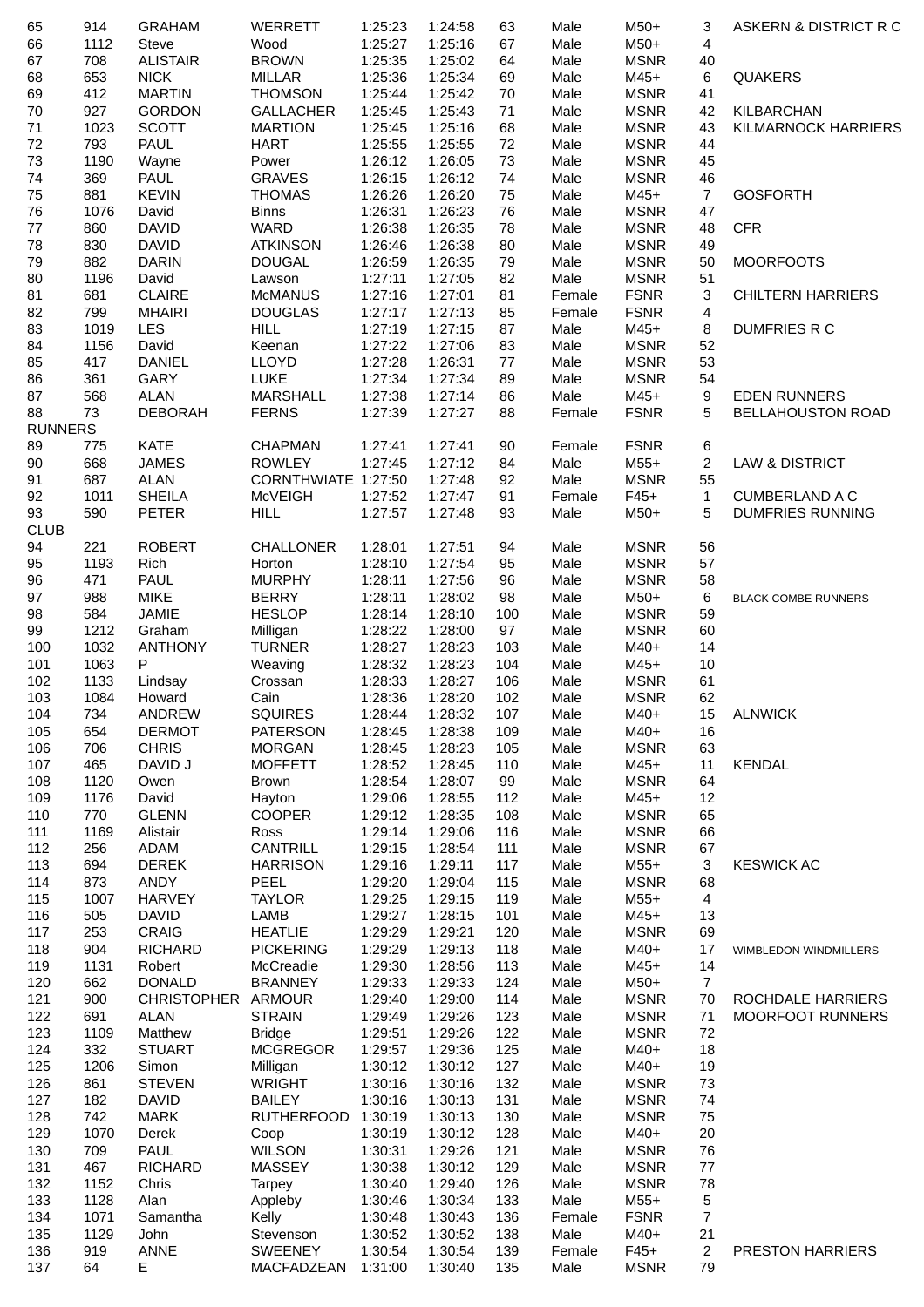| 65 | 914 | GRAHAM | WERRETT | 1:25:23 | 1:24:58 | 63 | Male | M50+ | 3 | ASKERN & DISTRICT R C |
|---|---|---|---|---|---|---|---|---|---|---|
| 66 | 1112 | Steve | Wood | 1:25:27 | 1:25:16 | 67 | Male | M50+ | 4 | |
| 67 | 708 | ALISTAIR | BROWN | 1:25:35 | 1:25:02 | 64 | Male | MSNR | 40 | |
| 68 | 653 | NICK | MILLAR | 1:25:36 | 1:25:34 | 69 | Male | M45+ | 6 | QUAKERS |
| 69 | 412 | MARTIN | THOMSON | 1:25:44 | 1:25:42 | 70 | Male | MSNR | 41 | |
| 70 | 927 | GORDON | GALLACHER | 1:25:45 | 1:25:43 | 71 | Male | MSNR | 42 | KILBARCHAN |
| 71 | 1023 | SCOTT | MARTION | 1:25:45 | 1:25:16 | 68 | Male | MSNR | 43 | KILMARNOCK HARRIERS |
| 72 | 793 | PAUL | HART | 1:25:55 | 1:25:55 | 72 | Male | MSNR | 44 | |
| 73 | 1190 | Wayne | Power | 1:26:12 | 1:26:05 | 73 | Male | MSNR | 45 | |
| 74 | 369 | PAUL | GRAVES | 1:26:15 | 1:26:12 | 74 | Male | MSNR | 46 | |
| 75 | 881 | KEVIN | THOMAS | 1:26:26 | 1:26:20 | 75 | Male | M45+ | 7 | GOSFORTH |
| 76 | 1076 | David | Binns | 1:26:31 | 1:26:23 | 76 | Male | MSNR | 47 | |
| 77 | 860 | DAVID | WARD | 1:26:38 | 1:26:35 | 78 | Male | MSNR | 48 | CFR |
| 78 | 830 | DAVID | ATKINSON | 1:26:46 | 1:26:38 | 80 | Male | MSNR | 49 | |
| 79 | 882 | DARIN | DOUGAL | 1:26:59 | 1:26:35 | 79 | Male | MSNR | 50 | MOORFOOTS |
| 80 | 1196 | David | Lawson | 1:27:11 | 1:27:05 | 82 | Male | MSNR | 51 | |
| 81 | 681 | CLAIRE | McMANUS | 1:27:16 | 1:27:01 | 81 | Female | FSNR | 3 | CHILTERN HARRIERS |
| 82 | 799 | MHAIRI | DOUGLAS | 1:27:17 | 1:27:13 | 85 | Female | FSNR | 4 | |
| 83 | 1019 | LES | HILL | 1:27:19 | 1:27:15 | 87 | Male | M45+ | 8 | DUMFRIES R C |
| 84 | 1156 | David | Keenan | 1:27:22 | 1:27:06 | 83 | Male | MSNR | 52 | |
| 85 | 417 | DANIEL | LLOYD | 1:27:28 | 1:26:31 | 77 | Male | MSNR | 53 | |
| 86 | 361 | GARY | LUKE | 1:27:34 | 1:27:34 | 89 | Male | MSNR | 54 | |
| 87 | 568 | ALAN | MARSHALL | 1:27:38 | 1:27:14 | 86 | Male | M45+ | 9 | EDEN RUNNERS |
| 88 | 73 | DEBORAH | FERNS | 1:27:39 | 1:27:27 | 88 | Female | FSNR | 5 | BELLAHOUSTON ROAD RUNNERS |
| 89 | 775 | KATE | CHAPMAN | 1:27:41 | 1:27:41 | 90 | Female | FSNR | 6 | |
| 90 | 668 | JAMES | ROWLEY | 1:27:45 | 1:27:12 | 84 | Male | M55+ | 2 | LAW & DISTRICT |
| 91 | 687 | ALAN | CORNTHWIATE | 1:27:50 | 1:27:48 | 92 | Male | MSNR | 55 | |
| 92 | 1011 | SHEILA | McVEIGH | 1:27:52 | 1:27:47 | 91 | Female | F45+ | 1 | CUMBERLAND A C |
| 93 | 590 | PETER | HILL | 1:27:57 | 1:27:48 | 93 | Male | M50+ | 5 | DUMFRIES RUNNING CLUB |
| 94 | 221 | ROBERT | CHALLONER | 1:28:01 | 1:27:51 | 94 | Male | MSNR | 56 | |
| 95 | 1193 | Rich | Horton | 1:28:10 | 1:27:54 | 95 | Male | MSNR | 57 | |
| 96 | 471 | PAUL | MURPHY | 1:28:11 | 1:27:56 | 96 | Male | MSNR | 58 | |
| 97 | 988 | MIKE | BERRY | 1:28:11 | 1:28:02 | 98 | Male | M50+ | 6 | BLACK COMBE RUNNERS |
| 98 | 584 | JAMIE | HESLOP | 1:28:14 | 1:28:10 | 100 | Male | MSNR | 59 | |
| 99 | 1212 | Graham | Milligan | 1:28:22 | 1:28:00 | 97 | Male | MSNR | 60 | |
| 100 | 1032 | ANTHONY | TURNER | 1:28:27 | 1:28:23 | 103 | Male | M40+ | 14 | |
| 101 | 1063 | P | Weaving | 1:28:32 | 1:28:23 | 104 | Male | M45+ | 10 | |
| 102 | 1133 | Lindsay | Crossan | 1:28:33 | 1:28:27 | 106 | Male | MSNR | 61 | |
| 103 | 1084 | Howard | Cain | 1:28:36 | 1:28:20 | 102 | Male | MSNR | 62 | |
| 104 | 734 | ANDREW | SQUIRES | 1:28:44 | 1:28:32 | 107 | Male | M40+ | 15 | ALNWICK |
| 105 | 654 | DERMOT | PATERSON | 1:28:45 | 1:28:38 | 109 | Male | M40+ | 16 | |
| 106 | 706 | CHRIS | MORGAN | 1:28:45 | 1:28:23 | 105 | Male | MSNR | 63 | |
| 107 | 465 | DAVID J | MOFFETT | 1:28:52 | 1:28:45 | 110 | Male | M45+ | 11 | KENDAL |
| 108 | 1120 | Owen | Brown | 1:28:54 | 1:28:07 | 99 | Male | MSNR | 64 | |
| 109 | 1176 | David | Hayton | 1:29:06 | 1:28:55 | 112 | Male | M45+ | 12 | |
| 110 | 770 | GLENN | COOPER | 1:29:12 | 1:28:35 | 108 | Male | MSNR | 65 | |
| 111 | 1169 | Alistair | Ross | 1:29:14 | 1:29:06 | 116 | Male | MSNR | 66 | |
| 112 | 256 | ADAM | CANTRILL | 1:29:15 | 1:28:54 | 111 | Male | MSNR | 67 | |
| 113 | 694 | DEREK | HARRISON | 1:29:16 | 1:29:11 | 117 | Male | M55+ | 3 | KESWICK AC |
| 114 | 873 | ANDY | PEEL | 1:29:20 | 1:29:04 | 115 | Male | MSNR | 68 | |
| 115 | 1007 | HARVEY | TAYLOR | 1:29:25 | 1:29:15 | 119 | Male | M55+ | 4 | |
| 116 | 505 | DAVID | LAMB | 1:29:27 | 1:28:15 | 101 | Male | M45+ | 13 | |
| 117 | 253 | CRAIG | HEATLIE | 1:29:29 | 1:29:21 | 120 | Male | MSNR | 69 | |
| 118 | 904 | RICHARD | PICKERING | 1:29:29 | 1:29:13 | 118 | Male | M40+ | 17 | WIMBLEDON WINDMILLERS |
| 119 | 1131 | Robert | McCreadie | 1:29:30 | 1:28:56 | 113 | Male | M45+ | 14 | |
| 120 | 662 | DONALD | BRANNEY | 1:29:33 | 1:29:33 | 124 | Male | M50+ | 7 | |
| 121 | 900 | CHRISTOPHER | ARMOUR | 1:29:40 | 1:29:00 | 114 | Male | MSNR | 70 | ROCHDALE HARRIERS |
| 122 | 691 | ALAN | STRAIN | 1:29:49 | 1:29:26 | 123 | Male | MSNR | 71 | MOORFOOT RUNNERS |
| 123 | 1109 | Matthew | Bridge | 1:29:51 | 1:29:26 | 122 | Male | MSNR | 72 | |
| 124 | 332 | STUART | MCGREGOR | 1:29:57 | 1:29:36 | 125 | Male | M40+ | 18 | |
| 125 | 1206 | Simon | Milligan | 1:30:12 | 1:30:12 | 127 | Male | M40+ | 19 | |
| 126 | 861 | STEVEN | WRIGHT | 1:30:16 | 1:30:16 | 132 | Male | MSNR | 73 | |
| 127 | 182 | DAVID | BAILEY | 1:30:16 | 1:30:13 | 131 | Male | MSNR | 74 | |
| 128 | 742 | MARK | RUTHERFOOD | 1:30:19 | 1:30:13 | 130 | Male | MSNR | 75 | |
| 129 | 1070 | Derek | Coop | 1:30:19 | 1:30:12 | 128 | Male | M40+ | 20 | |
| 130 | 709 | PAUL | WILSON | 1:30:31 | 1:29:26 | 121 | Male | MSNR | 76 | |
| 131 | 467 | RICHARD | MASSEY | 1:30:38 | 1:30:12 | 129 | Male | MSNR | 77 | |
| 132 | 1152 | Chris | Tarpey | 1:30:40 | 1:29:40 | 126 | Male | MSNR | 78 | |
| 133 | 1128 | Alan | Appleby | 1:30:46 | 1:30:34 | 133 | Male | M55+ | 5 | |
| 134 | 1071 | Samantha | Kelly | 1:30:48 | 1:30:43 | 136 | Female | FSNR | 7 | |
| 135 | 1129 | John | Stevenson | 1:30:52 | 1:30:52 | 138 | Male | M40+ | 21 | |
| 136 | 919 | ANNE | SWEENEY | 1:30:54 | 1:30:54 | 139 | Female | F45+ | 2 | PRESTON HARRIERS |
| 137 | 64 | E | MACFADZEAN | 1:31:00 | 1:30:40 | 135 | Male | MSNR | 79 | |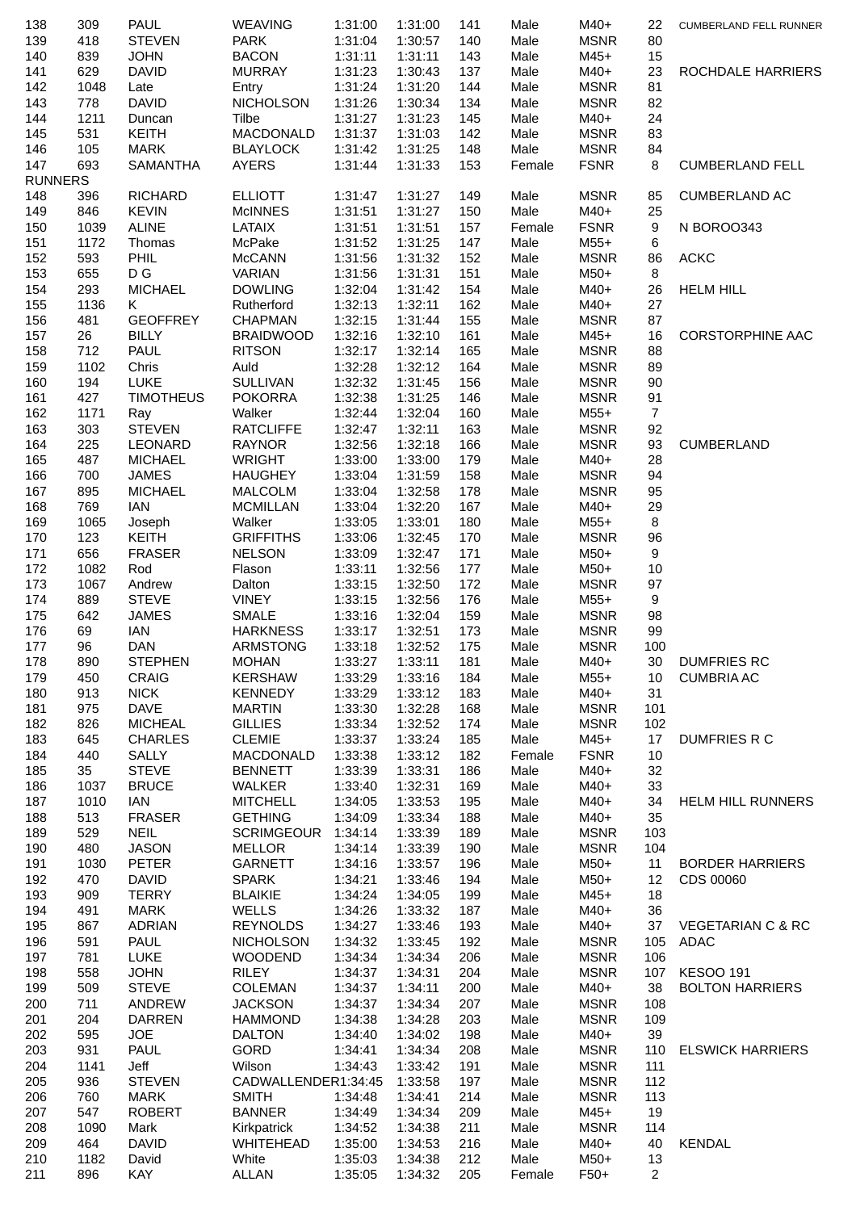| | | | | | | | | | | |
|---|---|---|---|---|---|---|---|---|---|---|
| 138 | 309 | PAUL | WEAVING | 1:31:00 | 1:31:00 | 141 | Male | M40+ | 22 | CUMBERLAND FELL RUNNER |
| 139 | 418 | STEVEN | PARK | 1:31:04 | 1:30:57 | 140 | Male | MSNR | 80 | |
| 140 | 839 | JOHN | BACON | 1:31:11 | 1:31:11 | 143 | Male | M45+ | 15 | |
| 141 | 629 | DAVID | MURRAY | 1:31:23 | 1:30:43 | 137 | Male | M40+ | 23 | ROCHDALE HARRIERS |
| 142 | 1048 | Late | Entry | 1:31:24 | 1:31:20 | 144 | Male | MSNR | 81 | |
| 143 | 778 | DAVID | NICHOLSON | 1:31:26 | 1:30:34 | 134 | Male | MSNR | 82 | |
| 144 | 1211 | Duncan | Tilbe | 1:31:27 | 1:31:23 | 145 | Male | M40+ | 24 | |
| 145 | 531 | KEITH | MACDONALD | 1:31:37 | 1:31:03 | 142 | Male | MSNR | 83 | |
| 146 | 105 | MARK | BLAYLOCK | 1:31:42 | 1:31:25 | 148 | Male | MSNR | 84 | |
| 147 | 693 | SAMANTHA | AYERS | 1:31:44 | 1:31:33 | 153 | Female | FSNR | 8 | CUMBERLAND FELL RUNNERS |
| 148 | 396 | RICHARD | ELLIOTT | 1:31:47 | 1:31:27 | 149 | Male | MSNR | 85 | CUMBERLAND AC |
| 149 | 846 | KEVIN | McINNES | 1:31:51 | 1:31:27 | 150 | Male | M40+ | 25 | |
| 150 | 1039 | ALINE | LATAIX | 1:31:51 | 1:31:51 | 157 | Female | FSNR | 9 | N BOROO343 |
| 151 | 1172 | Thomas | McPake | 1:31:52 | 1:31:25 | 147 | Male | M55+ | 6 | |
| 152 | 593 | PHIL | McCANN | 1:31:56 | 1:31:32 | 152 | Male | MSNR | 86 | ACKC |
| 153 | 655 | D G | VARIAN | 1:31:56 | 1:31:31 | 151 | Male | M50+ | 8 | |
| 154 | 293 | MICHAEL | DOWLING | 1:32:04 | 1:31:42 | 154 | Male | M40+ | 26 | HELM HILL |
| 155 | 1136 | K | Rutherford | 1:32:13 | 1:32:11 | 162 | Male | M40+ | 27 | |
| 156 | 481 | GEOFFREY | CHAPMAN | 1:32:15 | 1:31:44 | 155 | Male | MSNR | 87 | |
| 157 | 26 | BILLY | BRAIDWOOD | 1:32:16 | 1:32:10 | 161 | Male | M45+ | 16 | CORSTORPHINE AAC |
| 158 | 712 | PAUL | RITSON | 1:32:17 | 1:32:14 | 165 | Male | MSNR | 88 | |
| 159 | 1102 | Chris | Auld | 1:32:28 | 1:32:12 | 164 | Male | MSNR | 89 | |
| 160 | 194 | LUKE | SULLIVAN | 1:32:32 | 1:31:45 | 156 | Male | MSNR | 90 | |
| 161 | 427 | TIMOTHEUS | POKORRA | 1:32:38 | 1:31:25 | 146 | Male | MSNR | 91 | |
| 162 | 1171 | Ray | Walker | 1:32:44 | 1:32:04 | 160 | Male | M55+ | 7 | |
| 163 | 303 | STEVEN | RATCLIFFE | 1:32:47 | 1:32:11 | 163 | Male | MSNR | 92 | |
| 164 | 225 | LEONARD | RAYNOR | 1:32:56 | 1:32:18 | 166 | Male | MSNR | 93 | CUMBERLAND |
| 165 | 487 | MICHAEL | WRIGHT | 1:33:00 | 1:33:00 | 179 | Male | M40+ | 28 | |
| 166 | 700 | JAMES | HAUGHEY | 1:33:04 | 1:31:59 | 158 | Male | MSNR | 94 | |
| 167 | 895 | MICHAEL | MALCOLM | 1:33:04 | 1:32:58 | 178 | Male | MSNR | 95 | |
| 168 | 769 | IAN | MCMILLAN | 1:33:04 | 1:32:20 | 167 | Male | M40+ | 29 | |
| 169 | 1065 | Joseph | Walker | 1:33:05 | 1:33:01 | 180 | Male | M55+ | 8 | |
| 170 | 123 | KEITH | GRIFFITHS | 1:33:06 | 1:32:45 | 170 | Male | MSNR | 96 | |
| 171 | 656 | FRASER | NELSON | 1:33:09 | 1:32:47 | 171 | Male | M50+ | 9 | |
| 172 | 1082 | Rod | Flason | 1:33:11 | 1:32:56 | 177 | Male | M50+ | 10 | |
| 173 | 1067 | Andrew | Dalton | 1:33:15 | 1:32:50 | 172 | Male | MSNR | 97 | |
| 174 | 889 | STEVE | VINEY | 1:33:15 | 1:32:56 | 176 | Male | M55+ | 9 | |
| 175 | 642 | JAMES | SMALE | 1:33:16 | 1:32:04 | 159 | Male | MSNR | 98 | |
| 176 | 69 | IAN | HARKNESS | 1:33:17 | 1:32:51 | 173 | Male | MSNR | 99 | |
| 177 | 96 | DAN | ARMSTONG | 1:33:18 | 1:32:52 | 175 | Male | MSNR | 100 | |
| 178 | 890 | STEPHEN | MOHAN | 1:33:27 | 1:33:11 | 181 | Male | M40+ | 30 | DUMFRIES RC |
| 179 | 450 | CRAIG | KERSHAW | 1:33:29 | 1:33:16 | 184 | Male | M55+ | 10 | CUMBRIA AC |
| 180 | 913 | NICK | KENNEDY | 1:33:29 | 1:33:12 | 183 | Male | M40+ | 31 | |
| 181 | 975 | DAVE | MARTIN | 1:33:30 | 1:32:28 | 168 | Male | MSNR | 101 | |
| 182 | 826 | MICHEAL | GILLIES | 1:33:34 | 1:32:52 | 174 | Male | MSNR | 102 | |
| 183 | 645 | CHARLES | CLEMIE | 1:33:37 | 1:33:24 | 185 | Male | M45+ | 17 | DUMFRIES R C |
| 184 | 440 | SALLY | MACDONALD | 1:33:38 | 1:33:12 | 182 | Female | FSNR | 10 | |
| 185 | 35 | STEVE | BENNETT | 1:33:39 | 1:33:31 | 186 | Male | M40+ | 32 | |
| 186 | 1037 | BRUCE | WALKER | 1:33:40 | 1:32:31 | 169 | Male | M40+ | 33 | |
| 187 | 1010 | IAN | MITCHELL | 1:34:05 | 1:33:53 | 195 | Male | M40+ | 34 | HELM HILL RUNNERS |
| 188 | 513 | FRASER | GETHING | 1:34:09 | 1:33:34 | 188 | Male | M40+ | 35 | |
| 189 | 529 | NEIL | SCRIMGEOUR | 1:34:14 | 1:33:39 | 189 | Male | MSNR | 103 | |
| 190 | 480 | JASON | MELLOR | 1:34:14 | 1:33:39 | 190 | Male | MSNR | 104 | |
| 191 | 1030 | PETER | GARNETT | 1:34:16 | 1:33:57 | 196 | Male | M50+ | 11 | BORDER HARRIERS |
| 192 | 470 | DAVID | SPARK | 1:34:21 | 1:33:46 | 194 | Male | M50+ | 12 | CDS 00060 |
| 193 | 909 | TERRY | BLAIKIE | 1:34:24 | 1:34:05 | 199 | Male | M45+ | 18 | |
| 194 | 491 | MARK | WELLS | 1:34:26 | 1:33:32 | 187 | Male | M40+ | 36 | |
| 195 | 867 | ADRIAN | REYNOLDS | 1:34:27 | 1:33:46 | 193 | Male | M40+ | 37 | VEGETARIAN C & RC |
| 196 | 591 | PAUL | NICHOLSON | 1:34:32 | 1:33:45 | 192 | Male | MSNR | 105 | ADAC |
| 197 | 781 | LUKE | WOODEND | 1:34:34 | 1:34:34 | 206 | Male | MSNR | 106 | |
| 198 | 558 | JOHN | RILEY | 1:34:37 | 1:34:31 | 204 | Male | MSNR | 107 | KESOO 191 |
| 199 | 509 | STEVE | COLEMAN | 1:34:37 | 1:34:11 | 200 | Male | M40+ | 38 | BOLTON HARRIERS |
| 200 | 711 | ANDREW | JACKSON | 1:34:37 | 1:34:34 | 207 | Male | MSNR | 108 | |
| 201 | 204 | DARREN | HAMMOND | 1:34:38 | 1:34:28 | 203 | Male | MSNR | 109 | |
| 202 | 595 | JOE | DALTON | 1:34:40 | 1:34:02 | 198 | Male | M40+ | 39 | |
| 203 | 931 | PAUL | GORD | 1:34:41 | 1:34:34 | 208 | Male | MSNR | 110 | ELSWICK HARRIERS |
| 204 | 1141 | Jeff | Wilson | 1:34:43 | 1:33:42 | 191 | Male | MSNR | 111 | |
| 205 | 936 | STEVEN | CADWALLENDER | 1:34:45 | 1:33:58 | 197 | Male | MSNR | 112 | |
| 206 | 760 | MARK | SMITH | 1:34:48 | 1:34:41 | 214 | Male | MSNR | 113 | |
| 207 | 547 | ROBERT | BANNER | 1:34:49 | 1:34:34 | 209 | Male | M45+ | 19 | |
| 208 | 1090 | Mark | Kirkpatrick | 1:34:52 | 1:34:38 | 211 | Male | MSNR | 114 | |
| 209 | 464 | DAVID | WHITEHEAD | 1:35:00 | 1:34:53 | 216 | Male | M40+ | 40 | KENDAL |
| 210 | 1182 | David | White | 1:35:03 | 1:34:38 | 212 | Male | M50+ | 13 | |
| 211 | 896 | KAY | ALLAN | 1:35:05 | 1:34:32 | 205 | Female | F50+ | 2 | |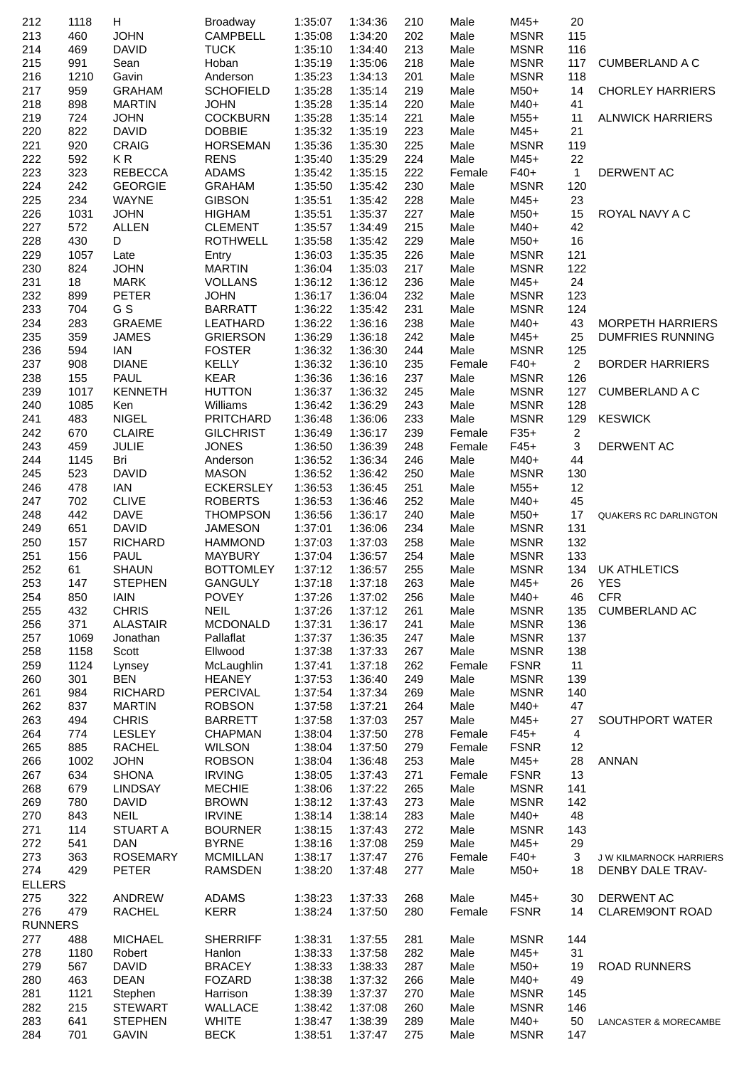| | | | | | | | | | | |
|---|---|---|---|---|---|---|---|---|---|---|
| 212 | 1118 | H | Broadway | 1:35:07 | 1:34:36 | 210 | Male | M45+ | 20 | |
| 213 | 460 | JOHN | CAMPBELL | 1:35:08 | 1:34:20 | 202 | Male | MSNR | 115 | |
| 214 | 469 | DAVID | TUCK | 1:35:10 | 1:34:40 | 213 | Male | MSNR | 116 | |
| 215 | 991 | Sean | Hoban | 1:35:19 | 1:35:06 | 218 | Male | MSNR | 117 | CUMBERLAND A C |
| 216 | 1210 | Gavin | Anderson | 1:35:23 | 1:34:13 | 201 | Male | MSNR | 118 | |
| 217 | 959 | GRAHAM | SCHOFIELD | 1:35:28 | 1:35:14 | 219 | Male | M50+ | 14 | CHORLEY HARRIERS |
| 218 | 898 | MARTIN | JOHN | 1:35:28 | 1:35:14 | 220 | Male | M40+ | 41 | |
| 219 | 724 | JOHN | COCKBURN | 1:35:28 | 1:35:14 | 221 | Male | M55+ | 11 | ALNWICK HARRIERS |
| 220 | 822 | DAVID | DOBBIE | 1:35:32 | 1:35:19 | 223 | Male | M45+ | 21 | |
| 221 | 920 | CRAIG | HORSEMAN | 1:35:36 | 1:35:30 | 225 | Male | MSNR | 119 | |
| 222 | 592 | K R | RENS | 1:35:40 | 1:35:29 | 224 | Male | M45+ | 22 | |
| 223 | 323 | REBECCA | ADAMS | 1:35:42 | 1:35:15 | 222 | Female | F40+ | 1 | DERWENT AC |
| 224 | 242 | GEORGIE | GRAHAM | 1:35:50 | 1:35:42 | 230 | Male | MSNR | 120 | |
| 225 | 234 | WAYNE | GIBSON | 1:35:51 | 1:35:42 | 228 | Male | M45+ | 23 | |
| 226 | 1031 | JOHN | HIGHAM | 1:35:51 | 1:35:37 | 227 | Male | M50+ | 15 | ROYAL NAVY A C |
| 227 | 572 | ALLEN | CLEMENT | 1:35:57 | 1:34:49 | 215 | Male | M40+ | 42 | |
| 228 | 430 | D | ROTHWELL | 1:35:58 | 1:35:42 | 229 | Male | M50+ | 16 | |
| 229 | 1057 | Late | Entry | 1:36:03 | 1:35:35 | 226 | Male | MSNR | 121 | |
| 230 | 824 | JOHN | MARTIN | 1:36:04 | 1:35:03 | 217 | Male | MSNR | 122 | |
| 231 | 18 | MARK | VOLLANS | 1:36:12 | 1:36:12 | 236 | Male | M45+ | 24 | |
| 232 | 899 | PETER | JOHN | 1:36:17 | 1:36:04 | 232 | Male | MSNR | 123 | |
| 233 | 704 | G S | BARRATT | 1:36:22 | 1:35:42 | 231 | Male | MSNR | 124 | |
| 234 | 283 | GRAEME | LEATHARD | 1:36:22 | 1:36:16 | 238 | Male | M40+ | 43 | MORPETH HARRIERS |
| 235 | 359 | JAMES | GRIERSON | 1:36:29 | 1:36:18 | 242 | Male | M45+ | 25 | DUMFRIES RUNNING |
| 236 | 594 | IAN | FOSTER | 1:36:32 | 1:36:30 | 244 | Male | MSNR | 125 | |
| 237 | 908 | DIANE | KELLY | 1:36:32 | 1:36:10 | 235 | Female | F40+ | 2 | BORDER HARRIERS |
| 238 | 155 | PAUL | KEAR | 1:36:36 | 1:36:16 | 237 | Male | MSNR | 126 | |
| 239 | 1017 | KENNETH | HUTTON | 1:36:37 | 1:36:32 | 245 | Male | MSNR | 127 | CUMBERLAND A C |
| 240 | 1085 | Ken | Williams | 1:36:42 | 1:36:29 | 243 | Male | MSNR | 128 | |
| 241 | 483 | NIGEL | PRITCHARD | 1:36:48 | 1:36:06 | 233 | Male | MSNR | 129 | KESWICK |
| 242 | 670 | CLAIRE | GILCHRIST | 1:36:49 | 1:36:17 | 239 | Female | F35+ | 2 | |
| 243 | 459 | JULIE | JONES | 1:36:50 | 1:36:39 | 248 | Female | F45+ | 3 | DERWENT AC |
| 244 | 1145 | Bri | Anderson | 1:36:52 | 1:36:34 | 246 | Male | M40+ | 44 | |
| 245 | 523 | DAVID | MASON | 1:36:52 | 1:36:42 | 250 | Male | MSNR | 130 | |
| 246 | 478 | IAN | ECKERSLEY | 1:36:53 | 1:36:45 | 251 | Male | M55+ | 12 | |
| 247 | 702 | CLIVE | ROBERTS | 1:36:53 | 1:36:46 | 252 | Male | M40+ | 45 | |
| 248 | 442 | DAVE | THOMPSON | 1:36:56 | 1:36:17 | 240 | Male | M50+ | 17 | QUAKERS RC DARLINGTON |
| 249 | 651 | DAVID | JAMESON | 1:37:01 | 1:36:06 | 234 | Male | MSNR | 131 | |
| 250 | 157 | RICHARD | HAMMOND | 1:37:03 | 1:37:03 | 258 | Male | MSNR | 132 | |
| 251 | 156 | PAUL | MAYBURY | 1:37:04 | 1:36:57 | 254 | Male | MSNR | 133 | |
| 252 | 61 | SHAUN | BOTTOMLEY | 1:37:12 | 1:36:57 | 255 | Male | MSNR | 134 | UK ATHLETICS |
| 253 | 147 | STEPHEN | GANGULY | 1:37:18 | 1:37:18 | 263 | Male | M45+ | 26 | YES |
| 254 | 850 | IAIN | POVEY | 1:37:26 | 1:37:02 | 256 | Male | M40+ | 46 | CFR |
| 255 | 432 | CHRIS | NEIL | 1:37:26 | 1:37:12 | 261 | Male | MSNR | 135 | CUMBERLAND AC |
| 256 | 371 | ALASTAIR | MCDONALD | 1:37:31 | 1:36:17 | 241 | Male | MSNR | 136 | |
| 257 | 1069 | Jonathan | Pallaflat | 1:37:37 | 1:36:35 | 247 | Male | MSNR | 137 | |
| 258 | 1158 | Scott | Ellwood | 1:37:38 | 1:37:33 | 267 | Male | MSNR | 138 | |
| 259 | 1124 | Lynsey | McLaughlin | 1:37:41 | 1:37:18 | 262 | Female | FSNR | 11 | |
| 260 | 301 | BEN | HEANEY | 1:37:53 | 1:36:40 | 249 | Male | MSNR | 139 | |
| 261 | 984 | RICHARD | PERCIVAL | 1:37:54 | 1:37:34 | 269 | Male | MSNR | 140 | |
| 262 | 837 | MARTIN | ROBSON | 1:37:58 | 1:37:21 | 264 | Male | M40+ | 47 | |
| 263 | 494 | CHRIS | BARRETT | 1:37:58 | 1:37:03 | 257 | Male | M45+ | 27 | SOUTHPORT WATER |
| 264 | 774 | LESLEY | CHAPMAN | 1:38:04 | 1:37:50 | 278 | Female | F45+ | 4 | |
| 265 | 885 | RACHEL | WILSON | 1:38:04 | 1:37:50 | 279 | Female | FSNR | 12 | |
| 266 | 1002 | JOHN | ROBSON | 1:38:04 | 1:36:48 | 253 | Male | M45+ | 28 | ANNAN |
| 267 | 634 | SHONA | IRVING | 1:38:05 | 1:37:43 | 271 | Female | FSNR | 13 | |
| 268 | 679 | LINDSAY | MECHIE | 1:38:06 | 1:37:22 | 265 | Male | MSNR | 141 | |
| 269 | 780 | DAVID | BROWN | 1:38:12 | 1:37:43 | 273 | Male | MSNR | 142 | |
| 270 | 843 | NEIL | IRVINE | 1:38:14 | 1:38:14 | 283 | Male | M40+ | 48 | |
| 271 | 114 | STUART A | BOURNER | 1:38:15 | 1:37:43 | 272 | Male | MSNR | 143 | |
| 272 | 541 | DAN | BYRNE | 1:38:16 | 1:37:08 | 259 | Male | M45+ | 29 | |
| 273 | 363 | ROSEMARY | MCMILLAN | 1:38:17 | 1:37:47 | 276 | Female | F40+ | 3 | J W KILMARNOCK HARRIERS |
| 274 | 429 | PETER | RAMSDEN | 1:38:20 | 1:37:48 | 277 | Male | M50+ | 18 | DENBY DALE TRAV-ELLERS |
| 275 | 322 | ANDREW | ADAMS | 1:38:23 | 1:37:33 | 268 | Male | M45+ | 30 | DERWENT AC |
| 276 | 479 | RACHEL | KERR | 1:38:24 | 1:37:50 | 280 | Female | FSNR | 14 | CLAREM9ONT ROAD RUNNERS |
| 277 | 488 | MICHAEL | SHERRIFF | 1:38:31 | 1:37:55 | 281 | Male | MSNR | 144 | |
| 278 | 1180 | Robert | Hanlon | 1:38:33 | 1:37:58 | 282 | Male | M45+ | 31 | |
| 279 | 567 | DAVID | BRACEY | 1:38:33 | 1:38:33 | 287 | Male | M50+ | 19 | ROAD RUNNERS |
| 280 | 463 | DEAN | FOZARD | 1:38:38 | 1:37:32 | 266 | Male | M40+ | 49 | |
| 281 | 1121 | Stephen | Harrison | 1:38:39 | 1:37:37 | 270 | Male | MSNR | 145 | |
| 282 | 215 | STEWART | WALLACE | 1:38:42 | 1:37:08 | 260 | Male | MSNR | 146 | |
| 283 | 641 | STEPHEN | WHITE | 1:38:47 | 1:38:39 | 289 | Male | M40+ | 50 | LANCASTER & MORECAMBE |
| 284 | 701 | GAVIN | BECK | 1:38:51 | 1:37:47 | 275 | Male | MSNR | 147 | |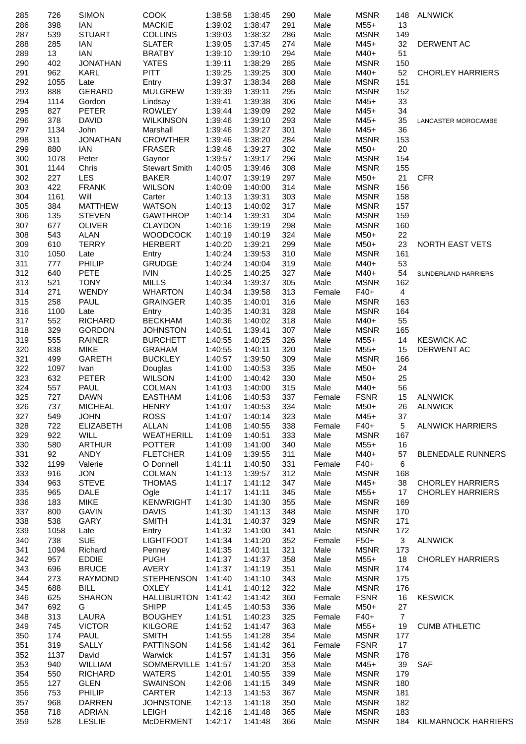| | | | | | | | | | | |
|---|---|---|---|---|---|---|---|---|---|---|
| 285 | 726 | SIMON | COOK | 1:38:58 | 1:38:45 | 290 | Male | MSNR | 148 | ALNWICK |
| 286 | 398 | IAN | MACKIE | 1:39:02 | 1:38:47 | 291 | Male | M55+ | 13 | |
| 287 | 539 | STUART | COLLINS | 1:39:03 | 1:38:32 | 286 | Male | MSNR | 149 | |
| 288 | 285 | IAN | SLATER | 1:39:05 | 1:37:45 | 274 | Male | M45+ | 32 | DERWENT AC |
| 289 | 13 | IAN | BRATBY | 1:39:10 | 1:39:10 | 294 | Male | M40+ | 51 | |
| 290 | 402 | JONATHAN | YATES | 1:39:11 | 1:38:29 | 285 | Male | MSNR | 150 | |
| 291 | 962 | KARL | PITT | 1:39:25 | 1:39:25 | 300 | Male | M40+ | 52 | CHORLEY HARRIERS |
| 292 | 1055 | Late | Entry | 1:39:37 | 1:38:34 | 288 | Male | MSNR | 151 | |
| 293 | 888 | GERARD | MULGREW | 1:39:39 | 1:39:11 | 295 | Male | MSNR | 152 | |
| 294 | 1114 | Gordon | Lindsay | 1:39:41 | 1:39:38 | 306 | Male | M45+ | 33 | |
| 295 | 827 | PETER | ROWLEY | 1:39:44 | 1:39:09 | 292 | Male | M45+ | 34 | |
| 296 | 378 | DAVID | WILKINSON | 1:39:46 | 1:39:10 | 293 | Male | M45+ | 35 | LANCASTER MOROCAMBE |
| 297 | 1134 | John | Marshall | 1:39:46 | 1:39:27 | 301 | Male | M45+ | 36 | |
| 298 | 311 | JONATHAN | CROWTHER | 1:39:46 | 1:38:20 | 284 | Male | MSNR | 153 | |
| 299 | 880 | IAN | FRASER | 1:39:46 | 1:39:27 | 302 | Male | M50+ | 20 | |
| 300 | 1078 | Peter | Gaynor | 1:39:57 | 1:39:17 | 296 | Male | MSNR | 154 | |
| 301 | 1144 | Chris | Stewart Smith | 1:40:05 | 1:39:46 | 308 | Male | MSNR | 155 | |
| 302 | 227 | LES | BAKER | 1:40:07 | 1:39:19 | 297 | Male | M50+ | 21 | CFR |
| 303 | 422 | FRANK | WILSON | 1:40:09 | 1:40:00 | 314 | Male | MSNR | 156 | |
| 304 | 1161 | Will | Carter | 1:40:13 | 1:39:31 | 303 | Male | MSNR | 158 | |
| 305 | 384 | MATTHEW | WATSON | 1:40:13 | 1:40:02 | 317 | Male | MSNR | 157 | |
| 306 | 135 | STEVEN | GAWTHROP | 1:40:14 | 1:39:31 | 304 | Male | MSNR | 159 | |
| 307 | 677 | OLIVER | CLAYDON | 1:40:16 | 1:39:19 | 298 | Male | MSNR | 160 | |
| 308 | 543 | ALAN | WOODCOCK | 1:40:19 | 1:40:19 | 324 | Male | M50+ | 22 | |
| 309 | 610 | TERRY | HERBERT | 1:40:20 | 1:39:21 | 299 | Male | M50+ | 23 | NORTH EAST VETS |
| 310 | 1050 | Late | Entry | 1:40:24 | 1:39:53 | 310 | Male | MSNR | 161 | |
| 311 | 777 | PHILIP | GRUDGE | 1:40:24 | 1:40:04 | 319 | Male | M40+ | 53 | |
| 312 | 640 | PETE | IVIN | 1:40:25 | 1:40:25 | 327 | Male | M40+ | 54 | SUNDERLAND HARRIERS |
| 313 | 521 | TONY | MILLS | 1:40:34 | 1:39:37 | 305 | Male | MSNR | 162 | |
| 314 | 271 | WENDY | WHARTON | 1:40:34 | 1:39:58 | 313 | Female | F40+ | 4 | |
| 315 | 258 | PAUL | GRAINGER | 1:40:35 | 1:40:01 | 316 | Male | MSNR | 163 | |
| 316 | 1100 | Late | Entry | 1:40:35 | 1:40:31 | 328 | Male | MSNR | 164 | |
| 317 | 552 | RICHARD | BECKHAM | 1:40:36 | 1:40:02 | 318 | Male | M40+ | 55 | |
| 318 | 329 | GORDON | JOHNSTON | 1:40:51 | 1:39:41 | 307 | Male | MSNR | 165 | |
| 319 | 555 | RAINER | BURCHETT | 1:40:55 | 1:40:25 | 326 | Male | M55+ | 14 | KESWICK AC |
| 320 | 838 | MIKE | GRAHAM | 1:40:55 | 1:40:11 | 320 | Male | M55+ | 15 | DERWENT AC |
| 321 | 499 | GARETH | BUCKLEY | 1:40:57 | 1:39:50 | 309 | Male | MSNR | 166 | |
| 322 | 1097 | Ivan | Douglas | 1:41:00 | 1:40:53 | 335 | Male | M50+ | 24 | |
| 323 | 632 | PETER | WILSON | 1:41:00 | 1:40:42 | 330 | Male | M50+ | 25 | |
| 324 | 557 | PAUL | COLMAN | 1:41:03 | 1:40:00 | 315 | Male | M40+ | 56 | |
| 325 | 727 | DAWN | EASTHAM | 1:41:06 | 1:40:53 | 337 | Female | FSNR | 15 | ALNWICK |
| 326 | 737 | MICHEAL | HENRY | 1:41:07 | 1:40:53 | 334 | Male | M50+ | 26 | ALNWICK |
| 327 | 549 | JOHN | ROSS | 1:41:07 | 1:40:14 | 323 | Male | M45+ | 37 | |
| 328 | 722 | ELIZABETH | ALLAN | 1:41:08 | 1:40:55 | 338 | Female | F40+ | 5 | ALNWICK HARRIERS |
| 329 | 922 | WILL | WEATHERILL | 1:41:09 | 1:40:51 | 333 | Male | MSNR | 167 | |
| 330 | 580 | ARTHUR | POTTER | 1:41:09 | 1:41:00 | 340 | Male | M55+ | 16 | |
| 331 | 92 | ANDY | FLETCHER | 1:41:09 | 1:39:55 | 311 | Male | M40+ | 57 | BLENEDALE RUNNERS |
| 332 | 1199 | Valerie | O Donnell | 1:41:11 | 1:40:50 | 331 | Female | F40+ | 6 | |
| 333 | 916 | JON | COLMAN | 1:41:13 | 1:39:57 | 312 | Male | MSNR | 168 | |
| 334 | 963 | STEVE | THOMAS | 1:41:17 | 1:41:12 | 347 | Male | M45+ | 38 | CHORLEY HARRIERS |
| 335 | 965 | DALE | Ogle | 1:41:17 | 1:41:11 | 345 | Male | M55+ | 17 | CHORLEY HARRIERS |
| 336 | 183 | MIKE | KENWRIGHT | 1:41:30 | 1:41:30 | 355 | Male | MSNR | 169 | |
| 337 | 800 | GAVIN | DAVIS | 1:41:30 | 1:41:13 | 348 | Male | MSNR | 170 | |
| 338 | 538 | GARY | SMITH | 1:41:31 | 1:40:37 | 329 | Male | MSNR | 171 | |
| 339 | 1058 | Late | Entry | 1:41:32 | 1:41:00 | 341 | Male | MSNR | 172 | |
| 340 | 738 | SUE | LIGHTFOOT | 1:41:34 | 1:41:20 | 352 | Female | F50+ | 3 | ALNWICK |
| 341 | 1094 | Richard | Penney | 1:41:35 | 1:40:11 | 321 | Male | MSNR | 173 | |
| 342 | 957 | EDDIE | PUGH | 1:41:37 | 1:41:37 | 358 | Male | M55+ | 18 | CHORLEY HARRIERS |
| 343 | 696 | BRUCE | AVERY | 1:41:37 | 1:41:19 | 351 | Male | MSNR | 174 | |
| 344 | 273 | RAYMOND | STEPHENSON | 1:41:40 | 1:41:10 | 343 | Male | MSNR | 175 | |
| 345 | 688 | BILL | OXLEY | 1:41:41 | 1:40:12 | 322 | Male | MSNR | 176 | |
| 346 | 625 | SHARON | HALLIBURTON | 1:41:42 | 1:41:42 | 360 | Female | FSNR | 16 | KESWICK |
| 347 | 692 | G | SHIPP | 1:41:45 | 1:40:53 | 336 | Male | M50+ | 27 | |
| 348 | 313 | LAURA | BOUGHEY | 1:41:51 | 1:40:23 | 325 | Female | F40+ | 7 | |
| 349 | 745 | VICTOR | KILGORE | 1:41:52 | 1:41:47 | 363 | Male | M55+ | 19 | CUMB ATHLETIC |
| 350 | 174 | PAUL | SMITH | 1:41:55 | 1:41:28 | 354 | Male | MSNR | 177 | |
| 351 | 319 | SALLY | PATTINSON | 1:41:56 | 1:41:42 | 361 | Female | FSNR | 17 | |
| 352 | 1137 | David | Warwick | 1:41:57 | 1:41:31 | 356 | Male | MSNR | 178 | |
| 353 | 940 | WILLIAM | SOMMERVILLE | 1:41:57 | 1:41:20 | 353 | Male | M45+ | 39 | SAF |
| 354 | 550 | RICHARD | WATERS | 1:42:01 | 1:40:55 | 339 | Male | MSNR | 179 | |
| 355 | 127 | GLEN | SWAINSON | 1:42:06 | 1:41:15 | 349 | Male | MSNR | 180 | |
| 356 | 753 | PHILIP | CARTER | 1:42:13 | 1:41:53 | 367 | Male | MSNR | 181 | |
| 357 | 968 | DARREN | JOHNSTONE | 1:42:13 | 1:41:18 | 350 | Male | MSNR | 182 | |
| 358 | 718 | ADRIAN | LEIGH | 1:42:16 | 1:41:48 | 365 | Male | MSNR | 183 | |
| 359 | 528 | LESLIE | McDERMENT | 1:42:17 | 1:41:48 | 366 | Male | MSNR | 184 | KILMARNOCK HARRIERS |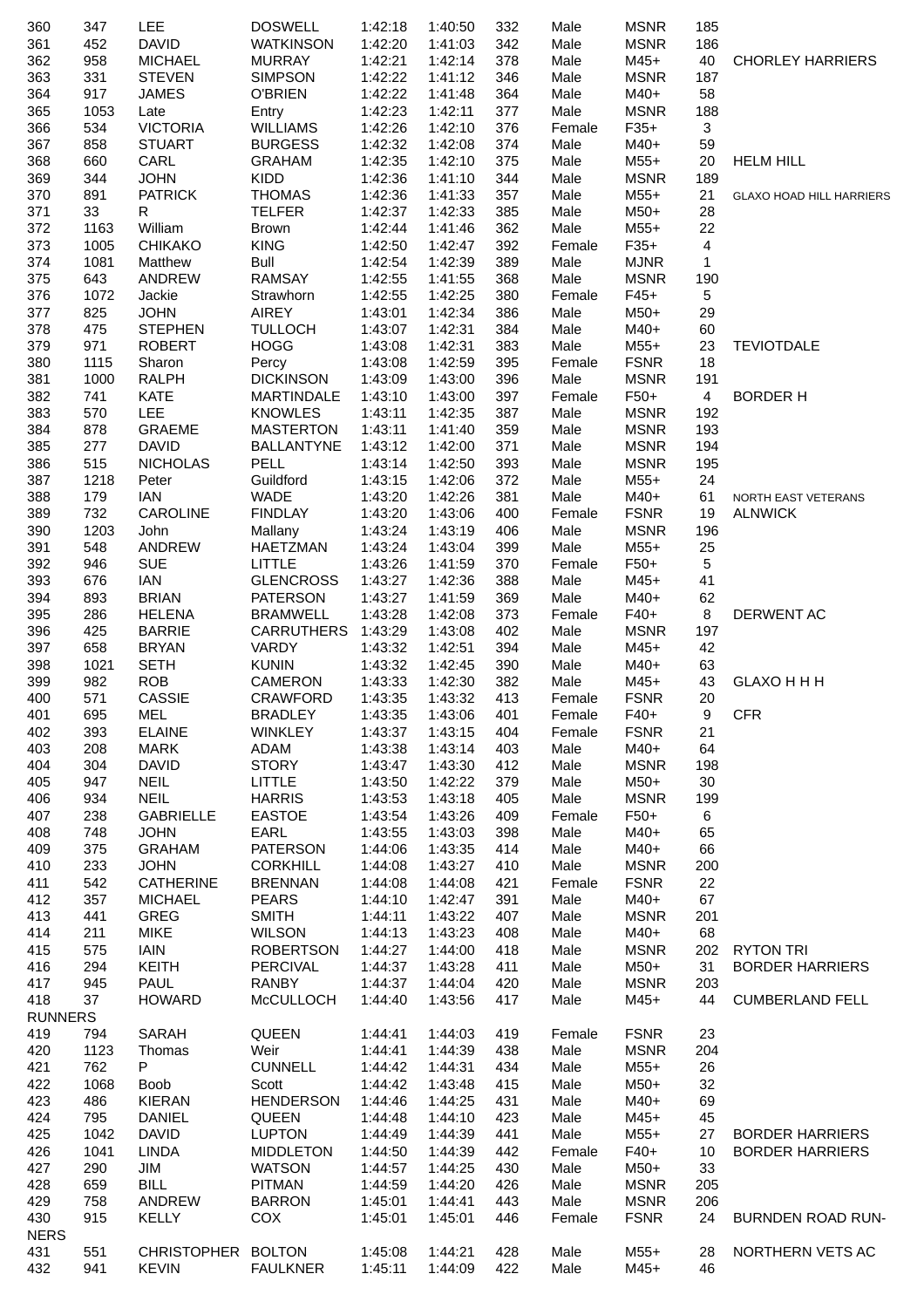| | | | | | | | | | | |
|---|---|---|---|---|---|---|---|---|---|---|
| 360 | 347 | LEE | DOSWELL | 1:42:18 | 1:40:50 | 332 | Male | MSNR | 185 | |
| 361 | 452 | DAVID | WATKINSON | 1:42:20 | 1:41:03 | 342 | Male | MSNR | 186 | |
| 362 | 958 | MICHAEL | MURRAY | 1:42:21 | 1:42:14 | 378 | Male | M45+ | 40 | CHORLEY HARRIERS |
| 363 | 331 | STEVEN | SIMPSON | 1:42:22 | 1:41:12 | 346 | Male | MSNR | 187 | |
| 364 | 917 | JAMES | O'BRIEN | 1:42:22 | 1:41:48 | 364 | Male | M40+ | 58 | |
| 365 | 1053 | Late | Entry | 1:42:23 | 1:42:11 | 377 | Male | MSNR | 188 | |
| 366 | 534 | VICTORIA | WILLIAMS | 1:42:26 | 1:42:10 | 376 | Female | F35+ | 3 | |
| 367 | 858 | STUART | BURGESS | 1:42:32 | 1:42:08 | 374 | Male | M40+ | 59 | |
| 368 | 660 | CARL | GRAHAM | 1:42:35 | 1:42:10 | 375 | Male | M55+ | 20 | HELM HILL |
| 369 | 344 | JOHN | KIDD | 1:42:36 | 1:41:10 | 344 | Male | MSNR | 189 | |
| 370 | 891 | PATRICK | THOMAS | 1:42:36 | 1:41:33 | 357 | Male | M55+ | 21 | GLAXO HOAD HILL HARRIERS |
| 371 | 33 | R | TELFER | 1:42:37 | 1:42:33 | 385 | Male | M50+ | 28 | |
| 372 | 1163 | William | Brown | 1:42:44 | 1:41:46 | 362 | Male | M55+ | 22 | |
| 373 | 1005 | CHIKAKO | KING | 1:42:50 | 1:42:47 | 392 | Female | F35+ | 4 | |
| 374 | 1081 | Matthew | Bull | 1:42:54 | 1:42:39 | 389 | Male | MJNR | 1 | |
| 375 | 643 | ANDREW | RAMSAY | 1:42:55 | 1:41:55 | 368 | Male | MSNR | 190 | |
| 376 | 1072 | Jackie | Strawhorn | 1:42:55 | 1:42:25 | 380 | Female | F45+ | 5 | |
| 377 | 825 | JOHN | AIREY | 1:43:01 | 1:42:34 | 386 | Male | M50+ | 29 | |
| 378 | 475 | STEPHEN | TULLOCH | 1:43:07 | 1:42:31 | 384 | Male | M40+ | 60 | |
| 379 | 971 | ROBERT | HOGG | 1:43:08 | 1:42:31 | 383 | Male | M55+ | 23 | TEVIOTDALE |
| 380 | 1115 | Sharon | Percy | 1:43:08 | 1:42:59 | 395 | Female | FSNR | 18 | |
| 381 | 1000 | RALPH | DICKINSON | 1:43:09 | 1:43:00 | 396 | Male | MSNR | 191 | |
| 382 | 741 | KATE | MARTINDALE | 1:43:10 | 1:43:00 | 397 | Female | F50+ | 4 | BORDER H |
| 383 | 570 | LEE | KNOWLES | 1:43:11 | 1:42:35 | 387 | Male | MSNR | 192 | |
| 384 | 878 | GRAEME | MASTERTON | 1:43:11 | 1:41:40 | 359 | Male | MSNR | 193 | |
| 385 | 277 | DAVID | BALLANTYNE | 1:43:12 | 1:42:00 | 371 | Male | MSNR | 194 | |
| 386 | 515 | NICHOLAS | PELL | 1:43:14 | 1:42:50 | 393 | Male | MSNR | 195 | |
| 387 | 1218 | Peter | Guildford | 1:43:15 | 1:42:06 | 372 | Male | M55+ | 24 | |
| 388 | 179 | IAN | WADE | 1:43:20 | 1:42:26 | 381 | Male | M40+ | 61 | NORTH EAST VETERANS |
| 389 | 732 | CAROLINE | FINDLAY | 1:43:20 | 1:43:06 | 400 | Female | FSNR | 19 | ALNWICK |
| 390 | 1203 | John | Mallany | 1:43:24 | 1:43:19 | 406 | Male | MSNR | 196 | |
| 391 | 548 | ANDREW | HAETZMAN | 1:43:24 | 1:43:04 | 399 | Male | M55+ | 25 | |
| 392 | 946 | SUE | LITTLE | 1:43:26 | 1:41:59 | 370 | Female | F50+ | 5 | |
| 393 | 676 | IAN | GLENCROSS | 1:43:27 | 1:42:36 | 388 | Male | M45+ | 41 | |
| 394 | 893 | BRIAN | PATERSON | 1:43:27 | 1:41:59 | 369 | Male | M40+ | 62 | |
| 395 | 286 | HELENA | BRAMWELL | 1:43:28 | 1:42:08 | 373 | Female | F40+ | 8 | DERWENT AC |
| 396 | 425 | BARRIE | CARRUTHERS | 1:43:29 | 1:43:08 | 402 | Male | MSNR | 197 | |
| 397 | 658 | BRYAN | VARDY | 1:43:32 | 1:42:51 | 394 | Male | M45+ | 42 | |
| 398 | 1021 | SETH | KUNIN | 1:43:32 | 1:42:45 | 390 | Male | M40+ | 63 | |
| 399 | 982 | ROB | CAMERON | 1:43:33 | 1:42:30 | 382 | Male | M45+ | 43 | GLAXO H H H |
| 400 | 571 | CASSIE | CRAWFORD | 1:43:35 | 1:43:32 | 413 | Female | FSNR | 20 | |
| 401 | 695 | MEL | BRADLEY | 1:43:35 | 1:43:06 | 401 | Female | F40+ | 9 | CFR |
| 402 | 393 | ELAINE | WINKLEY | 1:43:37 | 1:43:15 | 404 | Female | FSNR | 21 | |
| 403 | 208 | MARK | ADAM | 1:43:38 | 1:43:14 | 403 | Male | M40+ | 64 | |
| 404 | 304 | DAVID | STORY | 1:43:47 | 1:43:30 | 412 | Male | MSNR | 198 | |
| 405 | 947 | NEIL | LITTLE | 1:43:50 | 1:42:22 | 379 | Male | M50+ | 30 | |
| 406 | 934 | NEIL | HARRIS | 1:43:53 | 1:43:18 | 405 | Male | MSNR | 199 | |
| 407 | 238 | GABRIELLE | EASTOE | 1:43:54 | 1:43:26 | 409 | Female | F50+ | 6 | |
| 408 | 748 | JOHN | EARL | 1:43:55 | 1:43:03 | 398 | Male | M40+ | 65 | |
| 409 | 375 | GRAHAM | PATERSON | 1:44:06 | 1:43:35 | 414 | Male | M40+ | 66 | |
| 410 | 233 | JOHN | CORKHILL | 1:44:08 | 1:43:27 | 410 | Male | MSNR | 200 | |
| 411 | 542 | CATHERINE | BRENNAN | 1:44:08 | 1:44:08 | 421 | Female | FSNR | 22 | |
| 412 | 357 | MICHAEL | PEARS | 1:44:10 | 1:42:47 | 391 | Male | M40+ | 67 | |
| 413 | 441 | GREG | SMITH | 1:44:11 | 1:43:22 | 407 | Male | MSNR | 201 | |
| 414 | 211 | MIKE | WILSON | 1:44:13 | 1:43:23 | 408 | Male | M40+ | 68 | |
| 415 | 575 | IAIN | ROBERTSON | 1:44:27 | 1:44:00 | 418 | Male | MSNR | 202 | RYTON TRI |
| 416 | 294 | KEITH | PERCIVAL | 1:44:37 | 1:43:28 | 411 | Male | M50+ | 31 | BORDER HARRIERS |
| 417 | 945 | PAUL | RANBY | 1:44:37 | 1:44:04 | 420 | Male | MSNR | 203 | |
| 418 | 37 | HOWARD | McCULLOCH | 1:44:40 | 1:43:56 | 417 | Male | M45+ | 44 | CUMBERLAND FELL RUNNERS |
| 419 | 794 | SARAH | QUEEN | 1:44:41 | 1:44:03 | 419 | Female | FSNR | 23 | |
| 420 | 1123 | Thomas | Weir | 1:44:41 | 1:44:39 | 438 | Male | MSNR | 204 | |
| 421 | 762 | P | CUNNELL | 1:44:42 | 1:44:31 | 434 | Male | M55+ | 26 | |
| 422 | 1068 | Boob | Scott | 1:44:42 | 1:43:48 | 415 | Male | M50+ | 32 | |
| 423 | 486 | KIERAN | HENDERSON | 1:44:46 | 1:44:25 | 431 | Male | M40+ | 69 | |
| 424 | 795 | DANIEL | QUEEN | 1:44:48 | 1:44:10 | 423 | Male | M45+ | 45 | |
| 425 | 1042 | DAVID | LUPTON | 1:44:49 | 1:44:39 | 441 | Male | M55+ | 27 | BORDER HARRIERS |
| 426 | 1041 | LINDA | MIDDLETON | 1:44:50 | 1:44:39 | 442 | Female | F40+ | 10 | BORDER HARRIERS |
| 427 | 290 | JIM | WATSON | 1:44:57 | 1:44:25 | 430 | Male | M50+ | 33 | |
| 428 | 659 | BILL | PITMAN | 1:44:59 | 1:44:20 | 426 | Male | MSNR | 205 | |
| 429 | 758 | ANDREW | BARRON | 1:45:01 | 1:44:41 | 443 | Male | MSNR | 206 | |
| 430 | 915 | KELLY | COX | 1:45:01 | 1:45:01 | 446 | Female | FSNR | 24 | BURNDEN ROAD RUNNERS |
| 431 | 551 | CHRISTOPHER | BOLTON | 1:45:08 | 1:44:21 | 428 | Male | M55+ | 28 | NORTHERN VETS AC |
| 432 | 941 | KEVIN | FAULKNER | 1:45:11 | 1:44:09 | 422 | Male | M45+ | 46 | |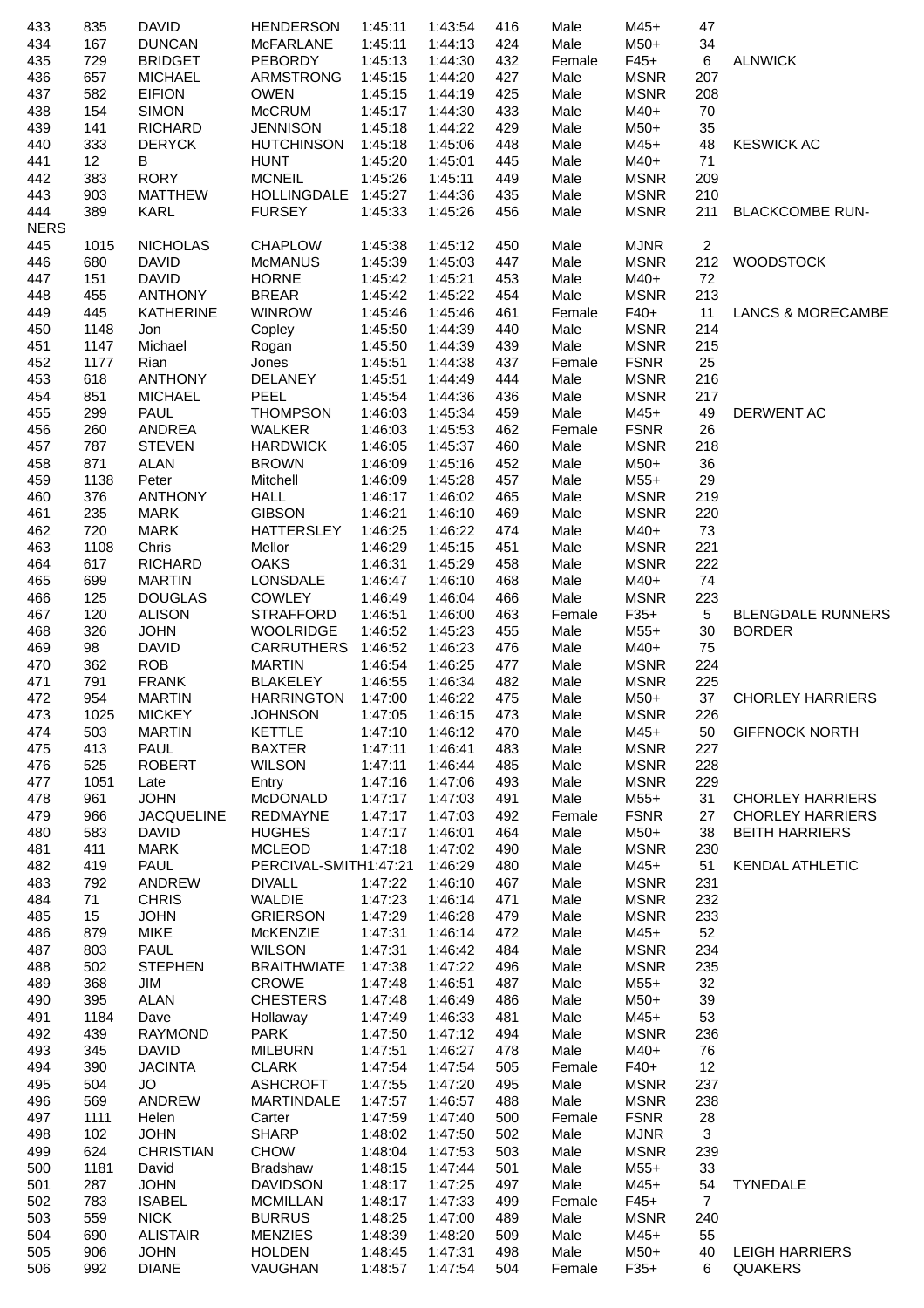| | | | | | | | | | | |
|---|---|---|---|---|---|---|---|---|---|---|
| 433 | 835 | DAVID | HENDERSON | 1:45:11 | 1:43:54 | 416 | Male | M45+ | 47 | |
| 434 | 167 | DUNCAN | McFARLANE | 1:45:11 | 1:44:13 | 424 | Male | M50+ | 34 | |
| 435 | 729 | BRIDGET | PEBORDY | 1:45:13 | 1:44:30 | 432 | Female | F45+ | 6 | ALNWICK |
| 436 | 657 | MICHAEL | ARMSTRONG | 1:45:15 | 1:44:20 | 427 | Male | MSNR | 207 | |
| 437 | 582 | EIFION | OWEN | 1:45:15 | 1:44:19 | 425 | Male | MSNR | 208 | |
| 438 | 154 | SIMON | McCRUM | 1:45:17 | 1:44:30 | 433 | Male | M40+ | 70 | |
| 439 | 141 | RICHARD | JENNISON | 1:45:18 | 1:44:22 | 429 | Male | M50+ | 35 | |
| 440 | 333 | DERYCK | HUTCHINSON | 1:45:18 | 1:45:06 | 448 | Male | M45+ | 48 | KESWICK AC |
| 441 | 12 | B | HUNT | 1:45:20 | 1:45:01 | 445 | Male | M40+ | 71 | |
| 442 | 383 | RORY | MCNEIL | 1:45:26 | 1:45:11 | 449 | Male | MSNR | 209 | |
| 443 | 903 | MATTHEW | HOLLINGDALE | 1:45:27 | 1:44:36 | 435 | Male | MSNR | 210 | |
| 444 | 389 | KARL | FURSEY | 1:45:33 | 1:45:26 | 456 | Male | MSNR | 211 | BLACKCOMBE RUNNERS |
| 445 | 1015 | NICHOLAS | CHAPLOW | 1:45:38 | 1:45:12 | 450 | Male | MJNR | 2 | |
| 446 | 680 | DAVID | McMANUS | 1:45:39 | 1:45:03 | 447 | Male | MSNR | 212 | WOODSTOCK |
| 447 | 151 | DAVID | HORNE | 1:45:42 | 1:45:21 | 453 | Male | M40+ | 72 | |
| 448 | 455 | ANTHONY | BREAR | 1:45:42 | 1:45:22 | 454 | Male | MSNR | 213 | |
| 449 | 445 | KATHERINE | WINROW | 1:45:46 | 1:45:46 | 461 | Female | F40+ | 11 | LANCS & MORECAMBE |
| 450 | 1148 | Jon | Copley | 1:45:50 | 1:44:39 | 440 | Male | MSNR | 214 | |
| 451 | 1147 | Michael | Rogan | 1:45:50 | 1:44:39 | 439 | Male | MSNR | 215 | |
| 452 | 1177 | Rian | Jones | 1:45:51 | 1:44:38 | 437 | Female | FSNR | 25 | |
| 453 | 618 | ANTHONY | DELANEY | 1:45:51 | 1:44:49 | 444 | Male | MSNR | 216 | |
| 454 | 851 | MICHAEL | PEEL | 1:45:54 | 1:44:36 | 436 | Male | MSNR | 217 | |
| 455 | 299 | PAUL | THOMPSON | 1:46:03 | 1:45:34 | 459 | Male | M45+ | 49 | DERWENT AC |
| 456 | 260 | ANDREA | WALKER | 1:46:03 | 1:45:53 | 462 | Female | FSNR | 26 | |
| 457 | 787 | STEVEN | HARDWICK | 1:46:05 | 1:45:37 | 460 | Male | MSNR | 218 | |
| 458 | 871 | ALAN | BROWN | 1:46:09 | 1:45:16 | 452 | Male | M50+ | 36 | |
| 459 | 1138 | Peter | Mitchell | 1:46:09 | 1:45:28 | 457 | Male | M55+ | 29 | |
| 460 | 376 | ANTHONY | HALL | 1:46:17 | 1:46:02 | 465 | Male | MSNR | 219 | |
| 461 | 235 | MARK | GIBSON | 1:46:21 | 1:46:10 | 469 | Male | MSNR | 220 | |
| 462 | 720 | MARK | HATTERSLEY | 1:46:25 | 1:46:22 | 474 | Male | M40+ | 73 | |
| 463 | 1108 | Chris | Mellor | 1:46:29 | 1:45:15 | 451 | Male | MSNR | 221 | |
| 464 | 617 | RICHARD | OAKS | 1:46:31 | 1:45:29 | 458 | Male | MSNR | 222 | |
| 465 | 699 | MARTIN | LONSDALE | 1:46:47 | 1:46:10 | 468 | Male | M40+ | 74 | |
| 466 | 125 | DOUGLAS | COWLEY | 1:46:49 | 1:46:04 | 466 | Male | MSNR | 223 | |
| 467 | 120 | ALISON | STRAFFORD | 1:46:51 | 1:46:00 | 463 | Female | F35+ | 5 | BLENGDALE RUNNERS |
| 468 | 326 | JOHN | WOOLRIDGE | 1:46:52 | 1:45:23 | 455 | Male | M55+ | 30 | BORDER |
| 469 | 98 | DAVID | CARRUTHERS | 1:46:52 | 1:46:23 | 476 | Male | M40+ | 75 | |
| 470 | 362 | ROB | MARTIN | 1:46:54 | 1:46:25 | 477 | Male | MSNR | 224 | |
| 471 | 791 | FRANK | BLAKELEY | 1:46:55 | 1:46:34 | 482 | Male | MSNR | 225 | |
| 472 | 954 | MARTIN | HARRINGTON | 1:47:00 | 1:46:22 | 475 | Male | M50+ | 37 | CHORLEY HARRIERS |
| 473 | 1025 | MICKEY | JOHNSON | 1:47:05 | 1:46:15 | 473 | Male | MSNR | 226 | |
| 474 | 503 | MARTIN | KETTLE | 1:47:10 | 1:46:12 | 470 | Male | M45+ | 50 | GIFFNOCK NORTH |
| 475 | 413 | PAUL | BAXTER | 1:47:11 | 1:46:41 | 483 | Male | MSNR | 227 | |
| 476 | 525 | ROBERT | WILSON | 1:47:11 | 1:46:44 | 485 | Male | MSNR | 228 | |
| 477 | 1051 | Late | Entry | 1:47:16 | 1:47:06 | 493 | Male | MSNR | 229 | |
| 478 | 961 | JOHN | McDONALD | 1:47:17 | 1:47:03 | 491 | Male | M55+ | 31 | CHORLEY HARRIERS |
| 479 | 966 | JACQUELINE | REDMAYNE | 1:47:17 | 1:47:03 | 492 | Female | FSNR | 27 | CHORLEY HARRIERS |
| 480 | 583 | DAVID | HUGHES | 1:47:17 | 1:46:01 | 464 | Male | M50+ | 38 | BEITH HARRIERS |
| 481 | 411 | MARK | MCLEOD | 1:47:18 | 1:47:02 | 490 | Male | MSNR | 230 | |
| 482 | 419 | PAUL | PERCIVAL-SMITH | 1:47:21 | 1:46:29 | 480 | Male | M45+ | 51 | KENDAL ATHLETIC |
| 483 | 792 | ANDREW | DIVALL | 1:47:22 | 1:46:10 | 467 | Male | MSNR | 231 | |
| 484 | 71 | CHRIS | WALDIE | 1:47:23 | 1:46:14 | 471 | Male | MSNR | 232 | |
| 485 | 15 | JOHN | GRIERSON | 1:47:29 | 1:46:28 | 479 | Male | MSNR | 233 | |
| 486 | 879 | MIKE | McKENZIE | 1:47:31 | 1:46:14 | 472 | Male | M45+ | 52 | |
| 487 | 803 | PAUL | WILSON | 1:47:31 | 1:46:42 | 484 | Male | MSNR | 234 | |
| 488 | 502 | STEPHEN | BRAITHWAITE | 1:47:38 | 1:47:22 | 496 | Male | MSNR | 235 | |
| 489 | 368 | JIM | CROWE | 1:47:48 | 1:46:51 | 487 | Male | M55+ | 32 | |
| 490 | 395 | ALAN | CHESTERS | 1:47:48 | 1:46:49 | 486 | Male | M50+ | 39 | |
| 491 | 1184 | Dave | Hollaway | 1:47:49 | 1:46:33 | 481 | Male | M45+ | 53 | |
| 492 | 439 | RAYMOND | PARK | 1:47:50 | 1:47:12 | 494 | Male | MSNR | 236 | |
| 493 | 345 | DAVID | MILBURN | 1:47:51 | 1:46:27 | 478 | Male | M40+ | 76 | |
| 494 | 390 | JACINTA | CLARK | 1:47:54 | 1:47:54 | 505 | Female | F40+ | 12 | |
| 495 | 504 | JO | ASHCROFT | 1:47:55 | 1:47:20 | 495 | Male | MSNR | 237 | |
| 496 | 569 | ANDREW | MARTINDALE | 1:47:57 | 1:46:57 | 488 | Male | MSNR | 238 | |
| 497 | 1111 | Helen | Carter | 1:47:59 | 1:47:40 | 500 | Female | FSNR | 28 | |
| 498 | 102 | JOHN | SHARP | 1:48:02 | 1:47:50 | 502 | Male | MJNR | 3 | |
| 499 | 624 | CHRISTIAN | CHOW | 1:48:04 | 1:47:53 | 503 | Male | MSNR | 239 | |
| 500 | 1181 | David | Bradshaw | 1:48:15 | 1:47:44 | 501 | Male | M55+ | 33 | |
| 501 | 287 | JOHN | DAVIDSON | 1:48:17 | 1:47:25 | 497 | Male | M45+ | 54 | TYNEDALE |
| 502 | 783 | ISABEL | MCMILLAN | 1:48:17 | 1:47:33 | 499 | Female | F45+ | 7 | |
| 503 | 559 | NICK | BURRUS | 1:48:25 | 1:47:00 | 489 | Male | MSNR | 240 | |
| 504 | 690 | ALISTAIR | MENZIES | 1:48:39 | 1:48:20 | 509 | Male | M45+ | 55 | |
| 505 | 906 | JOHN | HOLDEN | 1:48:45 | 1:47:31 | 498 | Male | M50+ | 40 | LEIGH HARRIERS |
| 506 | 992 | DIANE | VAUGHAN | 1:48:57 | 1:47:54 | 504 | Female | F35+ | 6 | QUAKERS |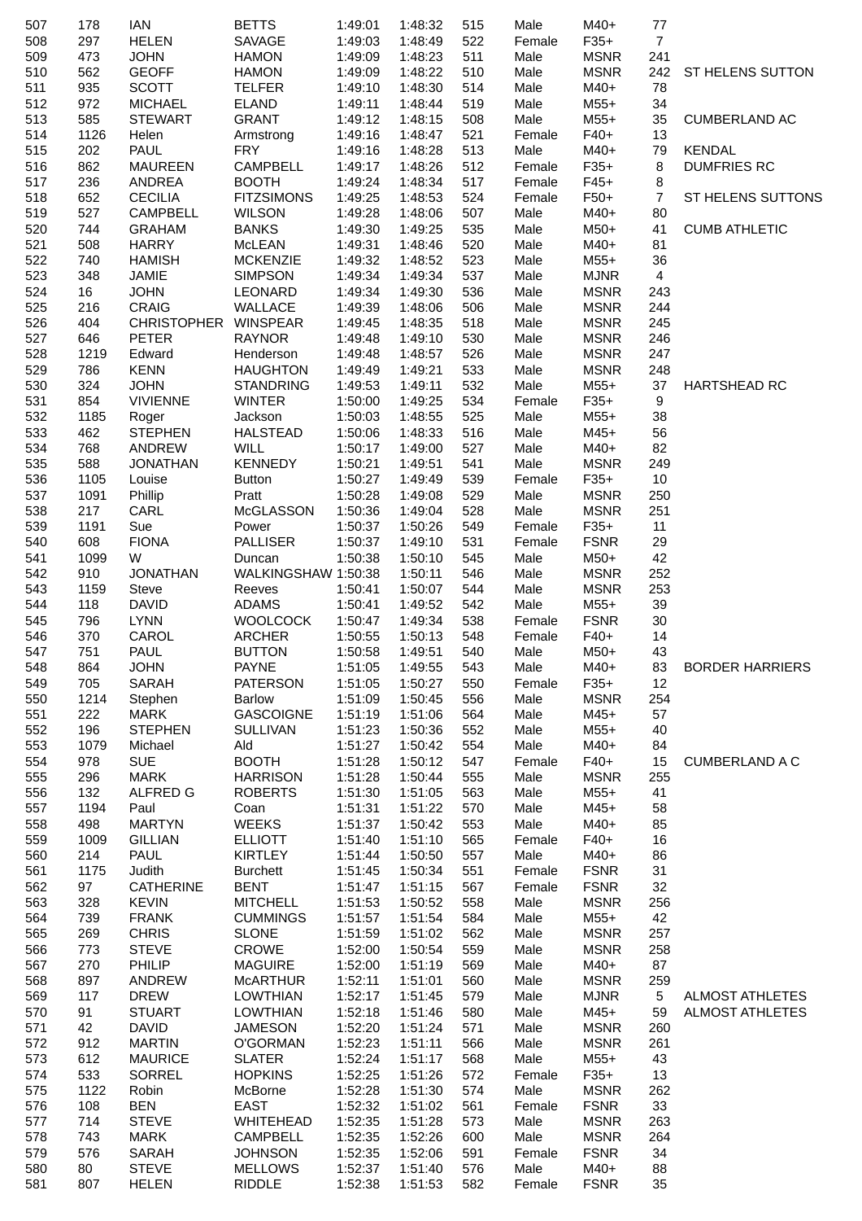| 507 | 178 | IAN | BETTS | 1:49:01 | 1:48:32 | 515 | Male | M40+ | 77 | |
|---|---|---|---|---|---|---|---|---|---|---|
| 508 | 297 | HELEN | SAVAGE | 1:49:03 | 1:48:49 | 522 | Female | F35+ | 7 | |
| 509 | 473 | JOHN | HAMON | 1:49:09 | 1:48:23 | 511 | Male | MSNR | 241 | |
| 510 | 562 | GEOFF | HAMON | 1:49:09 | 1:48:22 | 510 | Male | MSNR | 242 | ST HELENS SUTTON |
| 511 | 935 | SCOTT | TELFER | 1:49:10 | 1:48:30 | 514 | Male | M40+ | 78 | |
| 512 | 972 | MICHAEL | ELAND | 1:49:11 | 1:48:44 | 519 | Male | M55+ | 34 | |
| 513 | 585 | STEWART | GRANT | 1:49:12 | 1:48:15 | 508 | Male | M55+ | 35 | CUMBERLAND AC |
| 514 | 1126 | Helen | Armstrong | 1:49:16 | 1:48:47 | 521 | Female | F40+ | 13 | |
| 515 | 202 | PAUL | FRY | 1:49:16 | 1:48:28 | 513 | Male | M40+ | 79 | KENDAL |
| 516 | 862 | MAUREEN | CAMPBELL | 1:49:17 | 1:48:26 | 512 | Female | F35+ | 8 | DUMFRIES RC |
| 517 | 236 | ANDREA | BOOTH | 1:49:24 | 1:48:34 | 517 | Female | F45+ | 8 | |
| 518 | 652 | CECILIA | FITZSIMONS | 1:49:25 | 1:48:53 | 524 | Female | F50+ | 7 | ST HELENS SUTTONS |
| 519 | 527 | CAMPBELL | WILSON | 1:49:28 | 1:48:06 | 507 | Male | M40+ | 80 | |
| 520 | 744 | GRAHAM | BANKS | 1:49:30 | 1:49:25 | 535 | Male | M50+ | 41 | CUMB ATHLETIC |
| 521 | 508 | HARRY | McLEAN | 1:49:31 | 1:48:46 | 520 | Male | M40+ | 81 | |
| 522 | 740 | HAMISH | MCKENZIE | 1:49:32 | 1:48:52 | 523 | Male | M55+ | 36 | |
| 523 | 348 | JAMIE | SIMPSON | 1:49:34 | 1:49:34 | 537 | Male | MJNR | 4 | |
| 524 | 16 | JOHN | LEONARD | 1:49:34 | 1:49:30 | 536 | Male | MSNR | 243 | |
| 525 | 216 | CRAIG | WALLACE | 1:49:39 | 1:48:06 | 506 | Male | MSNR | 244 | |
| 526 | 404 | CHRISTOPHER | WINSPEAR | 1:49:45 | 1:48:35 | 518 | Male | MSNR | 245 | |
| 527 | 646 | PETER | RAYNOR | 1:49:48 | 1:49:10 | 530 | Male | MSNR | 246 | |
| 528 | 1219 | Edward | Henderson | 1:49:48 | 1:48:57 | 526 | Male | MSNR | 247 | |
| 529 | 786 | KENN | HAUGHTON | 1:49:49 | 1:49:21 | 533 | Male | MSNR | 248 | |
| 530 | 324 | JOHN | STANDRING | 1:49:53 | 1:49:11 | 532 | Male | M55+ | 37 | HARTSHEAD RC |
| 531 | 854 | VIVIENNE | WINTER | 1:50:00 | 1:49:25 | 534 | Female | F35+ | 9 | |
| 532 | 1185 | Roger | Jackson | 1:50:03 | 1:48:55 | 525 | Male | M55+ | 38 | |
| 533 | 462 | STEPHEN | HALSTEAD | 1:50:06 | 1:48:33 | 516 | Male | M45+ | 56 | |
| 534 | 768 | ANDREW | WILL | 1:50:17 | 1:49:00 | 527 | Male | M40+ | 82 | |
| 535 | 588 | JONATHAN | KENNEDY | 1:50:21 | 1:49:51 | 541 | Male | MSNR | 249 | |
| 536 | 1105 | Louise | Button | 1:50:27 | 1:49:49 | 539 | Female | F35+ | 10 | |
| 537 | 1091 | Phillip | Pratt | 1:50:28 | 1:49:08 | 529 | Male | MSNR | 250 | |
| 538 | 217 | CARL | McGLASSON | 1:50:36 | 1:49:04 | 528 | Male | MSNR | 251 | |
| 539 | 1191 | Sue | Power | 1:50:37 | 1:50:26 | 549 | Female | F35+ | 11 | |
| 540 | 608 | FIONA | PALLISER | 1:50:37 | 1:49:10 | 531 | Female | FSNR | 29 | |
| 541 | 1099 | W | Duncan | 1:50:38 | 1:50:10 | 545 | Male | M50+ | 42 | |
| 542 | 910 | JONATHAN | WALKINGSHAW | 1:50:38 | 1:50:11 | 546 | Male | MSNR | 252 | |
| 543 | 1159 | Steve | Reeves | 1:50:41 | 1:50:07 | 544 | Male | MSNR | 253 | |
| 544 | 118 | DAVID | ADAMS | 1:50:41 | 1:49:52 | 542 | Male | M55+ | 39 | |
| 545 | 796 | LYNN | WOOLCOCK | 1:50:47 | 1:49:34 | 538 | Female | FSNR | 30 | |
| 546 | 370 | CAROL | ARCHER | 1:50:55 | 1:50:13 | 548 | Female | F40+ | 14 | |
| 547 | 751 | PAUL | BUTTON | 1:50:58 | 1:49:51 | 540 | Male | M50+ | 43 | |
| 548 | 864 | JOHN | PAYNE | 1:51:05 | 1:49:55 | 543 | Male | M40+ | 83 | BORDER HARRIERS |
| 549 | 705 | SARAH | PATERSON | 1:51:05 | 1:50:27 | 550 | Female | F35+ | 12 | |
| 550 | 1214 | Stephen | Barlow | 1:51:09 | 1:50:45 | 556 | Male | MSNR | 254 | |
| 551 | 222 | MARK | GASCOIGNE | 1:51:19 | 1:51:06 | 564 | Male | M45+ | 57 | |
| 552 | 196 | STEPHEN | SULLIVAN | 1:51:23 | 1:50:36 | 552 | Male | M55+ | 40 | |
| 553 | 1079 | Michael | Ald | 1:51:27 | 1:50:42 | 554 | Male | M40+ | 84 | |
| 554 | 978 | SUE | BOOTH | 1:51:28 | 1:50:12 | 547 | Female | F40+ | 15 | CUMBERLAND A C |
| 555 | 296 | MARK | HARRISON | 1:51:28 | 1:50:44 | 555 | Male | MSNR | 255 | |
| 556 | 132 | ALFRED G | ROBERTS | 1:51:30 | 1:51:05 | 563 | Male | M55+ | 41 | |
| 557 | 1194 | Paul | Coan | 1:51:31 | 1:51:22 | 570 | Male | M45+ | 58 | |
| 558 | 498 | MARTYN | WEEKS | 1:51:37 | 1:50:42 | 553 | Male | M40+ | 85 | |
| 559 | 1009 | GILLIAN | ELLIOTT | 1:51:40 | 1:51:10 | 565 | Female | F40+ | 16 | |
| 560 | 214 | PAUL | KIRTLEY | 1:51:44 | 1:50:50 | 557 | Male | M40+ | 86 | |
| 561 | 1175 | Judith | Burchett | 1:51:45 | 1:50:34 | 551 | Female | FSNR | 31 | |
| 562 | 97 | CATHERINE | BENT | 1:51:47 | 1:51:15 | 567 | Female | FSNR | 32 | |
| 563 | 328 | KEVIN | MITCHELL | 1:51:53 | 1:50:52 | 558 | Male | MSNR | 256 | |
| 564 | 739 | FRANK | CUMMINGS | 1:51:57 | 1:51:54 | 584 | Male | M55+ | 42 | |
| 565 | 269 | CHRIS | SLONE | 1:51:59 | 1:51:02 | 562 | Male | MSNR | 257 | |
| 566 | 773 | STEVE | CROWE | 1:52:00 | 1:50:54 | 559 | Male | MSNR | 258 | |
| 567 | 270 | PHILIP | MAGUIRE | 1:52:00 | 1:51:19 | 569 | Male | M40+ | 87 | |
| 568 | 897 | ANDREW | McARTHUR | 1:52:11 | 1:51:01 | 560 | Male | MSNR | 259 | |
| 569 | 117 | DREW | LOWTHIAN | 1:52:17 | 1:51:45 | 579 | Male | MJNR | 5 | ALMOST ATHLETES |
| 570 | 91 | STUART | LOWTHIAN | 1:52:18 | 1:51:46 | 580 | Male | M45+ | 59 | ALMOST ATHLETES |
| 571 | 42 | DAVID | JAMESON | 1:52:20 | 1:51:24 | 571 | Male | MSNR | 260 | |
| 572 | 912 | MARTIN | O'GORMAN | 1:52:23 | 1:51:11 | 566 | Male | MSNR | 261 | |
| 573 | 612 | MAURICE | SLATER | 1:52:24 | 1:51:17 | 568 | Male | M55+ | 43 | |
| 574 | 533 | SORREL | HOPKINS | 1:52:25 | 1:51:26 | 572 | Female | F35+ | 13 | |
| 575 | 1122 | Robin | McBorne | 1:52:28 | 1:51:30 | 574 | Male | MSNR | 262 | |
| 576 | 108 | BEN | EAST | 1:52:32 | 1:51:02 | 561 | Female | FSNR | 33 | |
| 577 | 714 | STEVE | WHITEHEAD | 1:52:35 | 1:51:28 | 573 | Male | MSNR | 263 | |
| 578 | 743 | MARK | CAMPBELL | 1:52:35 | 1:52:26 | 600 | Male | MSNR | 264 | |
| 579 | 576 | SARAH | JOHNSON | 1:52:35 | 1:52:06 | 591 | Female | FSNR | 34 | |
| 580 | 80 | STEVE | MELLOWS | 1:52:37 | 1:51:40 | 576 | Male | M40+ | 88 | |
| 581 | 807 | HELEN | RIDDLE | 1:52:38 | 1:51:53 | 582 | Female | FSNR | 35 | |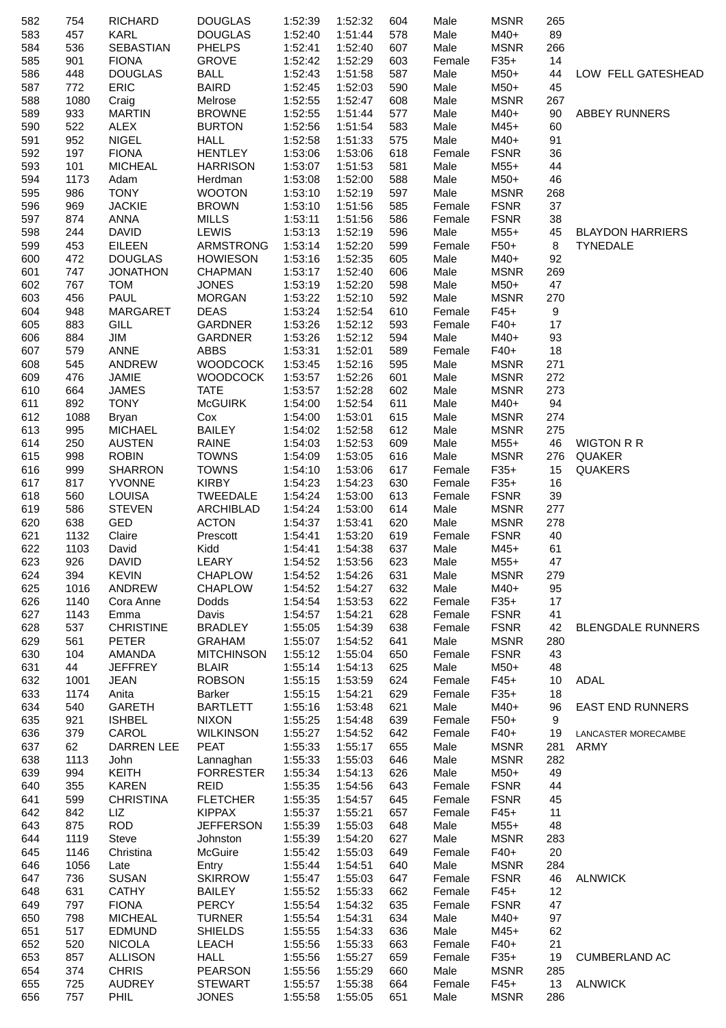| | | | | | | | | | | |
|---|---|---|---|---|---|---|---|---|---|---|
| 582 | 754 | RICHARD | DOUGLAS | 1:52:39 | 1:52:32 | 604 | Male | MSNR | 265 | |
| 583 | 457 | KARL | DOUGLAS | 1:52:40 | 1:51:44 | 578 | Male | M40+ | 89 | |
| 584 | 536 | SEBASTIAN | PHELPS | 1:52:41 | 1:52:40 | 607 | Male | MSNR | 266 | |
| 585 | 901 | FIONA | GROVE | 1:52:42 | 1:52:29 | 603 | Female | F35+ | 14 | |
| 586 | 448 | DOUGLAS | BALL | 1:52:43 | 1:51:58 | 587 | Male | M50+ | 44 | LOW FELL GATESHEAD |
| 587 | 772 | ERIC | BAIRD | 1:52:45 | 1:52:03 | 590 | Male | M50+ | 45 | |
| 588 | 1080 | Craig | Melrose | 1:52:55 | 1:52:47 | 608 | Male | MSNR | 267 | |
| 589 | 933 | MARTIN | BROWNE | 1:52:55 | 1:51:44 | 577 | Male | M40+ | 90 | ABBEY RUNNERS |
| 590 | 522 | ALEX | BURTON | 1:52:56 | 1:51:54 | 583 | Male | M45+ | 60 | |
| 591 | 952 | NIGEL | HALL | 1:52:58 | 1:51:33 | 575 | Male | M40+ | 91 | |
| 592 | 197 | FIONA | HENTLEY | 1:53:06 | 1:53:06 | 618 | Female | FSNR | 36 | |
| 593 | 101 | MICHEAL | HARRISON | 1:53:07 | 1:51:53 | 581 | Male | M55+ | 44 | |
| 594 | 1173 | Adam | Herdman | 1:53:08 | 1:52:00 | 588 | Male | M50+ | 46 | |
| 595 | 986 | TONY | WOOTON | 1:53:10 | 1:52:19 | 597 | Male | MSNR | 268 | |
| 596 | 969 | JACKIE | BROWN | 1:53:10 | 1:51:56 | 585 | Female | FSNR | 37 | |
| 597 | 874 | ANNA | MILLS | 1:53:11 | 1:51:56 | 586 | Female | FSNR | 38 | |
| 598 | 244 | DAVID | LEWIS | 1:53:13 | 1:52:19 | 596 | Male | M55+ | 45 | BLAYDON HARRIERS |
| 599 | 453 | EILEEN | ARMSTRONG | 1:53:14 | 1:52:20 | 599 | Female | F50+ | 8 | TYNEDALE |
| 600 | 472 | DOUGLAS | HOWIESON | 1:53:16 | 1:52:35 | 605 | Male | M40+ | 92 | |
| 601 | 747 | JONATHON | CHAPMAN | 1:53:17 | 1:52:40 | 606 | Male | MSNR | 269 | |
| 602 | 767 | TOM | JONES | 1:53:19 | 1:52:20 | 598 | Male | M50+ | 47 | |
| 603 | 456 | PAUL | MORGAN | 1:53:22 | 1:52:10 | 592 | Male | MSNR | 270 | |
| 604 | 948 | MARGARET | DEAS | 1:53:24 | 1:52:54 | 610 | Female | F45+ | 9 | |
| 605 | 883 | GILL | GARDNER | 1:53:26 | 1:52:12 | 593 | Female | F40+ | 17 | |
| 606 | 884 | JIM | GARDNER | 1:53:26 | 1:52:12 | 594 | Male | M40+ | 93 | |
| 607 | 579 | ANNE | ABBS | 1:53:31 | 1:52:01 | 589 | Female | F40+ | 18 | |
| 608 | 545 | ANDREW | WOODCOCK | 1:53:45 | 1:52:16 | 595 | Male | MSNR | 271 | |
| 609 | 476 | JAMIE | WOODCOCK | 1:53:57 | 1:52:26 | 601 | Male | MSNR | 272 | |
| 610 | 664 | JAMES | TATE | 1:53:57 | 1:52:28 | 602 | Male | MSNR | 273 | |
| 611 | 892 | TONY | McGUIRK | 1:54:00 | 1:52:54 | 611 | Male | M40+ | 94 | |
| 612 | 1088 | Bryan | Cox | 1:54:00 | 1:53:01 | 615 | Male | MSNR | 274 | |
| 613 | 995 | MICHAEL | BAILEY | 1:54:02 | 1:52:58 | 612 | Male | MSNR | 275 | |
| 614 | 250 | AUSTEN | RAINE | 1:54:03 | 1:52:53 | 609 | Male | M55+ | 46 | WIGTON R R |
| 615 | 998 | ROBIN | TOWNS | 1:54:09 | 1:53:05 | 616 | Male | MSNR | 276 | QUAKER |
| 616 | 999 | SHARRON | TOWNS | 1:54:10 | 1:53:06 | 617 | Female | F35+ | 15 | QUAKERS |
| 617 | 817 | YVONNE | KIRBY | 1:54:23 | 1:54:23 | 630 | Female | F35+ | 16 | |
| 618 | 560 | LOUISA | TWEEDALE | 1:54:24 | 1:53:00 | 613 | Female | FSNR | 39 | |
| 619 | 586 | STEVEN | ARCHIBLAD | 1:54:24 | 1:53:00 | 614 | Male | MSNR | 277 | |
| 620 | 638 | GED | ACTON | 1:54:37 | 1:53:41 | 620 | Male | MSNR | 278 | |
| 621 | 1132 | Claire | Prescott | 1:54:41 | 1:53:20 | 619 | Female | FSNR | 40 | |
| 622 | 1103 | David | Kidd | 1:54:41 | 1:54:38 | 637 | Male | M45+ | 61 | |
| 623 | 926 | DAVID | LEARY | 1:54:52 | 1:53:56 | 623 | Male | M55+ | 47 | |
| 624 | 394 | KEVIN | CHAPLOW | 1:54:52 | 1:54:26 | 631 | Male | MSNR | 279 | |
| 625 | 1016 | ANDREW | CHAPLOW | 1:54:52 | 1:54:27 | 632 | Male | M40+ | 95 | |
| 626 | 1140 | Cora Anne | Dodds | 1:54:54 | 1:53:53 | 622 | Female | F35+ | 17 | |
| 627 | 1143 | Emma | Davis | 1:54:57 | 1:54:21 | 628 | Female | FSNR | 41 | |
| 628 | 537 | CHRISTINE | BRADLEY | 1:55:05 | 1:54:39 | 638 | Female | FSNR | 42 | BLENGDALE RUNNERS |
| 629 | 561 | PETER | GRAHAM | 1:55:07 | 1:54:52 | 641 | Male | MSNR | 280 | |
| 630 | 104 | AMANDA | MITCHINSON | 1:55:12 | 1:55:04 | 650 | Female | FSNR | 43 | |
| 631 | 44 | JEFFREY | BLAIR | 1:55:14 | 1:54:13 | 625 | Male | M50+ | 48 | |
| 632 | 1001 | JEAN | ROBSON | 1:55:15 | 1:53:59 | 624 | Female | F45+ | 10 | ADAL |
| 633 | 1174 | Anita | Barker | 1:55:15 | 1:54:21 | 629 | Female | F35+ | 18 | |
| 634 | 540 | GARETH | BARTLETT | 1:55:16 | 1:53:48 | 621 | Male | M40+ | 96 | EAST END RUNNERS |
| 635 | 921 | ISHBEL | NIXON | 1:55:25 | 1:54:48 | 639 | Female | F50+ | 9 | |
| 636 | 379 | CAROL | WILKINSON | 1:55:27 | 1:54:52 | 642 | Female | F40+ | 19 | LANCASTER MORECAMBE |
| 637 | 62 | DARREN LEE | PEAT | 1:55:33 | 1:55:17 | 655 | Male | MSNR | 281 | ARMY |
| 638 | 1113 | John | Lannaghan | 1:55:33 | 1:55:03 | 646 | Male | MSNR | 282 | |
| 639 | 994 | KEITH | FORRESTER | 1:55:34 | 1:54:13 | 626 | Male | M50+ | 49 | |
| 640 | 355 | KAREN | REID | 1:55:35 | 1:54:56 | 643 | Female | FSNR | 44 | |
| 641 | 599 | CHRISTINA | FLETCHER | 1:55:35 | 1:54:57 | 645 | Female | FSNR | 45 | |
| 642 | 842 | LIZ | KIPPAX | 1:55:37 | 1:55:21 | 657 | Female | F45+ | 11 | |
| 643 | 875 | ROD | JEFFERSON | 1:55:39 | 1:55:03 | 648 | Male | M55+ | 48 | |
| 644 | 1119 | Steve | Johnston | 1:55:39 | 1:54:20 | 627 | Male | MSNR | 283 | |
| 645 | 1146 | Christina | McGuire | 1:55:42 | 1:55:03 | 649 | Female | F40+ | 20 | |
| 646 | 1056 | Late | Entry | 1:55:44 | 1:54:51 | 640 | Male | MSNR | 284 | |
| 647 | 736 | SUSAN | SKIRROW | 1:55:47 | 1:55:03 | 647 | Female | FSNR | 46 | ALNWICK |
| 648 | 631 | CATHY | BAILEY | 1:55:52 | 1:55:33 | 662 | Female | F45+ | 12 | |
| 649 | 797 | FIONA | PERCY | 1:55:54 | 1:54:32 | 635 | Female | FSNR | 47 | |
| 650 | 798 | MICHEAL | TURNER | 1:55:54 | 1:54:31 | 634 | Male | M40+ | 97 | |
| 651 | 517 | EDMUND | SHIELDS | 1:55:55 | 1:54:33 | 636 | Male | M45+ | 62 | |
| 652 | 520 | NICOLA | LEACH | 1:55:56 | 1:55:33 | 663 | Female | F40+ | 21 | |
| 653 | 857 | ALLISON | HALL | 1:55:56 | 1:55:27 | 659 | Female | F35+ | 19 | CUMBERLAND AC |
| 654 | 374 | CHRIS | PEARSON | 1:55:56 | 1:55:29 | 660 | Male | MSNR | 285 | |
| 655 | 725 | AUDREY | STEWART | 1:55:57 | 1:55:38 | 664 | Female | F45+ | 13 | ALNWICK |
| 656 | 757 | PHIL | JONES | 1:55:58 | 1:55:05 | 651 | Male | MSNR | 286 | |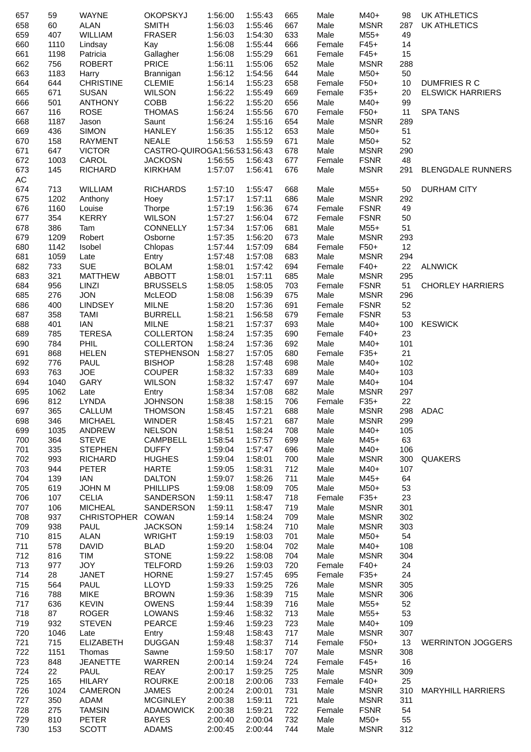| | | | | | | | | | | |
|---|---|---|---|---|---|---|---|---|---|---|
| 657 | 59 | WAYNE | OKOPSKYJ | 1:56:00 | 1:55:43 | 665 | Male | M40+ | 98 | UK ATHLETICS |
| 658 | 60 | ALAN | SMITH | 1:56:03 | 1:55:46 | 667 | Male | MSNR | 287 | UK ATHLETICS |
| 659 | 407 | WILLIAM | FRASER | 1:56:03 | 1:54:30 | 633 | Male | M55+ | 49 | |
| 660 | 1110 | Lindsay | Kay | 1:56:08 | 1:55:44 | 666 | Female | F45+ | 14 | |
| 661 | 1198 | Patricia | Gallagher | 1:56:08 | 1:55:29 | 661 | Female | F45+ | 15 | |
| 662 | 756 | ROBERT | PRICE | 1:56:11 | 1:55:06 | 652 | Male | MSNR | 288 | |
| 663 | 1183 | Harry | Brannigan | 1:56:12 | 1:54:56 | 644 | Male | M50+ | 50 | |
| 664 | 644 | CHRISTINE | CLEMIE | 1:56:14 | 1:55:23 | 658 | Female | F50+ | 10 | DUMFRIES R C |
| 665 | 671 | SUSAN | WILSON | 1:56:22 | 1:55:49 | 669 | Female | F35+ | 20 | ELSWICK HARRIERS |
| 666 | 501 | ANTHONY | COBB | 1:56:22 | 1:55:20 | 656 | Male | M40+ | 99 | |
| 667 | 116 | ROSE | THOMAS | 1:56:24 | 1:55:56 | 670 | Female | F50+ | 11 | SPA TANS |
| 668 | 1187 | Jason | Saunt | 1:56:24 | 1:55:16 | 654 | Male | MSNR | 289 | |
| 669 | 436 | SIMON | HANLEY | 1:56:35 | 1:55:12 | 653 | Male | M50+ | 51 | |
| 670 | 158 | RAYMENT | NEALE | 1:56:53 | 1:55:59 | 671 | Male | M50+ | 52 | |
| 671 | 647 | VICTOR | CASTRO-QUIROGA | 1:56:53 | 1:56:43 | 678 | Male | MSNR | 290 | |
| 672 | 1003 | CAROL | JACKOSN | 1:56:55 | 1:56:43 | 677 | Female | FSNR | 48 | |
| 673 | 145 | RICHARD | KIRKHAM | 1:57:07 | 1:56:41 | 676 | Male | MSNR | 291 | BLENGDALE RUNNERS AC |
| 674 | 713 | WILLIAM | RICHARDS | 1:57:10 | 1:55:47 | 668 | Male | M55+ | 50 | DURHAM CITY |
| 675 | 1202 | Anthony | Hoey | 1:57:17 | 1:57:11 | 686 | Male | MSNR | 292 | |
| 676 | 1160 | Louise | Thorpe | 1:57:19 | 1:56:36 | 674 | Female | FSNR | 49 | |
| 677 | 354 | KERRY | WILSON | 1:57:27 | 1:56:04 | 672 | Female | FSNR | 50 | |
| 678 | 386 | Tam | CONNELLY | 1:57:34 | 1:57:06 | 681 | Male | M55+ | 51 | |
| 679 | 1209 | Robert | Osborne | 1:57:35 | 1:56:20 | 673 | Male | MSNR | 293 | |
| 680 | 1142 | Isobel | Chlopas | 1:57:44 | 1:57:09 | 684 | Female | F50+ | 12 | |
| 681 | 1059 | Late | Entry | 1:57:48 | 1:57:08 | 683 | Male | MSNR | 294 | |
| 682 | 733 | SUE | BOLAM | 1:58:01 | 1:57:42 | 694 | Female | F40+ | 22 | ALNWICK |
| 683 | 321 | MATTHEW | ABBOTT | 1:58:01 | 1:57:11 | 685 | Male | MSNR | 295 | |
| 684 | 956 | LINZI | BRUSSELS | 1:58:05 | 1:58:05 | 703 | Female | FSNR | 51 | CHORLEY HARRIERS |
| 685 | 276 | JON | McLEOD | 1:58:08 | 1:56:39 | 675 | Male | MSNR | 296 | |
| 686 | 400 | LINDSEY | MILNE | 1:58:20 | 1:57:36 | 691 | Female | FSNR | 52 | |
| 687 | 358 | TAMI | BURRELL | 1:58:21 | 1:56:58 | 679 | Female | FSNR | 53 | |
| 688 | 401 | IAN | MILNE | 1:58:21 | 1:57:37 | 693 | Male | M40+ | 100 | KESWICK |
| 689 | 785 | TERESA | COLLERTON | 1:58:24 | 1:57:35 | 690 | Female | F40+ | 23 | |
| 690 | 784 | PHIL | COLLERTON | 1:58:24 | 1:57:36 | 692 | Male | M40+ | 101 | |
| 691 | 868 | HELEN | STEPHENSON | 1:58:27 | 1:57:05 | 680 | Female | F35+ | 21 | |
| 692 | 776 | PAUL | BISHOP | 1:58:28 | 1:57:48 | 698 | Male | M40+ | 102 | |
| 693 | 763 | JOE | COUPER | 1:58:32 | 1:57:33 | 689 | Male | M40+ | 103 | |
| 694 | 1040 | GARY | WILSON | 1:58:32 | 1:57:47 | 697 | Male | M40+ | 104 | |
| 695 | 1062 | Late | Entry | 1:58:34 | 1:57:08 | 682 | Male | MSNR | 297 | |
| 696 | 812 | LYNDA | JOHNSON | 1:58:38 | 1:58:15 | 706 | Female | F35+ | 22 | |
| 697 | 365 | CALLUM | THOMSON | 1:58:45 | 1:57:21 | 688 | Male | MSNR | 298 | ADAC |
| 698 | 346 | MICHAEL | WINDER | 1:58:45 | 1:57:21 | 687 | Male | MSNR | 299 | |
| 699 | 1035 | ANDREW | NELSON | 1:58:51 | 1:58:24 | 708 | Male | M40+ | 105 | |
| 700 | 364 | STEVE | CAMPBELL | 1:58:54 | 1:57:57 | 699 | Male | M45+ | 63 | |
| 701 | 335 | STEPHEN | DUFFY | 1:59:04 | 1:57:47 | 696 | Male | M40+ | 106 | |
| 702 | 993 | RICHARD | HUGHES | 1:59:04 | 1:58:01 | 700 | Male | MSNR | 300 | QUAKERS |
| 703 | 944 | PETER | HARTE | 1:59:05 | 1:58:31 | 712 | Male | M40+ | 107 | |
| 704 | 139 | IAN | DALTON | 1:59:07 | 1:58:26 | 711 | Male | M45+ | 64 | |
| 705 | 619 | JOHN M | PHILLIPS | 1:59:08 | 1:58:09 | 705 | Male | M50+ | 53 | |
| 706 | 107 | CELIA | SANDERSON | 1:59:11 | 1:58:47 | 718 | Female | F35+ | 23 | |
| 707 | 106 | MICHEAL | SANDERSON | 1:59:11 | 1:58:47 | 719 | Male | MSNR | 301 | |
| 708 | 937 | CHRISTOPHER | COWAN | 1:59:14 | 1:58:24 | 709 | Male | MSNR | 302 | |
| 709 | 938 | PAUL | JACKSON | 1:59:14 | 1:58:24 | 710 | Male | MSNR | 303 | |
| 710 | 815 | ALAN | WRIGHT | 1:59:19 | 1:58:03 | 701 | Male | M50+ | 54 | |
| 711 | 578 | DAVID | BLAD | 1:59:20 | 1:58:04 | 702 | Male | M40+ | 108 | |
| 712 | 816 | TIM | STONE | 1:59:22 | 1:58:08 | 704 | Male | MSNR | 304 | |
| 713 | 977 | JOY | TELFORD | 1:59:26 | 1:59:03 | 720 | Female | F40+ | 24 | |
| 714 | 28 | JANET | HORNE | 1:59:27 | 1:57:45 | 695 | Female | F35+ | 24 | |
| 715 | 564 | PAUL | LLOYD | 1:59:33 | 1:59:25 | 726 | Male | MSNR | 305 | |
| 716 | 788 | MIKE | BROWN | 1:59:36 | 1:58:39 | 715 | Male | MSNR | 306 | |
| 717 | 636 | KEVIN | OWENS | 1:59:44 | 1:58:39 | 716 | Male | M55+ | 52 | |
| 718 | 87 | ROGER | LOWANS | 1:59:46 | 1:58:32 | 713 | Male | M55+ | 53 | |
| 719 | 932 | STEVEN | PEARCE | 1:59:46 | 1:59:23 | 723 | Male | M40+ | 109 | |
| 720 | 1046 | Late | Entry | 1:59:48 | 1:58:43 | 717 | Male | MSNR | 307 | |
| 721 | 715 | ELIZABETH | DUGGAN | 1:59:48 | 1:58:37 | 714 | Female | F50+ | 13 | WERRINTON JOGGERS |
| 722 | 1151 | Thomas | Sawne | 1:59:50 | 1:58:17 | 707 | Male | MSNR | 308 | |
| 723 | 848 | JEANETTE | WARREN | 2:00:14 | 1:59:24 | 724 | Female | F45+ | 16 | |
| 724 | 22 | PAUL | REAY | 2:00:17 | 1:59:25 | 725 | Male | MSNR | 309 | |
| 725 | 165 | HILARY | ROURKE | 2:00:18 | 2:00:06 | 733 | Female | F40+ | 25 | |
| 726 | 1024 | CAMERON | JAMES | 2:00:24 | 2:00:01 | 731 | Male | MSNR | 310 | MARYHILL HARRIERS |
| 727 | 350 | ADAM | MCGINLEY | 2:00:38 | 1:59:11 | 721 | Male | MSNR | 311 | |
| 728 | 275 | TAMSIN | ADAMOWICK | 2:00:38 | 1:59:21 | 722 | Female | FSNR | 54 | |
| 729 | 810 | PETER | BAYES | 2:00:40 | 2:00:04 | 732 | Male | M50+ | 55 | |
| 730 | 153 | SCOTT | ADAMS | 2:00:45 | 2:00:44 | 744 | Male | MSNR | 312 | |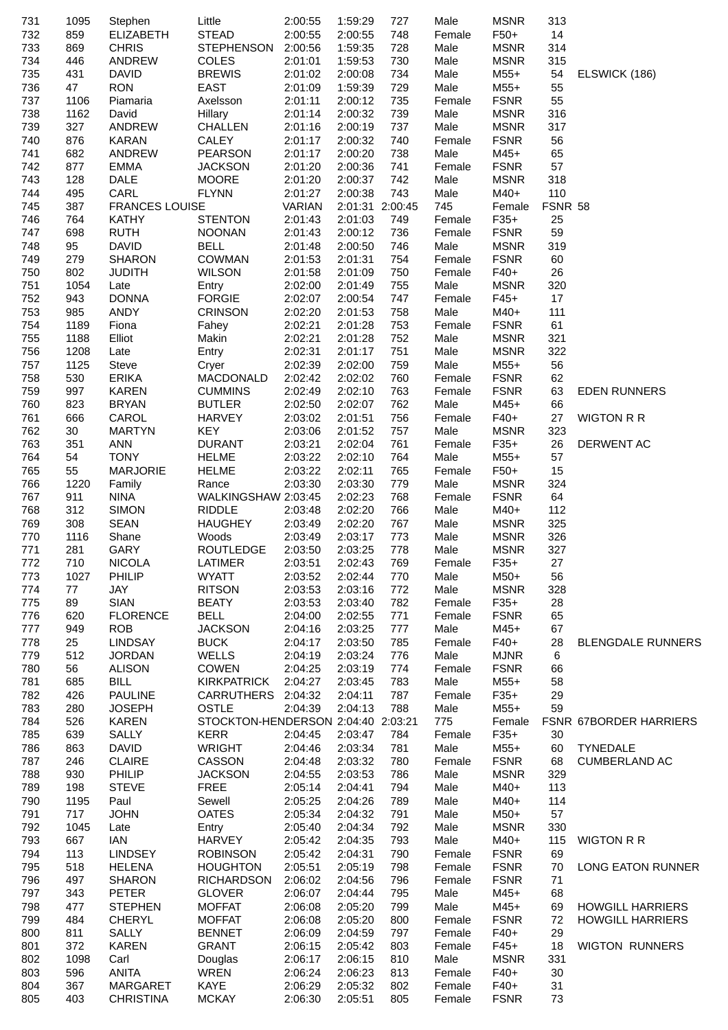| | | | | | | | | | | |
|---|---|---|---|---|---|---|---|---|---|---|
| 731 | 1095 | Stephen | Little | 2:00:55 | 1:59:29 | 727 | Male | MSNR | 313 | |
| 732 | 859 | ELIZABETH | STEAD | 2:00:55 | 2:00:55 | 748 | Female | F50+ | 14 | |
| 733 | 869 | CHRIS | STEPHENSON | 2:00:56 | 1:59:35 | 728 | Male | MSNR | 314 | |
| 734 | 446 | ANDREW | COLES | 2:01:01 | 1:59:53 | 730 | Male | MSNR | 315 | |
| 735 | 431 | DAVID | BREWIS | 2:01:02 | 2:00:08 | 734 | Male | M55+ | 54 | ELSWICK (186) |
| 736 | 47 | RON | EAST | 2:01:09 | 1:59:39 | 729 | Male | M55+ | 55 | |
| 737 | 1106 | Piamaria | Axelsson | 2:01:11 | 2:00:12 | 735 | Female | FSNR | 55 | |
| 738 | 1162 | David | Hillary | 2:01:14 | 2:00:32 | 739 | Male | MSNR | 316 | |
| 739 | 327 | ANDREW | CHALLEN | 2:01:16 | 2:00:19 | 737 | Male | MSNR | 317 | |
| 740 | 876 | KARAN | CALEY | 2:01:17 | 2:00:32 | 740 | Female | FSNR | 56 | |
| 741 | 682 | ANDREW | PEARSON | 2:01:17 | 2:00:20 | 738 | Male | M45+ | 65 | |
| 742 | 877 | EMMA | JACKSON | 2:01:20 | 2:00:36 | 741 | Female | FSNR | 57 | |
| 743 | 128 | DALE | MOORE | 2:01:20 | 2:00:37 | 742 | Male | MSNR | 318 | |
| 744 | 495 | CARL | FLYNN | 2:01:27 | 2:00:38 | 743 | Male | M40+ | 110 | |
| 745 | 387 | FRANCES LOUISE | VARIAN | 2:01:31 | 2:00:45 | 745 | Female | FSNR | 58 | |
| 746 | 764 | KATHY | STENTON | 2:01:43 | 2:01:03 | 749 | Female | F35+ | 25 | |
| 747 | 698 | RUTH | NOONAN | 2:01:43 | 2:00:12 | 736 | Female | FSNR | 59 | |
| 748 | 95 | DAVID | BELL | 2:01:48 | 2:00:50 | 746 | Male | MSNR | 319 | |
| 749 | 279 | SHARON | COWMAN | 2:01:53 | 2:01:31 | 754 | Female | FSNR | 60 | |
| 750 | 802 | JUDITH | WILSON | 2:01:58 | 2:01:09 | 750 | Female | F40+ | 26 | |
| 751 | 1054 | Late | Entry | 2:02:00 | 2:01:49 | 755 | Male | MSNR | 320 | |
| 752 | 943 | DONNA | FORGIE | 2:02:07 | 2:00:54 | 747 | Female | F45+ | 17 | |
| 753 | 985 | ANDY | CRINSON | 2:02:20 | 2:01:53 | 758 | Male | M40+ | 111 | |
| 754 | 1189 | Fiona | Fahey | 2:02:21 | 2:01:28 | 753 | Female | FSNR | 61 | |
| 755 | 1188 | Elliot | Makin | 2:02:21 | 2:01:28 | 752 | Male | MSNR | 321 | |
| 756 | 1208 | Late | Entry | 2:02:31 | 2:01:17 | 751 | Male | MSNR | 322 | |
| 757 | 1125 | Steve | Cryer | 2:02:39 | 2:02:00 | 759 | Male | M55+ | 56 | |
| 758 | 530 | ERIKA | MACDONALD | 2:02:42 | 2:02:02 | 760 | Female | FSNR | 62 | |
| 759 | 997 | KAREN | CUMMINS | 2:02:49 | 2:02:10 | 763 | Female | FSNR | 63 | EDEN RUNNERS |
| 760 | 823 | BRYAN | BUTLER | 2:02:50 | 2:02:07 | 762 | Male | M45+ | 66 | |
| 761 | 666 | CAROL | HARVEY | 2:03:02 | 2:01:51 | 756 | Female | F40+ | 27 | WIGTON R R |
| 762 | 30 | MARTYN | KEY | 2:03:06 | 2:01:52 | 757 | Male | MSNR | 323 | |
| 763 | 351 | ANN | DURANT | 2:03:21 | 2:02:04 | 761 | Female | F35+ | 26 | DERWENT AC |
| 764 | 54 | TONY | HELME | 2:03:22 | 2:02:10 | 764 | Male | M55+ | 57 | |
| 765 | 55 | MARJORIE | HELME | 2:03:22 | 2:02:11 | 765 | Female | F50+ | 15 | |
| 766 | 1220 | Family | Rance | 2:03:30 | 2:03:30 | 779 | Male | MSNR | 324 | |
| 767 | 911 | NINA | WALKINGSHAW | 2:03:45 | 2:02:23 | 768 | Female | FSNR | 64 | |
| 768 | 312 | SIMON | RIDDLE | 2:03:48 | 2:02:20 | 766 | Male | M40+ | 112 | |
| 769 | 308 | SEAN | HAUGHEY | 2:03:49 | 2:02:20 | 767 | Male | MSNR | 325 | |
| 770 | 1116 | Shane | Woods | 2:03:49 | 2:03:17 | 773 | Male | MSNR | 326 | |
| 771 | 281 | GARY | ROUTLEDGE | 2:03:50 | 2:03:25 | 778 | Male | MSNR | 327 | |
| 772 | 710 | NICOLA | LATIMER | 2:03:51 | 2:02:43 | 769 | Female | F35+ | 27 | |
| 773 | 1027 | PHILIP | WYATT | 2:03:52 | 2:02:44 | 770 | Male | M50+ | 56 | |
| 774 | 77 | JAY | RITSON | 2:03:53 | 2:03:16 | 772 | Male | MSNR | 328 | |
| 775 | 89 | SIAN | BEATY | 2:03:53 | 2:03:40 | 782 | Female | F35+ | 28 | |
| 776 | 620 | FLORENCE | BELL | 2:04:00 | 2:02:55 | 771 | Female | FSNR | 65 | |
| 777 | 949 | ROB | JACKSON | 2:04:16 | 2:03:25 | 777 | Male | M45+ | 67 | |
| 778 | 25 | LINDSAY | BUCK | 2:04:17 | 2:03:50 | 785 | Female | F40+ | 28 | BLENGDALE RUNNERS |
| 779 | 512 | JORDAN | WELLS | 2:04:19 | 2:03:24 | 776 | Male | MJNR | 6 | |
| 780 | 56 | ALISON | COWEN | 2:04:25 | 2:03:19 | 774 | Female | FSNR | 66 | |
| 781 | 685 | BILL | KIRKPATRICK | 2:04:27 | 2:03:45 | 783 | Male | M55+ | 58 | |
| 782 | 426 | PAULINE | CARRUTHERS | 2:04:32 | 2:04:11 | 787 | Female | F35+ | 29 | |
| 783 | 280 | JOSEPH | OSTLE | 2:04:39 | 2:04:13 | 788 | Male | M55+ | 59 | |
| 784 | 526 | KAREN | STOCKTON-HENDERSON | 2:04:40 | 2:03:21 | 775 | Female | FSNR | 67 | BORDER HARRIERS |
| 785 | 639 | SALLY | KERR | 2:04:45 | 2:03:47 | 784 | Female | F35+ | 30 | |
| 786 | 863 | DAVID | WRIGHT | 2:04:46 | 2:03:34 | 781 | Male | M55+ | 60 | TYNEDALE |
| 787 | 246 | CLAIRE | CASSON | 2:04:48 | 2:03:32 | 780 | Female | FSNR | 68 | CUMBERLAND AC |
| 788 | 930 | PHILIP | JACKSON | 2:04:55 | 2:03:53 | 786 | Male | MSNR | 329 | |
| 789 | 198 | STEVE | FREE | 2:05:14 | 2:04:41 | 794 | Male | M40+ | 113 | |
| 790 | 1195 | Paul | Sewell | 2:05:25 | 2:04:26 | 789 | Male | M40+ | 114 | |
| 791 | 717 | JOHN | OATES | 2:05:34 | 2:04:32 | 791 | Male | M50+ | 57 | |
| 792 | 1045 | Late | Entry | 2:05:40 | 2:04:34 | 792 | Male | MSNR | 330 | |
| 793 | 667 | IAN | HARVEY | 2:05:42 | 2:04:35 | 793 | Male | M40+ | 115 | WIGTON R R |
| 794 | 113 | LINDSEY | ROBINSON | 2:05:42 | 2:04:31 | 790 | Female | FSNR | 69 | |
| 795 | 518 | HELENA | HOUGHTON | 2:05:51 | 2:05:19 | 798 | Female | FSNR | 70 | LONG EATON RUNNER |
| 796 | 497 | SHARON | RICHARDSON | 2:06:02 | 2:04:56 | 796 | Female | FSNR | 71 | |
| 797 | 343 | PETER | GLOVER | 2:06:07 | 2:04:44 | 795 | Male | M45+ | 68 | |
| 798 | 477 | STEPHEN | MOFFAT | 2:06:08 | 2:05:20 | 799 | Male | M45+ | 69 | HOWGILL HARRIERS |
| 799 | 484 | CHERYL | MOFFAT | 2:06:08 | 2:05:20 | 800 | Female | FSNR | 72 | HOWGILL HARRIERS |
| 800 | 811 | SALLY | BENNET | 2:06:09 | 2:04:59 | 797 | Female | F40+ | 29 | |
| 801 | 372 | KAREN | GRANT | 2:06:15 | 2:05:42 | 803 | Female | F45+ | 18 | WIGTON RUNNERS |
| 802 | 1098 | Carl | Douglas | 2:06:17 | 2:06:15 | 810 | Male | MSNR | 331 | |
| 803 | 596 | ANITA | WREN | 2:06:24 | 2:06:23 | 813 | Female | F40+ | 30 | |
| 804 | 367 | MARGARET | KAYE | 2:06:29 | 2:05:32 | 802 | Female | F40+ | 31 | |
| 805 | 403 | CHRISTINA | MCKAY | 2:06:30 | 2:05:51 | 805 | Female | FSNR | 73 | |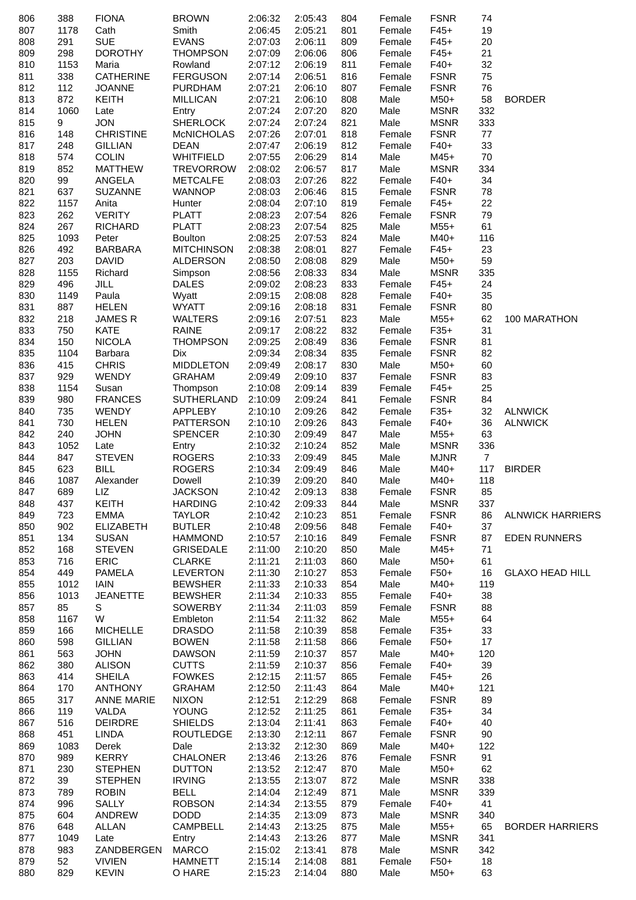| | | | | | | | | | | |
|---|---|---|---|---|---|---|---|---|---|---|
| 806 | 388 | FIONA | BROWN | 2:06:32 | 2:05:43 | 804 | Female | FSNR | 74 | |
| 807 | 1178 | Cath | Smith | 2:06:45 | 2:05:21 | 801 | Female | F45+ | 19 | |
| 808 | 291 | SUE | EVANS | 2:07:03 | 2:06:11 | 809 | Female | F45+ | 20 | |
| 809 | 298 | DOROTHY | THOMPSON | 2:07:09 | 2:06:06 | 806 | Female | F45+ | 21 | |
| 810 | 1153 | Maria | Rowland | 2:07:12 | 2:06:19 | 811 | Female | F40+ | 32 | |
| 811 | 338 | CATHERINE | FERGUSON | 2:07:14 | 2:06:51 | 816 | Female | FSNR | 75 | |
| 812 | 112 | JOANNE | PURDHAM | 2:07:21 | 2:06:10 | 807 | Female | FSNR | 76 | |
| 813 | 872 | KEITH | MILLICAN | 2:07:21 | 2:06:10 | 808 | Male | M50+ | 58 | BORDER |
| 814 | 1060 | Late | Entry | 2:07:24 | 2:07:20 | 820 | Male | MSNR | 332 | |
| 815 | 9 | JON | SHERLOCK | 2:07:24 | 2:07:24 | 821 | Male | MSNR | 333 | |
| 816 | 148 | CHRISTINE | McNICHOLAS | 2:07:26 | 2:07:01 | 818 | Female | FSNR | 77 | |
| 817 | 248 | GILLIAN | DEAN | 2:07:47 | 2:06:19 | 812 | Female | F40+ | 33 | |
| 818 | 574 | COLIN | WHITFIELD | 2:07:55 | 2:06:29 | 814 | Male | M45+ | 70 | |
| 819 | 852 | MATTHEW | TREVORROW | 2:08:02 | 2:06:57 | 817 | Male | MSNR | 334 | |
| 820 | 99 | ANGELA | METCALFE | 2:08:03 | 2:07:26 | 822 | Female | F40+ | 34 | |
| 821 | 637 | SUZANNE | WANNOP | 2:08:03 | 2:06:46 | 815 | Female | FSNR | 78 | |
| 822 | 1157 | Anita | Hunter | 2:08:04 | 2:07:10 | 819 | Female | F45+ | 22 | |
| 823 | 262 | VERITY | PLATT | 2:08:23 | 2:07:54 | 826 | Female | FSNR | 79 | |
| 824 | 267 | RICHARD | PLATT | 2:08:23 | 2:07:54 | 825 | Male | M55+ | 61 | |
| 825 | 1093 | Peter | Boulton | 2:08:25 | 2:07:53 | 824 | Male | M40+ | 116 | |
| 826 | 492 | BARBARA | MITCHINSON | 2:08:38 | 2:08:01 | 827 | Female | F45+ | 23 | |
| 827 | 203 | DAVID | ALDERSON | 2:08:50 | 2:08:08 | 829 | Male | M50+ | 59 | |
| 828 | 1155 | Richard | Simpson | 2:08:56 | 2:08:33 | 834 | Male | MSNR | 335 | |
| 829 | 496 | JILL | DALES | 2:09:02 | 2:08:23 | 833 | Female | F45+ | 24 | |
| 830 | 1149 | Paula | Wyatt | 2:09:15 | 2:08:08 | 828 | Female | F40+ | 35 | |
| 831 | 887 | HELEN | WYATT | 2:09:16 | 2:08:18 | 831 | Female | FSNR | 80 | |
| 832 | 218 | JAMES R | WALTERS | 2:09:16 | 2:07:51 | 823 | Male | M55+ | 62 | 100 MARATHON |
| 833 | 750 | KATE | RAINE | 2:09:17 | 2:08:22 | 832 | Female | F35+ | 31 | |
| 834 | 150 | NICOLA | THOMPSON | 2:09:25 | 2:08:49 | 836 | Female | FSNR | 81 | |
| 835 | 1104 | Barbara | Dix | 2:09:34 | 2:08:34 | 835 | Female | FSNR | 82 | |
| 836 | 415 | CHRIS | MIDDLETON | 2:09:49 | 2:08:17 | 830 | Male | M50+ | 60 | |
| 837 | 929 | WENDY | GRAHAM | 2:09:49 | 2:09:10 | 837 | Female | FSNR | 83 | |
| 838 | 1154 | Susan | Thompson | 2:10:08 | 2:09:14 | 839 | Female | F45+ | 25 | |
| 839 | 980 | FRANCES | SUTHERLAND | 2:10:09 | 2:09:24 | 841 | Female | FSNR | 84 | |
| 840 | 735 | WENDY | APPLEBY | 2:10:10 | 2:09:26 | 842 | Female | F35+ | 32 | ALNWICK |
| 841 | 730 | HELEN | PATTERSON | 2:10:10 | 2:09:26 | 843 | Female | F40+ | 36 | ALNWICK |
| 842 | 240 | JOHN | SPENCER | 2:10:30 | 2:09:49 | 847 | Male | M55+ | 63 | |
| 843 | 1052 | Late | Entry | 2:10:32 | 2:10:24 | 852 | Male | MSNR | 336 | |
| 844 | 847 | STEVEN | ROGERS | 2:10:33 | 2:09:49 | 845 | Male | MJNR | 7 | |
| 845 | 623 | BILL | ROGERS | 2:10:34 | 2:09:49 | 846 | Male | M40+ | 117 | BIRDER |
| 846 | 1087 | Alexander | Dowell | 2:10:39 | 2:09:20 | 840 | Male | M40+ | 118 | |
| 847 | 689 | LIZ | JACKSON | 2:10:42 | 2:09:13 | 838 | Female | FSNR | 85 | |
| 848 | 437 | KEITH | HARDING | 2:10:42 | 2:09:33 | 844 | Male | MSNR | 337 | |
| 849 | 723 | EMMA | TAYLOR | 2:10:42 | 2:10:23 | 851 | Female | FSNR | 86 | ALNWICK HARRIERS |
| 850 | 902 | ELIZABETH | BUTLER | 2:10:48 | 2:09:56 | 848 | Female | F40+ | 37 | |
| 851 | 134 | SUSAN | HAMMOND | 2:10:57 | 2:10:16 | 849 | Female | FSNR | 87 | EDEN RUNNERS |
| 852 | 168 | STEVEN | GRISEDALE | 2:11:00 | 2:10:20 | 850 | Male | M45+ | 71 | |
| 853 | 716 | ERIC | CLARKE | 2:11:21 | 2:11:03 | 860 | Male | M50+ | 61 | |
| 854 | 449 | PAMELA | LEVERTON | 2:11:30 | 2:10:27 | 853 | Female | F50+ | 16 | GLAXO HEAD HILL |
| 855 | 1012 | IAIN | BEWSHER | 2:11:33 | 2:10:33 | 854 | Male | M40+ | 119 | |
| 856 | 1013 | JEANETTE | BEWSHER | 2:11:34 | 2:10:33 | 855 | Female | F40+ | 38 | |
| 857 | 85 | S | SOWERBY | 2:11:34 | 2:11:03 | 859 | Female | FSNR | 88 | |
| 858 | 1167 | W | Embleton | 2:11:54 | 2:11:32 | 862 | Male | M55+ | 64 | |
| 859 | 166 | MICHELLE | DRASDO | 2:11:58 | 2:10:39 | 858 | Female | F35+ | 33 | |
| 860 | 598 | GILLIAN | BOWEN | 2:11:58 | 2:11:58 | 866 | Female | F50+ | 17 | |
| 861 | 563 | JOHN | DAWSON | 2:11:59 | 2:10:37 | 857 | Male | M40+ | 120 | |
| 862 | 380 | ALISON | CUTTS | 2:11:59 | 2:10:37 | 856 | Female | F40+ | 39 | |
| 863 | 414 | SHEILA | FOWKES | 2:12:15 | 2:11:57 | 865 | Female | F45+ | 26 | |
| 864 | 170 | ANTHONY | GRAHAM | 2:12:50 | 2:11:43 | 864 | Male | M40+ | 121 | |
| 865 | 317 | ANNE MARIE | NIXON | 2:12:51 | 2:12:29 | 868 | Female | FSNR | 89 | |
| 866 | 119 | VALDA | YOUNG | 2:12:52 | 2:11:25 | 861 | Female | F35+ | 34 | |
| 867 | 516 | DEIRDRE | SHIELDS | 2:13:04 | 2:11:41 | 863 | Female | F40+ | 40 | |
| 868 | 451 | LINDA | ROUTLEDGE | 2:13:30 | 2:12:11 | 867 | Female | FSNR | 90 | |
| 869 | 1083 | Derek | Dale | 2:13:32 | 2:12:30 | 869 | Male | M40+ | 122 | |
| 870 | 989 | KERRY | CHALONER | 2:13:46 | 2:13:26 | 876 | Female | FSNR | 91 | |
| 871 | 230 | STEPHEN | DUTTON | 2:13:52 | 2:12:47 | 870 | Male | M50+ | 62 | |
| 872 | 39 | STEPHEN | IRVING | 2:13:55 | 2:13:07 | 872 | Male | MSNR | 338 | |
| 873 | 789 | ROBIN | BELL | 2:14:04 | 2:12:49 | 871 | Male | MSNR | 339 | |
| 874 | 996 | SALLY | ROBSON | 2:14:34 | 2:13:55 | 879 | Female | F40+ | 41 | |
| 875 | 604 | ANDREW | DODD | 2:14:35 | 2:13:09 | 873 | Male | MSNR | 340 | |
| 876 | 648 | ALLAN | CAMPBELL | 2:14:43 | 2:13:25 | 875 | Male | M55+ | 65 | BORDER HARRIERS |
| 877 | 1049 | Late | Entry | 2:14:43 | 2:13:26 | 877 | Male | MSNR | 341 | |
| 878 | 983 | ZANDBERGEN | MARCO | 2:15:02 | 2:13:41 | 878 | Male | MSNR | 342 | |
| 879 | 52 | VIVIEN | HAMNETT | 2:15:14 | 2:14:08 | 881 | Female | F50+ | 18 | |
| 880 | 829 | KEVIN | O HARE | 2:15:23 | 2:14:04 | 880 | Male | M50+ | 63 | |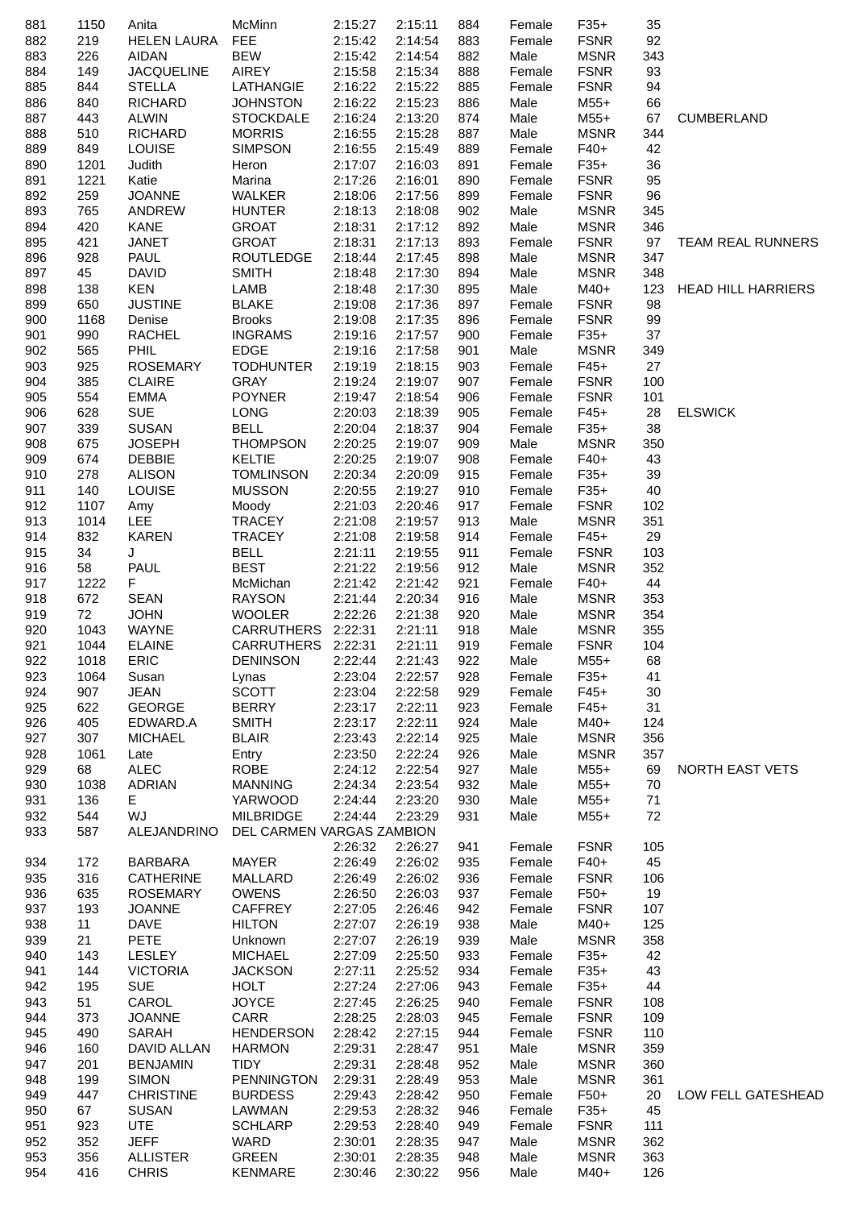| | | | | | | | | | | |
|---|---|---|---|---|---|---|---|---|---|---|
| 881 | 1150 | Anita | McMinn | 2:15:27 | 2:15:11 | 884 | Female | F35+ | 35 | |
| 882 | 219 | HELEN LAURA | FEE | 2:15:42 | 2:14:54 | 883 | Female | FSNR | 92 | |
| 883 | 226 | AIDAN | BEW | 2:15:42 | 2:14:54 | 882 | Male | MSNR | 343 | |
| 884 | 149 | JACQUELINE | AIREY | 2:15:58 | 2:15:34 | 888 | Female | FSNR | 93 | |
| 885 | 844 | STELLA | LATHANGIE | 2:16:22 | 2:15:22 | 885 | Female | FSNR | 94 | |
| 886 | 840 | RICHARD | JOHNSTON | 2:16:22 | 2:15:23 | 886 | Male | M55+ | 66 | |
| 887 | 443 | ALWIN | STOCKDALE | 2:16:24 | 2:13:20 | 874 | Male | M55+ | 67 | CUMBERLAND |
| 888 | 510 | RICHARD | MORRIS | 2:16:55 | 2:15:28 | 887 | Male | MSNR | 344 | |
| 889 | 849 | LOUISE | SIMPSON | 2:16:55 | 2:15:49 | 889 | Female | F40+ | 42 | |
| 890 | 1201 | Judith | Heron | 2:17:07 | 2:16:03 | 891 | Female | F35+ | 36 | |
| 891 | 1221 | Katie | Marina | 2:17:26 | 2:16:01 | 890 | Female | FSNR | 95 | |
| 892 | 259 | JOANNE | WALKER | 2:18:06 | 2:17:56 | 899 | Female | FSNR | 96 | |
| 893 | 765 | ANDREW | HUNTER | 2:18:13 | 2:18:08 | 902 | Male | MSNR | 345 | |
| 894 | 420 | KANE | GROAT | 2:18:31 | 2:17:12 | 892 | Male | MSNR | 346 | |
| 895 | 421 | JANET | GROAT | 2:18:31 | 2:17:13 | 893 | Female | FSNR | 97 | TEAM REAL RUNNERS |
| 896 | 928 | PAUL | ROUTLEDGE | 2:18:44 | 2:17:45 | 898 | Male | MSNR | 347 | |
| 897 | 45 | DAVID | SMITH | 2:18:48 | 2:17:30 | 894 | Male | MSNR | 348 | |
| 898 | 138 | KEN | LAMB | 2:18:48 | 2:17:30 | 895 | Male | M40+ | 123 | HEAD HILL HARRIERS |
| 899 | 650 | JUSTINE | BLAKE | 2:19:08 | 2:17:36 | 897 | Female | FSNR | 98 | |
| 900 | 1168 | Denise | Brooks | 2:19:08 | 2:17:35 | 896 | Female | FSNR | 99 | |
| 901 | 990 | RACHEL | INGRAMS | 2:19:16 | 2:17:57 | 900 | Female | F35+ | 37 | |
| 902 | 565 | PHIL | EDGE | 2:19:16 | 2:17:58 | 901 | Male | MSNR | 349 | |
| 903 | 925 | ROSEMARY | TODHUNTER | 2:19:19 | 2:18:15 | 903 | Female | F45+ | 27 | |
| 904 | 385 | CLAIRE | GRAY | 2:19:24 | 2:19:07 | 907 | Female | FSNR | 100 | |
| 905 | 554 | EMMA | POYNER | 2:19:47 | 2:18:54 | 906 | Female | FSNR | 101 | |
| 906 | 628 | SUE | LONG | 2:20:03 | 2:18:39 | 905 | Female | F45+ | 28 | ELSWICK |
| 907 | 339 | SUSAN | BELL | 2:20:04 | 2:18:37 | 904 | Female | F35+ | 38 | |
| 908 | 675 | JOSEPH | THOMPSON | 2:20:25 | 2:19:07 | 909 | Male | MSNR | 350 | |
| 909 | 674 | DEBBIE | KELTIE | 2:20:25 | 2:19:07 | 908 | Female | F40+ | 43 | |
| 910 | 278 | ALISON | TOMLINSON | 2:20:34 | 2:20:09 | 915 | Female | F35+ | 39 | |
| 911 | 140 | LOUISE | MUSSON | 2:20:55 | 2:19:27 | 910 | Female | F35+ | 40 | |
| 912 | 1107 | Amy | Moody | 2:21:03 | 2:20:46 | 917 | Female | FSNR | 102 | |
| 913 | 1014 | LEE | TRACEY | 2:21:08 | 2:19:57 | 913 | Male | MSNR | 351 | |
| 914 | 832 | KAREN | TRACEY | 2:21:08 | 2:19:58 | 914 | Female | F45+ | 29 | |
| 915 | 34 | J | BELL | 2:21:11 | 2:19:55 | 911 | Female | FSNR | 103 | |
| 916 | 58 | PAUL | BEST | 2:21:22 | 2:19:56 | 912 | Male | MSNR | 352 | |
| 917 | 1222 | F | McMichan | 2:21:42 | 2:21:42 | 921 | Female | F40+ | 44 | |
| 918 | 672 | SEAN | RAYSON | 2:21:44 | 2:20:34 | 916 | Male | MSNR | 353 | |
| 919 | 72 | JOHN | WOOLER | 2:22:26 | 2:21:38 | 920 | Male | MSNR | 354 | |
| 920 | 1043 | WAYNE | CARRUTHERS | 2:22:31 | 2:21:11 | 918 | Male | MSNR | 355 | |
| 921 | 1044 | ELAINE | CARRUTHERS | 2:22:31 | 2:21:11 | 919 | Female | FSNR | 104 | |
| 922 | 1018 | ERIC | DENINSON | 2:22:44 | 2:21:43 | 922 | Male | M55+ | 68 | |
| 923 | 1064 | Susan | Lynas | 2:23:04 | 2:22:57 | 928 | Female | F35+ | 41 | |
| 924 | 907 | JEAN | SCOTT | 2:23:04 | 2:22:58 | 929 | Female | F45+ | 30 | |
| 925 | 622 | GEORGE | BERRY | 2:23:17 | 2:22:11 | 923 | Female | F45+ | 31 | |
| 926 | 405 | EDWARD.A | SMITH | 2:23:17 | 2:22:11 | 924 | Male | M40+ | 124 | |
| 927 | 307 | MICHAEL | BLAIR | 2:23:43 | 2:22:14 | 925 | Male | MSNR | 356 | |
| 928 | 1061 | Late | Entry | 2:23:50 | 2:22:24 | 926 | Male | MSNR | 357 | |
| 929 | 68 | ALEC | ROBE | 2:24:12 | 2:22:54 | 927 | Male | M55+ | 69 | NORTH EAST VETS |
| 930 | 1038 | ADRIAN | MANNING | 2:24:34 | 2:23:54 | 932 | Male | M55+ | 70 | |
| 931 | 136 | E | YARWOOD | 2:24:44 | 2:23:20 | 930 | Male | M55+ | 71 | |
| 932 | 544 | WJ | MILBRIDGE | 2:24:44 | 2:23:29 | 931 | Male | M55+ | 72 | |
| 933 | 587 | ALEJANDRINO | DEL CARMEN VARGAS ZAMBION | 2:26:32 | 2:26:27 | 941 | Female | FSNR | 105 | |
| 934 | 172 | BARBARA | MAYER | 2:26:49 | 2:26:02 | 935 | Female | F40+ | 45 | |
| 935 | 316 | CATHERINE | MALLARD | 2:26:49 | 2:26:02 | 936 | Female | FSNR | 106 | |
| 936 | 635 | ROSEMARY | OWENS | 2:26:50 | 2:26:03 | 937 | Female | F50+ | 19 | |
| 937 | 193 | JOANNE | CAFFREY | 2:27:05 | 2:26:46 | 942 | Female | FSNR | 107 | |
| 938 | 11 | DAVE | HILTON | 2:27:07 | 2:26:19 | 938 | Male | M40+ | 125 | |
| 939 | 21 | PETE | Unknown | 2:27:07 | 2:26:19 | 939 | Male | MSNR | 358 | |
| 940 | 143 | LESLEY | MICHAEL | 2:27:09 | 2:25:50 | 933 | Female | F35+ | 42 | |
| 941 | 144 | VICTORIA | JACKSON | 2:27:11 | 2:25:52 | 934 | Female | F35+ | 43 | |
| 942 | 195 | SUE | HOLT | 2:27:24 | 2:27:06 | 943 | Female | F35+ | 44 | |
| 943 | 51 | CAROL | JOYCE | 2:27:45 | 2:26:25 | 940 | Female | FSNR | 108 | |
| 944 | 373 | JOANNE | CARR | 2:28:25 | 2:28:03 | 945 | Female | FSNR | 109 | |
| 945 | 490 | SARAH | HENDERSON | 2:28:42 | 2:27:15 | 944 | Female | FSNR | 110 | |
| 946 | 160 | DAVID ALLAN | HARMON | 2:29:31 | 2:28:47 | 951 | Male | MSNR | 359 | |
| 947 | 201 | BENJAMIN | TIDY | 2:29:31 | 2:28:48 | 952 | Male | MSNR | 360 | |
| 948 | 199 | SIMON | PENNINGTON | 2:29:31 | 2:28:49 | 953 | Male | MSNR | 361 | |
| 949 | 447 | CHRISTINE | BURDESS | 2:29:43 | 2:28:42 | 950 | Female | F50+ | 20 | LOW FELL GATESHEAD |
| 950 | 67 | SUSAN | LAWMAN | 2:29:53 | 2:28:32 | 946 | Female | F35+ | 45 | |
| 951 | 923 | UTE | SCHLARP | 2:29:53 | 2:28:40 | 949 | Female | FSNR | 111 | |
| 952 | 352 | JEFF | WARD | 2:30:01 | 2:28:35 | 947 | Male | MSNR | 362 | |
| 953 | 356 | ALLISTER | GREEN | 2:30:01 | 2:28:35 | 948 | Male | MSNR | 363 | |
| 954 | 416 | CHRIS | KENMARE | 2:30:46 | 2:30:22 | 956 | Male | M40+ | 126 | |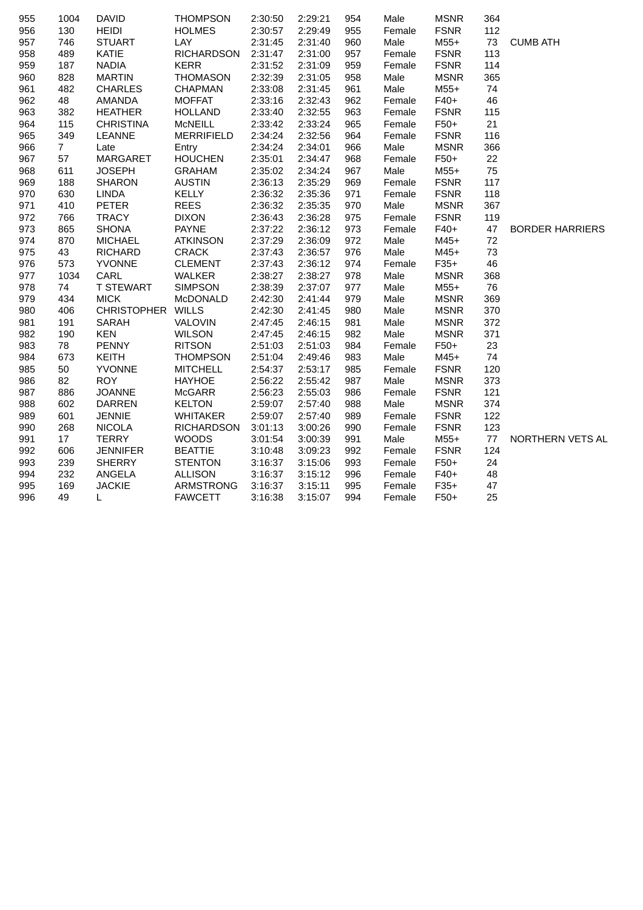| | | | | | | | | | | |
|---|---|---|---|---|---|---|---|---|---|---|
| 955 | 1004 | DAVID | THOMPSON | 2:30:50 | 2:29:21 | 954 | Male | MSNR | 364 | |
| 956 | 130 | HEIDI | HOLMES | 2:30:57 | 2:29:49 | 955 | Female | FSNR | 112 | |
| 957 | 746 | STUART | LAY | 2:31:45 | 2:31:40 | 960 | Male | M55+ | 73 | CUMB ATH |
| 958 | 489 | KATIE | RICHARDSON | 2:31:47 | 2:31:00 | 957 | Female | FSNR | 113 | |
| 959 | 187 | NADIA | KERR | 2:31:52 | 2:31:09 | 959 | Female | FSNR | 114 | |
| 960 | 828 | MARTIN | THOMASON | 2:32:39 | 2:31:05 | 958 | Male | MSNR | 365 | |
| 961 | 482 | CHARLES | CHAPMAN | 2:33:08 | 2:31:45 | 961 | Male | M55+ | 74 | |
| 962 | 48 | AMANDA | MOFFAT | 2:33:16 | 2:32:43 | 962 | Female | F40+ | 46 | |
| 963 | 382 | HEATHER | HOLLAND | 2:33:40 | 2:32:55 | 963 | Female | FSNR | 115 | |
| 964 | 115 | CHRISTINA | McNEILL | 2:33:42 | 2:33:24 | 965 | Female | F50+ | 21 | |
| 965 | 349 | LEANNE | MERRIFIELD | 2:34:24 | 2:32:56 | 964 | Female | FSNR | 116 | |
| 966 | 7 | Late | Entry | 2:34:24 | 2:34:01 | 966 | Male | MSNR | 366 | |
| 967 | 57 | MARGARET | HOUCHEN | 2:35:01 | 2:34:47 | 968 | Female | F50+ | 22 | |
| 968 | 611 | JOSEPH | GRAHAM | 2:35:02 | 2:34:24 | 967 | Male | M55+ | 75 | |
| 969 | 188 | SHARON | AUSTIN | 2:36:13 | 2:35:29 | 969 | Female | FSNR | 117 | |
| 970 | 630 | LINDA | KELLY | 2:36:32 | 2:35:36 | 971 | Female | FSNR | 118 | |
| 971 | 410 | PETER | REES | 2:36:32 | 2:35:35 | 970 | Male | MSNR | 367 | |
| 972 | 766 | TRACY | DIXON | 2:36:43 | 2:36:28 | 975 | Female | FSNR | 119 | |
| 973 | 865 | SHONA | PAYNE | 2:37:22 | 2:36:12 | 973 | Female | F40+ | 47 | BORDER HARRIERS |
| 974 | 870 | MICHAEL | ATKINSON | 2:37:29 | 2:36:09 | 972 | Male | M45+ | 72 | |
| 975 | 43 | RICHARD | CRACK | 2:37:43 | 2:36:57 | 976 | Male | M45+ | 73 | |
| 976 | 573 | YVONNE | CLEMENT | 2:37:43 | 2:36:12 | 974 | Female | F35+ | 46 | |
| 977 | 1034 | CARL | WALKER | 2:38:27 | 2:38:27 | 978 | Male | MSNR | 368 | |
| 978 | 74 | T STEWART | SIMPSON | 2:38:39 | 2:37:07 | 977 | Male | M55+ | 76 | |
| 979 | 434 | MICK | McDONALD | 2:42:30 | 2:41:44 | 979 | Male | MSNR | 369 | |
| 980 | 406 | CHRISTOPHER | WILLS | 2:42:30 | 2:41:45 | 980 | Male | MSNR | 370 | |
| 981 | 191 | SARAH | VALOVIN | 2:47:45 | 2:46:15 | 981 | Male | MSNR | 372 | |
| 982 | 190 | KEN | WILSON | 2:47:45 | 2:46:15 | 982 | Male | MSNR | 371 | |
| 983 | 78 | PENNY | RITSON | 2:51:03 | 2:51:03 | 984 | Female | F50+ | 23 | |
| 984 | 673 | KEITH | THOMPSON | 2:51:04 | 2:49:46 | 983 | Male | M45+ | 74 | |
| 985 | 50 | YVONNE | MITCHELL | 2:54:37 | 2:53:17 | 985 | Female | FSNR | 120 | |
| 986 | 82 | ROY | HAYHOE | 2:56:22 | 2:55:42 | 987 | Male | MSNR | 373 | |
| 987 | 886 | JOANNE | McGARR | 2:56:23 | 2:55:03 | 986 | Female | FSNR | 121 | |
| 988 | 602 | DARREN | KELTON | 2:59:07 | 2:57:40 | 988 | Male | MSNR | 374 | |
| 989 | 601 | JENNIE | WHITAKER | 2:59:07 | 2:57:40 | 989 | Female | FSNR | 122 | |
| 990 | 268 | NICOLA | RICHARDSON | 3:01:13 | 3:00:26 | 990 | Female | FSNR | 123 | |
| 991 | 17 | TERRY | WOODS | 3:01:54 | 3:00:39 | 991 | Male | M55+ | 77 | NORTHERN VETS AL |
| 992 | 606 | JENNIFER | BEATTIE | 3:10:48 | 3:09:23 | 992 | Female | FSNR | 124 | |
| 993 | 239 | SHERRY | STENTON | 3:16:37 | 3:15:06 | 993 | Female | F50+ | 24 | |
| 994 | 232 | ANGELA | ALLISON | 3:16:37 | 3:15:12 | 996 | Female | F40+ | 48 | |
| 995 | 169 | JACKIE | ARMSTRONG | 3:16:37 | 3:15:11 | 995 | Female | F35+ | 47 | |
| 996 | 49 | L | FAWCETT | 3:16:38 | 3:15:07 | 994 | Female | F50+ | 25 | |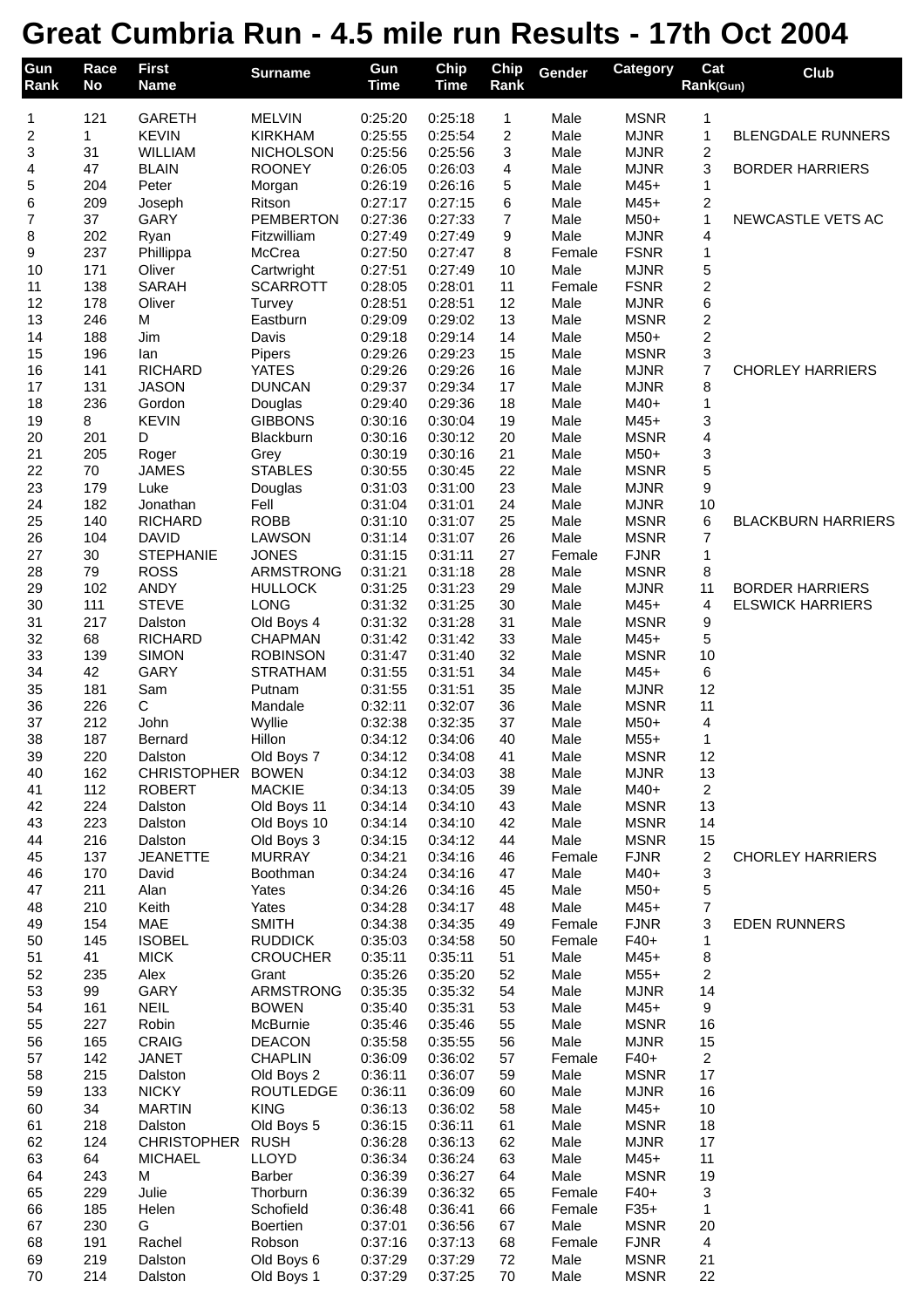# Great Cumbria Run - 4.5 mile run Results - 17th Oct 2004

| Gun Rank | Race No | First Name | Surname | Gun Time | Chip Time | Chip Rank | Gender | Category | Cat Rank(Gun) | Club |
|---|---|---|---|---|---|---|---|---|---|---|
| 1 | 121 | GARETH | MELVIN | 0:25:20 | 0:25:18 | 1 | Male | MSNR | 1 | |
| 2 | 1 | KEVIN | KIRKHAM | 0:25:55 | 0:25:54 | 2 | Male | MJNR | 1 | BLENGDALE RUNNERS |
| 3 | 31 | WILLIAM | NICHOLSON | 0:25:56 | 0:25:56 | 3 | Male | MJNR | 2 | |
| 4 | 47 | BLAIN | ROONEY | 0:26:05 | 0:26:03 | 4 | Male | MJNR | 3 | BORDER HARRIERS |
| 5 | 204 | Peter | Morgan | 0:26:19 | 0:26:16 | 5 | Male | M45+ | 1 | |
| 6 | 209 | Joseph | Ritson | 0:27:17 | 0:27:15 | 6 | Male | M45+ | 2 | |
| 7 | 37 | GARY | PEMBERTON | 0:27:36 | 0:27:33 | 7 | Male | M50+ | 1 | NEWCASTLE VETS AC |
| 8 | 202 | Ryan | Fitzwilliam | 0:27:49 | 0:27:49 | 9 | Male | MJNR | 4 | |
| 9 | 237 | Phillippa | McCrea | 0:27:50 | 0:27:47 | 8 | Female | FSNR | 1 | |
| 10 | 171 | Oliver | Cartwright | 0:27:51 | 0:27:49 | 10 | Male | MJNR | 5 | |
| 11 | 138 | SARAH | SCARROTT | 0:28:05 | 0:28:01 | 11 | Female | FSNR | 2 | |
| 12 | 178 | Oliver | Turvey | 0:28:51 | 0:28:51 | 12 | Male | MJNR | 6 | |
| 13 | 246 | M | Eastburn | 0:29:09 | 0:29:02 | 13 | Male | MSNR | 2 | |
| 14 | 188 | Jim | Davis | 0:29:18 | 0:29:14 | 14 | Male | M50+ | 2 | |
| 15 | 196 | Ian | Pipers | 0:29:26 | 0:29:23 | 15 | Male | MSNR | 3 | |
| 16 | 141 | RICHARD | YATES | 0:29:26 | 0:29:26 | 16 | Male | MJNR | 7 | CHORLEY HARRIERS |
| 17 | 131 | JASON | DUNCAN | 0:29:37 | 0:29:34 | 17 | Male | MJNR | 8 | |
| 18 | 236 | Gordon | Douglas | 0:29:40 | 0:29:36 | 18 | Male | M40+ | 1 | |
| 19 | 8 | KEVIN | GIBBONS | 0:30:16 | 0:30:04 | 19 | Male | M45+ | 3 | |
| 20 | 201 | D | Blackburn | 0:30:16 | 0:30:12 | 20 | Male | MSNR | 4 | |
| 21 | 205 | Roger | Grey | 0:30:19 | 0:30:16 | 21 | Male | M50+ | 3 | |
| 22 | 70 | JAMES | STABLES | 0:30:55 | 0:30:45 | 22 | Male | MSNR | 5 | |
| 23 | 179 | Luke | Douglas | 0:31:03 | 0:31:00 | 23 | Male | MJNR | 9 | |
| 24 | 182 | Jonathan | Fell | 0:31:04 | 0:31:01 | 24 | Male | MJNR | 10 | |
| 25 | 140 | RICHARD | ROBB | 0:31:10 | 0:31:07 | 25 | Male | MSNR | 6 | BLACKBURN HARRIERS |
| 26 | 104 | DAVID | LAWSON | 0:31:14 | 0:31:07 | 26 | Male | MSNR | 7 | |
| 27 | 30 | STEPHANIE | JONES | 0:31:15 | 0:31:11 | 27 | Female | FJNR | 1 | |
| 28 | 79 | ROSS | ARMSTRONG | 0:31:21 | 0:31:18 | 28 | Male | MSNR | 8 | |
| 29 | 102 | ANDY | HULLOCK | 0:31:25 | 0:31:23 | 29 | Male | MJNR | 11 | BORDER HARRIERS |
| 30 | 111 | STEVE | LONG | 0:31:32 | 0:31:25 | 30 | Male | M45+ | 4 | ELSWICK HARRIERS |
| 31 | 217 | Dalston | Old Boys 4 | 0:31:32 | 0:31:28 | 31 | Male | MSNR | 9 | |
| 32 | 68 | RICHARD | CHAPMAN | 0:31:42 | 0:31:42 | 33 | Male | M45+ | 5 | |
| 33 | 139 | SIMON | ROBINSON | 0:31:47 | 0:31:40 | 32 | Male | MSNR | 10 | |
| 34 | 42 | GARY | STRATHAM | 0:31:55 | 0:31:51 | 34 | Male | M45+ | 6 | |
| 35 | 181 | Sam | Putnam | 0:31:55 | 0:31:51 | 35 | Male | MJNR | 12 | |
| 36 | 226 | C | Mandale | 0:32:11 | 0:32:07 | 36 | Male | MSNR | 11 | |
| 37 | 212 | John | Wyllie | 0:32:38 | 0:32:35 | 37 | Male | M50+ | 4 | |
| 38 | 187 | Bernard | Hillon | 0:34:12 | 0:34:06 | 40 | Male | M55+ | 1 | |
| 39 | 220 | Dalston | Old Boys 7 | 0:34:12 | 0:34:08 | 41 | Male | MSNR | 12 | |
| 40 | 162 | CHRISTOPHER | BOWEN | 0:34:12 | 0:34:03 | 38 | Male | MJNR | 13 | |
| 41 | 112 | ROBERT | MACKIE | 0:34:13 | 0:34:05 | 39 | Male | M40+ | 2 | |
| 42 | 224 | Dalston | Old Boys 11 | 0:34:14 | 0:34:10 | 43 | Male | MSNR | 13 | |
| 43 | 223 | Dalston | Old Boys 10 | 0:34:14 | 0:34:10 | 42 | Male | MSNR | 14 | |
| 44 | 216 | Dalston | Old Boys 3 | 0:34:15 | 0:34:12 | 44 | Male | MSNR | 15 | |
| 45 | 137 | JEANETTE | MURRAY | 0:34:21 | 0:34:16 | 46 | Female | FJNR | 2 | CHORLEY HARRIERS |
| 46 | 170 | David | Boothman | 0:34:24 | 0:34:16 | 47 | Male | M40+ | 3 | |
| 47 | 211 | Alan | Yates | 0:34:26 | 0:34:16 | 45 | Male | M50+ | 5 | |
| 48 | 210 | Keith | Yates | 0:34:28 | 0:34:17 | 48 | Male | M45+ | 7 | |
| 49 | 154 | MAE | SMITH | 0:34:38 | 0:34:35 | 49 | Female | FJNR | 3 | EDEN RUNNERS |
| 50 | 145 | ISOBEL | RUDDICK | 0:35:03 | 0:34:58 | 50 | Female | F40+ | 1 | |
| 51 | 41 | MICK | CROUCHER | 0:35:11 | 0:35:11 | 51 | Male | M45+ | 8 | |
| 52 | 235 | Alex | Grant | 0:35:26 | 0:35:20 | 52 | Male | M55+ | 2 | |
| 53 | 99 | GARY | ARMSTRONG | 0:35:35 | 0:35:32 | 54 | Male | MJNR | 14 | |
| 54 | 161 | NEIL | BOWEN | 0:35:40 | 0:35:31 | 53 | Male | M45+ | 9 | |
| 55 | 227 | Robin | McBurnie | 0:35:46 | 0:35:46 | 55 | Male | MSNR | 16 | |
| 56 | 165 | CRAIG | DEACON | 0:35:58 | 0:35:55 | 56 | Male | MJNR | 15 | |
| 57 | 142 | JANET | CHAPLIN | 0:36:09 | 0:36:02 | 57 | Female | F40+ | 2 | |
| 58 | 215 | Dalston | Old Boys 2 | 0:36:11 | 0:36:07 | 59 | Male | MSNR | 17 | |
| 59 | 133 | NICKY | ROUTLEDGE | 0:36:11 | 0:36:09 | 60 | Male | MJNR | 16 | |
| 60 | 34 | MARTIN | KING | 0:36:13 | 0:36:02 | 58 | Male | M45+ | 10 | |
| 61 | 218 | Dalston | Old Boys 5 | 0:36:15 | 0:36:11 | 61 | Male | MSNR | 18 | |
| 62 | 124 | CHRISTOPHER | RUSH | 0:36:28 | 0:36:13 | 62 | Male | MJNR | 17 | |
| 63 | 64 | MICHAEL | LLOYD | 0:36:34 | 0:36:24 | 63 | Male | M45+ | 11 | |
| 64 | 243 | M | Barber | 0:36:39 | 0:36:27 | 64 | Male | MSNR | 19 | |
| 65 | 229 | Julie | Thorburn | 0:36:39 | 0:36:32 | 65 | Female | F40+ | 3 | |
| 66 | 185 | Helen | Schofield | 0:36:48 | 0:36:41 | 66 | Female | F35+ | 1 | |
| 67 | 230 | G | Boertien | 0:37:01 | 0:36:56 | 67 | Male | MSNR | 20 | |
| 68 | 191 | Rachel | Robson | 0:37:16 | 0:37:13 | 68 | Female | FJNR | 4 | |
| 69 | 219 | Dalston | Old Boys 6 | 0:37:29 | 0:37:29 | 72 | Male | MSNR | 21 | |
| 70 | 214 | Dalston | Old Boys 1 | 0:37:29 | 0:37:25 | 70 | Male | MSNR | 22 | |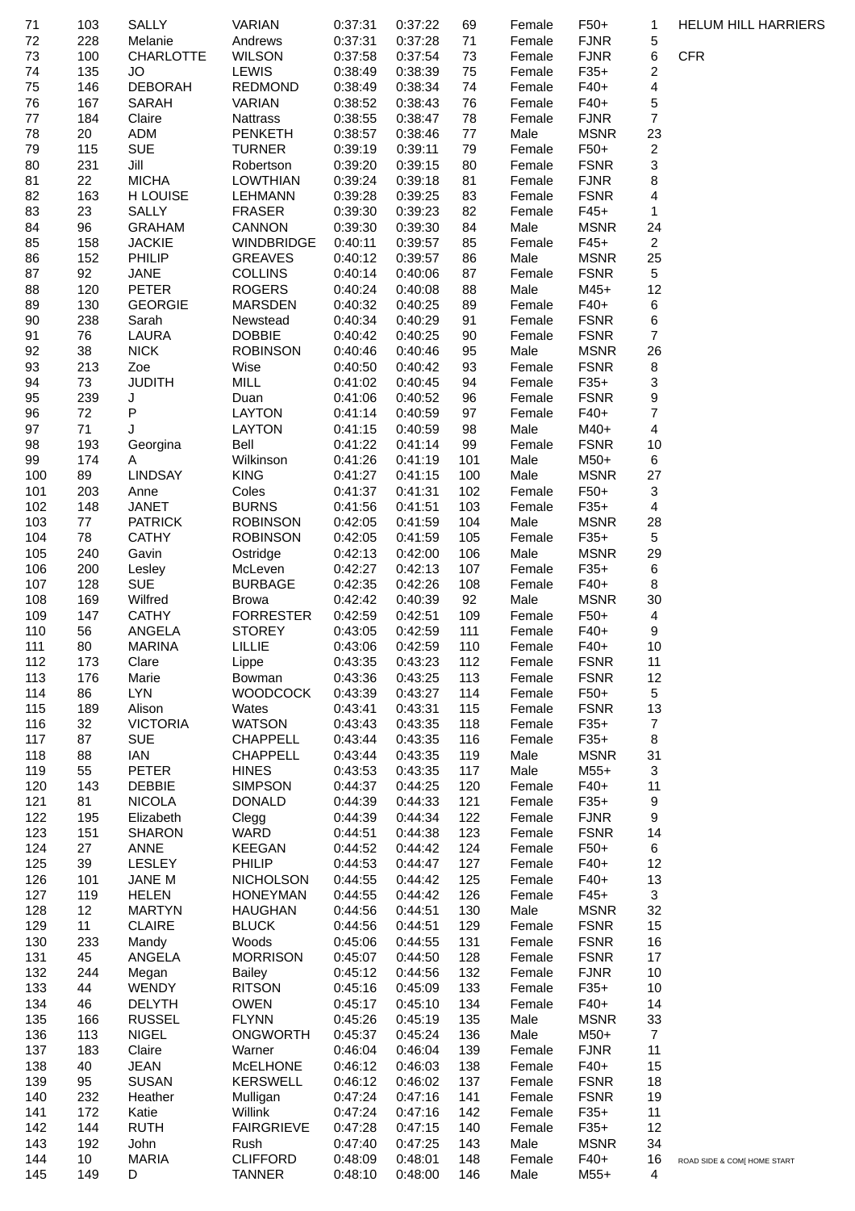| 71 | 103 | SALLY | VARIAN | 0:37:31 | 0:37:22 | 69 | Female | F50+ | 1 | HELUM HILL HARRIERS |
|---|---|---|---|---|---|---|---|---|---|---|
| 72 | 228 | Melanie | Andrews | 0:37:31 | 0:37:28 | 71 | Female | FJNR | 5 | |
| 73 | 100 | CHARLOTTE | WILSON | 0:37:58 | 0:37:54 | 73 | Female | FJNR | 6 | CFR |
| 74 | 135 | JO | LEWIS | 0:38:49 | 0:38:39 | 75 | Female | F35+ | 2 | |
| 75 | 146 | DEBORAH | REDMOND | 0:38:49 | 0:38:34 | 74 | Female | F40+ | 4 | |
| 76 | 167 | SARAH | VARIAN | 0:38:52 | 0:38:43 | 76 | Female | F40+ | 5 | |
| 77 | 184 | Claire | Nattrass | 0:38:55 | 0:38:47 | 78 | Female | FJNR | 7 | |
| 78 | 20 | ADM | PENKETH | 0:38:57 | 0:38:46 | 77 | Male | MSNR | 23 | |
| 79 | 115 | SUE | TURNER | 0:39:19 | 0:39:11 | 79 | Female | F50+ | 2 | |
| 80 | 231 | Jill | Robertson | 0:39:20 | 0:39:15 | 80 | Female | FSNR | 3 | |
| 81 | 22 | MICHA | LOWTHIAN | 0:39:24 | 0:39:18 | 81 | Female | FJNR | 8 | |
| 82 | 163 | H LOUISE | LEHMANN | 0:39:28 | 0:39:25 | 83 | Female | FSNR | 4 | |
| 83 | 23 | SALLY | FRASER | 0:39:30 | 0:39:23 | 82 | Female | F45+ | 1 | |
| 84 | 96 | GRAHAM | CANNON | 0:39:30 | 0:39:30 | 84 | Male | MSNR | 24 | |
| 85 | 158 | JACKIE | WINDBRIDGE | 0:40:11 | 0:39:57 | 85 | Female | F45+ | 2 | |
| 86 | 152 | PHILIP | GREAVES | 0:40:12 | 0:39:57 | 86 | Male | MSNR | 25 | |
| 87 | 92 | JANE | COLLINS | 0:40:14 | 0:40:06 | 87 | Female | FSNR | 5 | |
| 88 | 120 | PETER | ROGERS | 0:40:24 | 0:40:08 | 88 | Male | M45+ | 12 | |
| 89 | 130 | GEORGIE | MARSDEN | 0:40:32 | 0:40:25 | 89 | Female | F40+ | 6 | |
| 90 | 238 | Sarah | Newstead | 0:40:34 | 0:40:29 | 91 | Female | FSNR | 6 | |
| 91 | 76 | LAURA | DOBBIE | 0:40:42 | 0:40:25 | 90 | Female | FSNR | 7 | |
| 92 | 38 | NICK | ROBINSON | 0:40:46 | 0:40:46 | 95 | Male | MSNR | 26 | |
| 93 | 213 | Zoe | Wise | 0:40:50 | 0:40:42 | 93 | Female | FSNR | 8 | |
| 94 | 73 | JUDITH | MILL | 0:41:02 | 0:40:45 | 94 | Female | F35+ | 3 | |
| 95 | 239 | J | Duan | 0:41:06 | 0:40:52 | 96 | Female | FSNR | 9 | |
| 96 | 72 | P | LAYTON | 0:41:14 | 0:40:59 | 97 | Female | F40+ | 7 | |
| 97 | 71 | J | LAYTON | 0:41:15 | 0:40:59 | 98 | Male | M40+ | 4 | |
| 98 | 193 | Georgina | Bell | 0:41:22 | 0:41:14 | 99 | Female | FSNR | 10 | |
| 99 | 174 | A | Wilkinson | 0:41:26 | 0:41:19 | 101 | Male | M50+ | 6 | |
| 100 | 89 | LINDSAY | KING | 0:41:27 | 0:41:15 | 100 | Male | MSNR | 27 | |
| 101 | 203 | Anne | Coles | 0:41:37 | 0:41:31 | 102 | Female | F50+ | 3 | |
| 102 | 148 | JANET | BURNS | 0:41:56 | 0:41:51 | 103 | Female | F35+ | 4 | |
| 103 | 77 | PATRICK | ROBINSON | 0:42:05 | 0:41:59 | 104 | Male | MSNR | 28 | |
| 104 | 78 | CATHY | ROBINSON | 0:42:05 | 0:41:59 | 105 | Female | F35+ | 5 | |
| 105 | 240 | Gavin | Ostridge | 0:42:13 | 0:42:00 | 106 | Male | MSNR | 29 | |
| 106 | 200 | Lesley | McLeven | 0:42:27 | 0:42:13 | 107 | Female | F35+ | 6 | |
| 107 | 128 | SUE | BURBAGE | 0:42:35 | 0:42:26 | 108 | Female | F40+ | 8 | |
| 108 | 169 | Wilfred | Browa | 0:42:42 | 0:40:39 | 92 | Male | MSNR | 30 | |
| 109 | 147 | CATHY | FORRESTER | 0:42:59 | 0:42:51 | 109 | Female | F50+ | 4 | |
| 110 | 56 | ANGELA | STOREY | 0:43:05 | 0:42:59 | 111 | Female | F40+ | 9 | |
| 111 | 80 | MARINA | LILLIE | 0:43:06 | 0:42:59 | 110 | Female | F40+ | 10 | |
| 112 | 173 | Clare | Lippe | 0:43:35 | 0:43:23 | 112 | Female | FSNR | 11 | |
| 113 | 176 | Marie | Bowman | 0:43:36 | 0:43:25 | 113 | Female | FSNR | 12 | |
| 114 | 86 | LYN | WOODCOCK | 0:43:39 | 0:43:27 | 114 | Female | F50+ | 5 | |
| 115 | 189 | Alison | Wates | 0:43:41 | 0:43:31 | 115 | Female | FSNR | 13 | |
| 116 | 32 | VICTORIA | WATSON | 0:43:43 | 0:43:35 | 118 | Female | F35+ | 7 | |
| 117 | 87 | SUE | CHAPPELL | 0:43:44 | 0:43:35 | 116 | Female | F35+ | 8 | |
| 118 | 88 | IAN | CHAPPELL | 0:43:44 | 0:43:35 | 119 | Male | MSNR | 31 | |
| 119 | 55 | PETER | HINES | 0:43:53 | 0:43:35 | 117 | Male | M55+ | 3 | |
| 120 | 143 | DEBBIE | SIMPSON | 0:44:37 | 0:44:25 | 120 | Female | F40+ | 11 | |
| 121 | 81 | NICOLA | DONALD | 0:44:39 | 0:44:33 | 121 | Female | F35+ | 9 | |
| 122 | 195 | Elizabeth | Clegg | 0:44:39 | 0:44:34 | 122 | Female | FJNR | 9 | |
| 123 | 151 | SHARON | WARD | 0:44:51 | 0:44:38 | 123 | Female | FSNR | 14 | |
| 124 | 27 | ANNE | KEEGAN | 0:44:52 | 0:44:42 | 124 | Female | F50+ | 6 | |
| 125 | 39 | LESLEY | PHILIP | 0:44:53 | 0:44:47 | 127 | Female | F40+ | 12 | |
| 126 | 101 | JANE M | NICHOLSON | 0:44:55 | 0:44:42 | 125 | Female | F40+ | 13 | |
| 127 | 119 | HELEN | HONEYMAN | 0:44:55 | 0:44:42 | 126 | Female | F45+ | 3 | |
| 128 | 12 | MARTYN | HAUGHAN | 0:44:56 | 0:44:51 | 130 | Male | MSNR | 32 | |
| 129 | 11 | CLAIRE | BLUCK | 0:44:56 | 0:44:51 | 129 | Female | FSNR | 15 | |
| 130 | 233 | Mandy | Woods | 0:45:06 | 0:44:55 | 131 | Female | FSNR | 16 | |
| 131 | 45 | ANGELA | MORRISON | 0:45:07 | 0:44:50 | 128 | Female | FSNR | 17 | |
| 132 | 244 | Megan | Bailey | 0:45:12 | 0:44:56 | 132 | Female | FJNR | 10 | |
| 133 | 44 | WENDY | RITSON | 0:45:16 | 0:45:09 | 133 | Female | F35+ | 10 | |
| 134 | 46 | DELYTH | OWEN | 0:45:17 | 0:45:10 | 134 | Female | F40+ | 14 | |
| 135 | 166 | RUSSEL | FLYNN | 0:45:26 | 0:45:19 | 135 | Male | MSNR | 33 | |
| 136 | 113 | NIGEL | ONGWORTH | 0:45:37 | 0:45:24 | 136 | Male | M50+ | 7 | |
| 137 | 183 | Claire | Warner | 0:46:04 | 0:46:04 | 139 | Female | FJNR | 11 | |
| 138 | 40 | JEAN | McELHONE | 0:46:12 | 0:46:03 | 138 | Female | F40+ | 15 | |
| 139 | 95 | SUSAN | KERSWELL | 0:46:12 | 0:46:02 | 137 | Female | FSNR | 18 | |
| 140 | 232 | Heather | Mulligan | 0:47:24 | 0:47:16 | 141 | Female | FSNR | 19 | |
| 141 | 172 | Katie | Willink | 0:47:24 | 0:47:16 | 142 | Female | F35+ | 11 | |
| 142 | 144 | RUTH | FAIRGRIEVE | 0:47:28 | 0:47:15 | 140 | Female | F35+ | 12 | |
| 143 | 192 | John | Rush | 0:47:40 | 0:47:25 | 143 | Male | MSNR | 34 | |
| 144 | 10 | MARIA | CLIFFORD | 0:48:09 | 0:48:01 | 148 | Female | F40+ | 16 | ROAD SIDE & COM[ HOME START |
| 145 | 149 | D | TANNER | 0:48:10 | 0:48:00 | 146 | Male | M55+ | 4 | |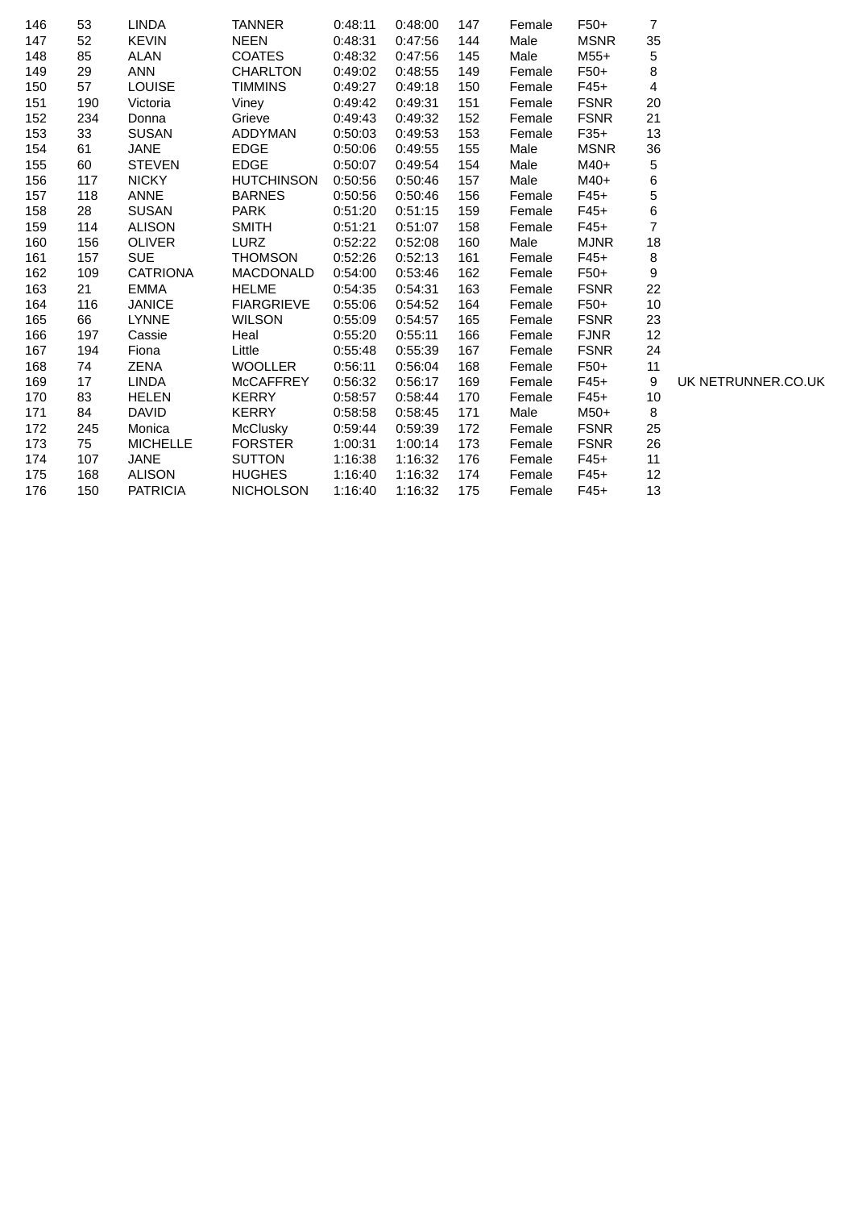| | | | | | | | | | | |
|---|---|---|---|---|---|---|---|---|---|---|
| 146 | 53 | LINDA | TANNER | 0:48:11 | 0:48:00 | 147 | Female | F50+ | 7 | |
| 147 | 52 | KEVIN | NEEN | 0:48:31 | 0:47:56 | 144 | Male | MSNR | 35 | |
| 148 | 85 | ALAN | COATES | 0:48:32 | 0:47:56 | 145 | Male | M55+ | 5 | |
| 149 | 29 | ANN | CHARLTON | 0:49:02 | 0:48:55 | 149 | Female | F50+ | 8 | |
| 150 | 57 | LOUISE | TIMMINS | 0:49:27 | 0:49:18 | 150 | Female | F45+ | 4 | |
| 151 | 190 | Victoria | Viney | 0:49:42 | 0:49:31 | 151 | Female | FSNR | 20 | |
| 152 | 234 | Donna | Grieve | 0:49:43 | 0:49:32 | 152 | Female | FSNR | 21 | |
| 153 | 33 | SUSAN | ADDYMAN | 0:50:03 | 0:49:53 | 153 | Female | F35+ | 13 | |
| 154 | 61 | JANE | EDGE | 0:50:06 | 0:49:55 | 155 | Male | MSNR | 36 | |
| 155 | 60 | STEVEN | EDGE | 0:50:07 | 0:49:54 | 154 | Male | M40+ | 5 | |
| 156 | 117 | NICKY | HUTCHINSON | 0:50:56 | 0:50:46 | 157 | Male | M40+ | 6 | |
| 157 | 118 | ANNE | BARNES | 0:50:56 | 0:50:46 | 156 | Female | F45+ | 5 | |
| 158 | 28 | SUSAN | PARK | 0:51:20 | 0:51:15 | 159 | Female | F45+ | 6 | |
| 159 | 114 | ALISON | SMITH | 0:51:21 | 0:51:07 | 158 | Female | F45+ | 7 | |
| 160 | 156 | OLIVER | LURZ | 0:52:22 | 0:52:08 | 160 | Male | MJNR | 18 | |
| 161 | 157 | SUE | THOMSON | 0:52:26 | 0:52:13 | 161 | Female | F45+ | 8 | |
| 162 | 109 | CATRIONA | MACDONALD | 0:54:00 | 0:53:46 | 162 | Female | F50+ | 9 | |
| 163 | 21 | EMMA | HELME | 0:54:35 | 0:54:31 | 163 | Female | FSNR | 22 | |
| 164 | 116 | JANICE | FIARGRIEVE | 0:55:06 | 0:54:52 | 164 | Female | F50+ | 10 | |
| 165 | 66 | LYNNE | WILSON | 0:55:09 | 0:54:57 | 165 | Female | FSNR | 23 | |
| 166 | 197 | Cassie | Heal | 0:55:20 | 0:55:11 | 166 | Female | FJNR | 12 | |
| 167 | 194 | Fiona | Little | 0:55:48 | 0:55:39 | 167 | Female | FSNR | 24 | |
| 168 | 74 | ZENA | WOOLLER | 0:56:11 | 0:56:04 | 168 | Female | F50+ | 11 | |
| 169 | 17 | LINDA | McCAFFREY | 0:56:32 | 0:56:17 | 169 | Female | F45+ | 9 | UK NETRUNNER.CO.UK |
| 170 | 83 | HELEN | KERRY | 0:58:57 | 0:58:44 | 170 | Female | F45+ | 10 | |
| 171 | 84 | DAVID | KERRY | 0:58:58 | 0:58:45 | 171 | Male | M50+ | 8 | |
| 172 | 245 | Monica | McClusky | 0:59:44 | 0:59:39 | 172 | Female | FSNR | 25 | |
| 173 | 75 | MICHELLE | FORSTER | 1:00:31 | 1:00:14 | 173 | Female | FSNR | 26 | |
| 174 | 107 | JANE | SUTTON | 1:16:38 | 1:16:32 | 176 | Female | F45+ | 11 | |
| 175 | 168 | ALISON | HUGHES | 1:16:40 | 1:16:32 | 174 | Female | F45+ | 12 | |
| 176 | 150 | PATRICIA | NICHOLSON | 1:16:40 | 1:16:32 | 175 | Female | F45+ | 13 | |